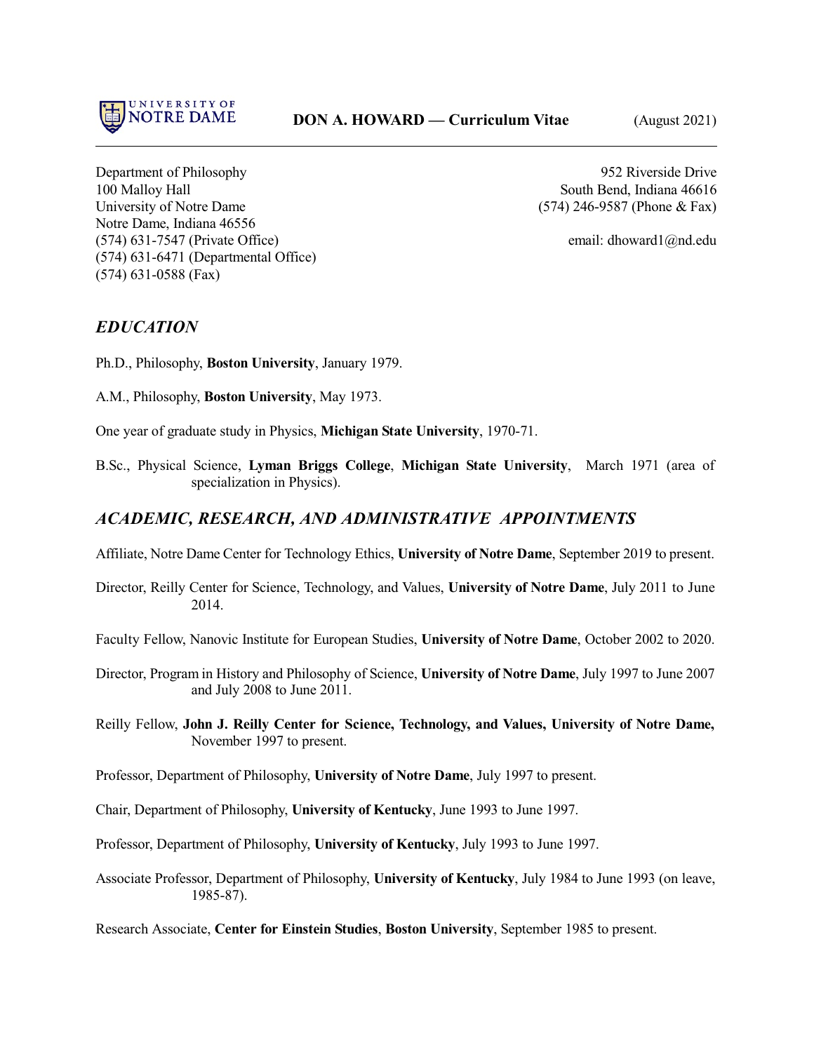UNIVERSITY OF NOTRE DAME

**DON A. HOWARD — Curriculum Vitae** (August 2021)

---

Department of Philosophy
100 Malloy Hall
University of Notre Dame
Notre Dame, Indiana 46556
(574) 631-7547 (Private Office)
(574) 631-6471 (Departmental Office)
(574) 631-0588 (Fax)

952 Riverside Drive
South Bend, Indiana 46616
(574) 246-9587 (Phone & Fax)

email: dhoward1@nd.edu

## *EDUCATION*

Ph.D., Philosophy, **Boston University**, January 1979.

A.M., Philosophy, **Boston University**, May 1973.

One year of graduate study in Physics, **Michigan State University**, 1970-71.

B.Sc., Physical Science, **Lyman Briggs College**, **Michigan State University**, March 1971 (area of specialization in Physics).

## *ACADEMIC, RESEARCH, AND ADMINISTRATIVE APPOINTMENTS*

Affiliate, Notre Dame Center for Technology Ethics, **University of Notre Dame**, September 2019 to present.

Director, Reilly Center for Science, Technology, and Values, **University of Notre Dame**, July 2011 to June 2014.

Faculty Fellow, Nanovic Institute for European Studies, **University of Notre Dame**, October 2002 to 2020.

Director, Program in History and Philosophy of Science, **University of Notre Dame**, July 1997 to June 2007 and July 2008 to June 2011.

Reilly Fellow, **John J. Reilly Center for Science, Technology, and Values, University of Notre Dame,** November 1997 to present.

Professor, Department of Philosophy, **University of Notre Dame**, July 1997 to present.

Chair, Department of Philosophy, **University of Kentucky**, June 1993 to June 1997.

Professor, Department of Philosophy, **University of Kentucky**, July 1993 to June 1997.

Associate Professor, Department of Philosophy, **University of Kentucky**, July 1984 to June 1993 (on leave, 1985-87).

Research Associate, **Center for Einstein Studies**, **Boston University**, September 1985 to present.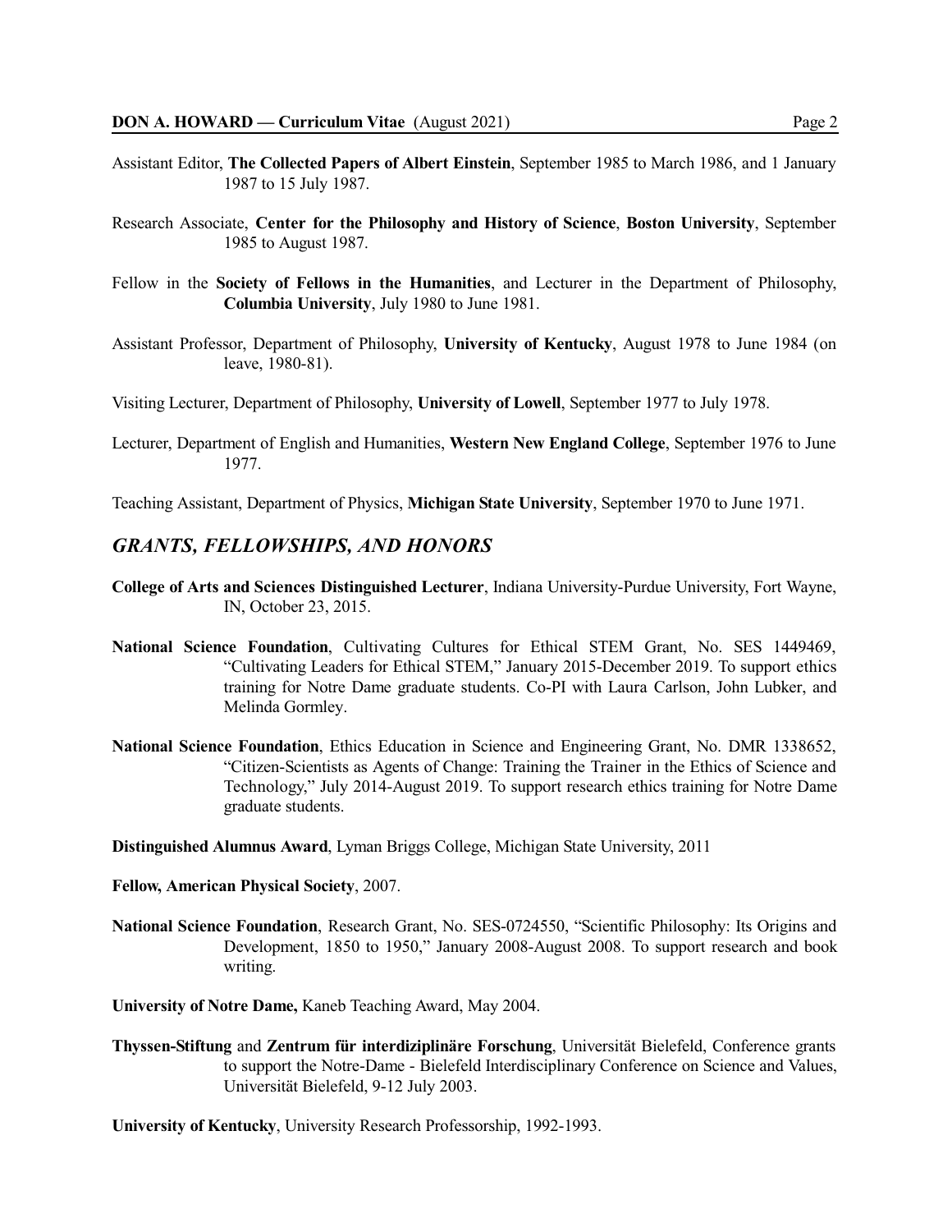Assistant Editor, **The Collected Papers of Albert Einstein**, September 1985 to March 1986, and 1 January 1987 to 15 July 1987.

Research Associate, **Center for the Philosophy and History of Science**, **Boston University**, September 1985 to August 1987.

Fellow in the **Society of Fellows in the Humanities**, and Lecturer in the Department of Philosophy, **Columbia University**, July 1980 to June 1981.

Assistant Professor, Department of Philosophy, **University of Kentucky**, August 1978 to June 1984 (on leave, 1980-81).

Visiting Lecturer, Department of Philosophy, **University of Lowell**, September 1977 to July 1978.

Lecturer, Department of English and Humanities, **Western New England College**, September 1976 to June 1977.

Teaching Assistant, Department of Physics, **Michigan State University**, September 1970 to June 1971.

## *GRANTS, FELLOWSHIPS, AND HONORS*

**College of Arts and Sciences Distinguished Lecturer**, Indiana University-Purdue University, Fort Wayne, IN, October 23, 2015.

**National Science Foundation**, Cultivating Cultures for Ethical STEM Grant, No. SES 1449469, "Cultivating Leaders for Ethical STEM," January 2015-December 2019. To support ethics training for Notre Dame graduate students. Co-PI with Laura Carlson, John Lubker, and Melinda Gormley.

**National Science Foundation**, Ethics Education in Science and Engineering Grant, No. DMR 1338652, "Citizen-Scientists as Agents of Change: Training the Trainer in the Ethics of Science and Technology," July 2014-August 2019. To support research ethics training for Notre Dame graduate students.

**Distinguished Alumnus Award**, Lyman Briggs College, Michigan State University, 2011

**Fellow, American Physical Society**, 2007.

**National Science Foundation**, Research Grant, No. SES-0724550, "Scientific Philosophy: Its Origins and Development, 1850 to 1950," January 2008-August 2008. To support research and book writing.

**University of Notre Dame,** Kaneb Teaching Award, May 2004.

**Thyssen-Stiftung** and **Zentrum für interdiziplinäre Forschung**, Universität Bielefeld, Conference grants to support the Notre-Dame - Bielefeld Interdisciplinary Conference on Science and Values, Universität Bielefeld, 9-12 July 2003.

**University of Kentucky**, University Research Professorship, 1992-1993.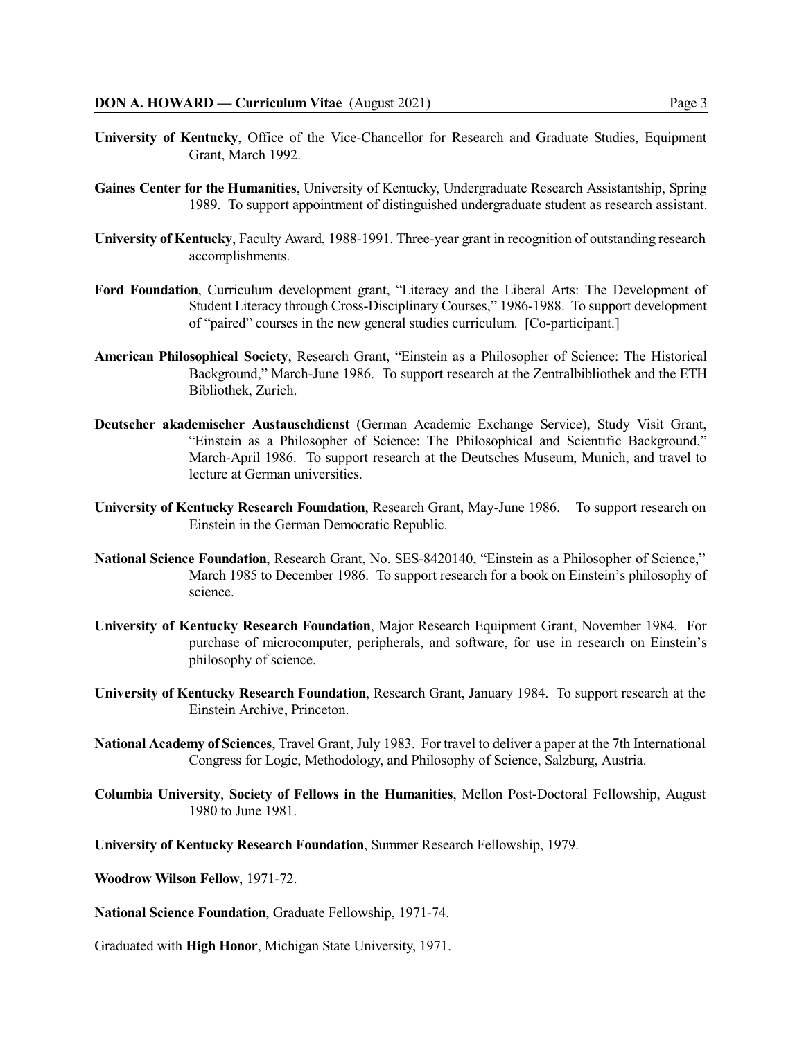**University of Kentucky**, Office of the Vice-Chancellor for Research and Graduate Studies, Equipment Grant, March 1992.

**Gaines Center for the Humanities**, University of Kentucky, Undergraduate Research Assistantship, Spring 1989. To support appointment of distinguished undergraduate student as research assistant.

**University of Kentucky**, Faculty Award, 1988-1991. Three-year grant in recognition of outstanding research accomplishments.

**Ford Foundation**, Curriculum development grant, "Literacy and the Liberal Arts: The Development of Student Literacy through Cross-Disciplinary Courses," 1986-1988. To support development of "paired" courses in the new general studies curriculum. [Co-participant.]

**American Philosophical Society**, Research Grant, "Einstein as a Philosopher of Science: The Historical Background," March-June 1986. To support research at the Zentralbibliothek and the ETH Bibliothek, Zurich.

**Deutscher akademischer Austauschdienst** (German Academic Exchange Service), Study Visit Grant, "Einstein as a Philosopher of Science: The Philosophical and Scientific Background," March-April 1986. To support research at the Deutsches Museum, Munich, and travel to lecture at German universities.

**University of Kentucky Research Foundation**, Research Grant, May-June 1986. To support research on Einstein in the German Democratic Republic.

**National Science Foundation**, Research Grant, No. SES-8420140, "Einstein as a Philosopher of Science," March 1985 to December 1986. To support research for a book on Einstein's philosophy of science.

**University of Kentucky Research Foundation**, Major Research Equipment Grant, November 1984. For purchase of microcomputer, peripherals, and software, for use in research on Einstein's philosophy of science.

**University of Kentucky Research Foundation**, Research Grant, January 1984. To support research at the Einstein Archive, Princeton.

**National Academy of Sciences**, Travel Grant, July 1983. For travel to deliver a paper at the 7th International Congress for Logic, Methodology, and Philosophy of Science, Salzburg, Austria.

**Columbia University**, **Society of Fellows in the Humanities**, Mellon Post-Doctoral Fellowship, August 1980 to June 1981.

**University of Kentucky Research Foundation**, Summer Research Fellowship, 1979.

**Woodrow Wilson Fellow**, 1971-72.

**National Science Foundation**, Graduate Fellowship, 1971-74.

Graduated with **High Honor**, Michigan State University, 1971.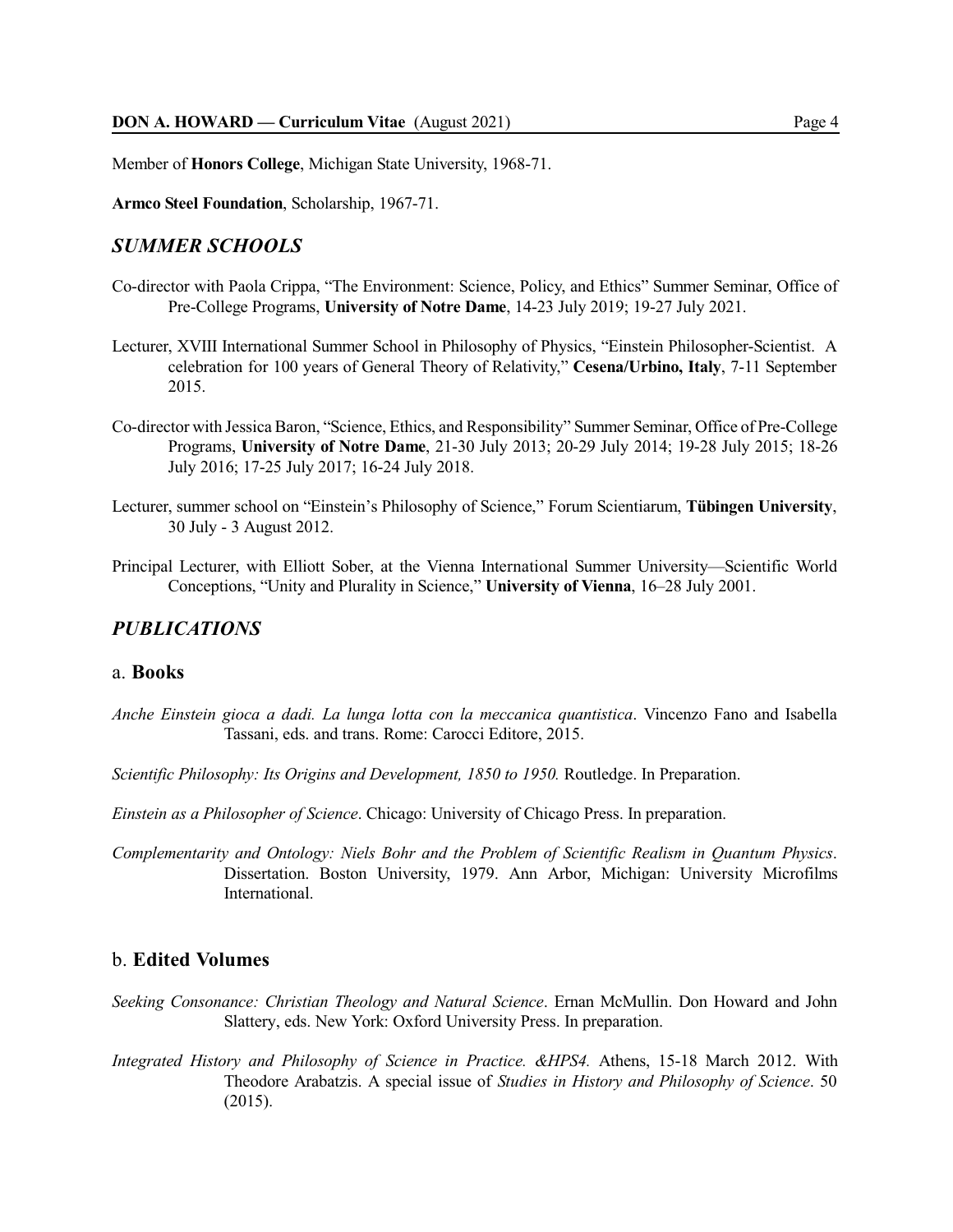Member of **Honors College**, Michigan State University, 1968-71.

**Armco Steel Foundation**, Scholarship, 1967-71.

## *SUMMER SCHOOLS*

Co-director with Paola Crippa, "The Environment: Science, Policy, and Ethics" Summer Seminar, Office of Pre-College Programs, **University of Notre Dame**, 14-23 July 2019; 19-27 July 2021.

Lecturer, XVIII International Summer School in Philosophy of Physics, "Einstein Philosopher-Scientist. A celebration for 100 years of General Theory of Relativity," **Cesena/Urbino, Italy**, 7-11 September 2015.

Co-director with Jessica Baron, "Science, Ethics, and Responsibility" Summer Seminar, Office of Pre-College Programs, **University of Notre Dame**, 21-30 July 2013; 20-29 July 2014; 19-28 July 2015; 18-26 July 2016; 17-25 July 2017; 16-24 July 2018.

Lecturer, summer school on "Einstein's Philosophy of Science," Forum Scientiarum, **Tübingen University**, 30 July - 3 August 2012.

Principal Lecturer, with Elliott Sober, at the Vienna International Summer University—Scientific World Conceptions, "Unity and Plurality in Science," **University of Vienna**, 16–28 July 2001.

## *PUBLICATIONS*

### a. **Books**

*Anche Einstein gioca a dadi. La lunga lotta con la meccanica quantistica*. Vincenzo Fano and Isabella Tassani, eds. and trans. Rome: Carocci Editore, 2015.

*Scientific Philosophy: Its Origins and Development, 1850 to 1950.* Routledge. In Preparation.

*Einstein as a Philosopher of Science*. Chicago: University of Chicago Press. In preparation.

*Complementarity and Ontology: Niels Bohr and the Problem of Scientific Realism in Quantum Physics*. Dissertation. Boston University, 1979. Ann Arbor, Michigan: University Microfilms International.

### b. **Edited Volumes**

*Seeking Consonance: Christian Theology and Natural Science*. Ernan McMullin. Don Howard and John Slattery, eds. New York: Oxford University Press. In preparation.

*Integrated History and Philosophy of Science in Practice. &HPS4.* Athens, 15-18 March 2012. With Theodore Arabatzis. A special issue of *Studies in History and Philosophy of Science*. 50 (2015).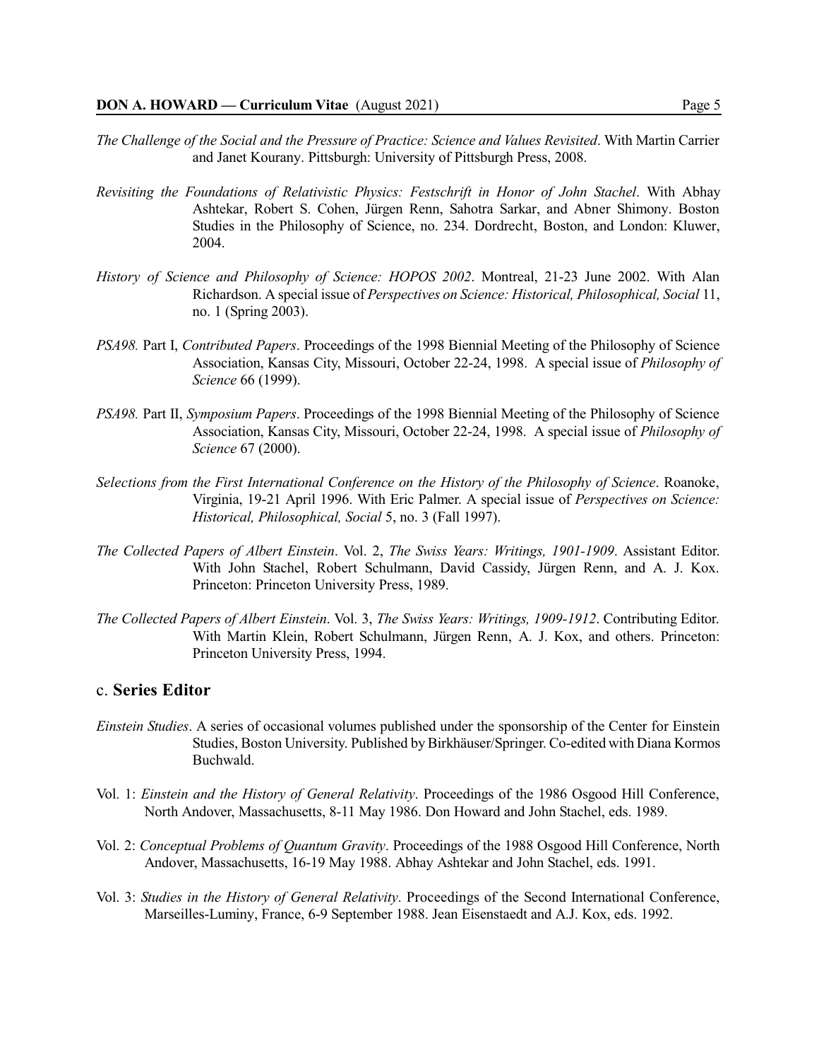*The Challenge of the Social and the Pressure of Practice: Science and Values Revisited*. With Martin Carrier and Janet Kourany. Pittsburgh: University of Pittsburgh Press, 2008.

*Revisiting the Foundations of Relativistic Physics: Festschrift in Honor of John Stachel*. With Abhay Ashtekar, Robert S. Cohen, Jürgen Renn, Sahotra Sarkar, and Abner Shimony. Boston Studies in the Philosophy of Science, no. 234. Dordrecht, Boston, and London: Kluwer, 2004.

*History of Science and Philosophy of Science: HOPOS 2002*. Montreal, 21-23 June 2002. With Alan Richardson. A special issue of *Perspectives on Science: Historical, Philosophical, Social* 11, no. 1 (Spring 2003).

*PSA98.* Part I, *Contributed Papers*. Proceedings of the 1998 Biennial Meeting of the Philosophy of Science Association, Kansas City, Missouri, October 22-24, 1998. A special issue of *Philosophy of Science* 66 (1999).

*PSA98.* Part II, *Symposium Papers*. Proceedings of the 1998 Biennial Meeting of the Philosophy of Science Association, Kansas City, Missouri, October 22-24, 1998. A special issue of *Philosophy of Science* 67 (2000).

*Selections from the First International Conference on the History of the Philosophy of Science*. Roanoke, Virginia, 19-21 April 1996. With Eric Palmer. A special issue of *Perspectives on Science: Historical, Philosophical, Social* 5, no. 3 (Fall 1997).

*The Collected Papers of Albert Einstein*. Vol. 2, *The Swiss Years: Writings, 1901-1909*. Assistant Editor. With John Stachel, Robert Schulmann, David Cassidy, Jürgen Renn, and A. J. Kox. Princeton: Princeton University Press, 1989.

*The Collected Papers of Albert Einstein*. Vol. 3, *The Swiss Years: Writings, 1909-1912*. Contributing Editor. With Martin Klein, Robert Schulmann, Jürgen Renn, A. J. Kox, and others. Princeton: Princeton University Press, 1994.

## c. **Series Editor**

*Einstein Studies*. A series of occasional volumes published under the sponsorship of the Center for Einstein Studies, Boston University. Published by Birkhäuser/Springer. Co-edited with Diana Kormos Buchwald.

Vol. 1: *Einstein and the History of General Relativity*. Proceedings of the 1986 Osgood Hill Conference, North Andover, Massachusetts, 8-11 May 1986. Don Howard and John Stachel, eds. 1989.

Vol. 2: *Conceptual Problems of Quantum Gravity*. Proceedings of the 1988 Osgood Hill Conference, North Andover, Massachusetts, 16-19 May 1988. Abhay Ashtekar and John Stachel, eds. 1991.

Vol. 3: *Studies in the History of General Relativity*. Proceedings of the Second International Conference, Marseilles-Luminy, France, 6-9 September 1988. Jean Eisenstaedt and A.J. Kox, eds. 1992.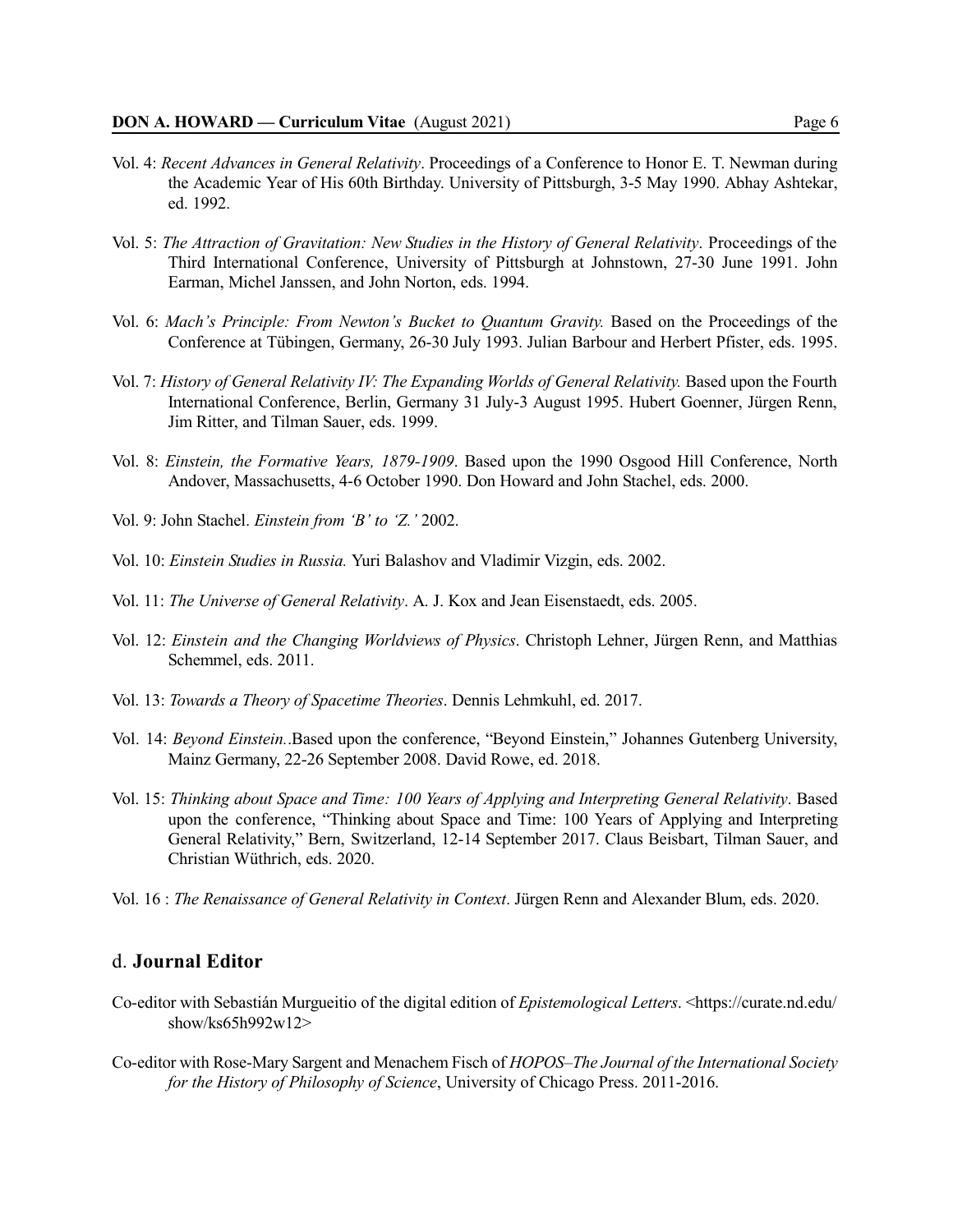Vol. 4: *Recent Advances in General Relativity*. Proceedings of a Conference to Honor E. T. Newman during the Academic Year of His 60th Birthday. University of Pittsburgh, 3-5 May 1990. Abhay Ashtekar, ed. 1992.

Vol. 5: *The Attraction of Gravitation: New Studies in the History of General Relativity*. Proceedings of the Third International Conference, University of Pittsburgh at Johnstown, 27-30 June 1991. John Earman, Michel Janssen, and John Norton, eds. 1994.

Vol. 6: *Mach's Principle: From Newton's Bucket to Quantum Gravity.* Based on the Proceedings of the Conference at Tübingen, Germany, 26-30 July 1993. Julian Barbour and Herbert Pfister, eds. 1995.

Vol. 7: *History of General Relativity IV: The Expanding Worlds of General Relativity.* Based upon the Fourth International Conference, Berlin, Germany 31 July-3 August 1995. Hubert Goenner, Jürgen Renn, Jim Ritter, and Tilman Sauer, eds. 1999.

Vol. 8: *Einstein, the Formative Years, 1879-1909*. Based upon the 1990 Osgood Hill Conference, North Andover, Massachusetts, 4-6 October 1990. Don Howard and John Stachel, eds. 2000.

Vol. 9: John Stachel. *Einstein from 'B' to 'Z.'* 2002.

Vol. 10: *Einstein Studies in Russia.* Yuri Balashov and Vladimir Vizgin, eds. 2002.

Vol. 11: *The Universe of General Relativity*. A. J. Kox and Jean Eisenstaedt, eds. 2005.

Vol. 12: *Einstein and the Changing Worldviews of Physics*. Christoph Lehner, Jürgen Renn, and Matthias Schemmel, eds. 2011.

Vol. 13: *Towards a Theory of Spacetime Theories*. Dennis Lehmkuhl, ed. 2017.

Vol. 14: *Beyond Einstein.*.Based upon the conference, "Beyond Einstein," Johannes Gutenberg University, Mainz Germany, 22-26 September 2008. David Rowe, ed. 2018.

Vol. 15: *Thinking about Space and Time: 100 Years of Applying and Interpreting General Relativity*. Based upon the conference, "Thinking about Space and Time: 100 Years of Applying and Interpreting General Relativity," Bern, Switzerland, 12-14 September 2017. Claus Beisbart, Tilman Sauer, and Christian Wüthrich, eds. 2020.

Vol. 16 : *The Renaissance of General Relativity in Context*. Jürgen Renn and Alexander Blum, eds. 2020.

### d. **Journal Editor**

Co-editor with Sebastián Murgueitio of the digital edition of *Epistemological Letters*. <https://curate.nd.edu/show/ks65h992w12>

Co-editor with Rose-Mary Sargent and Menachem Fisch of *HOPOS–The Journal of the International Society for the History of Philosophy of Science*, University of Chicago Press. 2011-2016.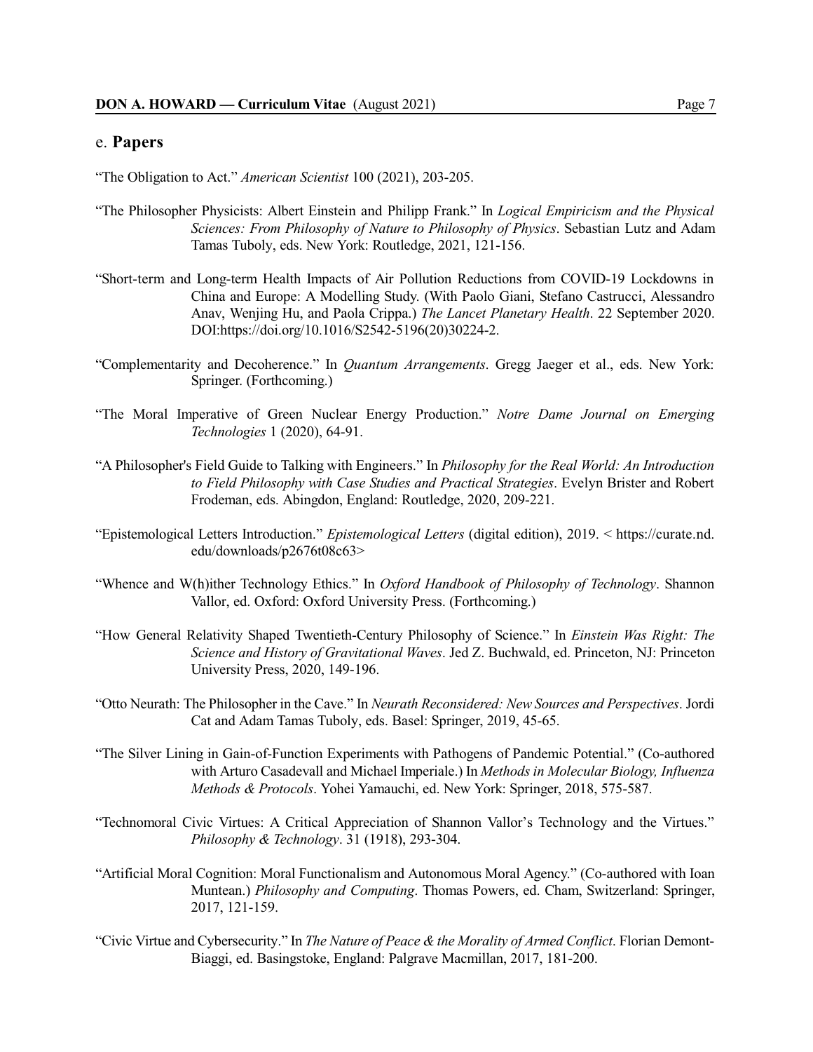## e. **Papers**

"The Obligation to Act." *American Scientist* 100 (2021), 203-205.

"The Philosopher Physicists: Albert Einstein and Philipp Frank." In *Logical Empiricism and the Physical Sciences: From Philosophy of Nature to Philosophy of Physics*. Sebastian Lutz and Adam Tamas Tuboly, eds. New York: Routledge, 2021, 121-156.

"Short-term and Long-term Health Impacts of Air Pollution Reductions from COVID-19 Lockdowns in China and Europe: A Modelling Study. (With Paolo Giani, Stefano Castrucci, Alessandro Anav, Wenjing Hu, and Paola Crippa.) *The Lancet Planetary Health*. 22 September 2020. DOI:https://doi.org/10.1016/S2542-5196(20)30224-2.

"Complementarity and Decoherence." In *Quantum Arrangements*. Gregg Jaeger et al., eds. New York: Springer. (Forthcoming.)

"The Moral Imperative of Green Nuclear Energy Production." *Notre Dame Journal on Emerging Technologies* 1 (2020), 64-91.

"A Philosopher's Field Guide to Talking with Engineers." In *Philosophy for the Real World: An Introduction to Field Philosophy with Case Studies and Practical Strategies*. Evelyn Brister and Robert Frodeman, eds. Abingdon, England: Routledge, 2020, 209-221.

"Epistemological Letters Introduction." *Epistemological Letters* (digital edition), 2019. < https://curate.nd.edu/downloads/p2676t08c63>

"Whence and W(h)ither Technology Ethics." In *Oxford Handbook of Philosophy of Technology*. Shannon Vallor, ed. Oxford: Oxford University Press. (Forthcoming.)

"How General Relativity Shaped Twentieth-Century Philosophy of Science." In *Einstein Was Right: The Science and History of Gravitational Waves*. Jed Z. Buchwald, ed. Princeton, NJ: Princeton University Press, 2020, 149-196.

"Otto Neurath: The Philosopher in the Cave." In *Neurath Reconsidered: New Sources and Perspectives*. Jordi Cat and Adam Tamas Tuboly, eds. Basel: Springer, 2019, 45-65.

"The Silver Lining in Gain-of-Function Experiments with Pathogens of Pandemic Potential." (Co-authored with Arturo Casadevall and Michael Imperiale.) In *Methods in Molecular Biology, Influenza Methods & Protocols*. Yohei Yamauchi, ed. New York: Springer, 2018, 575-587.

"Technomoral Civic Virtues: A Critical Appreciation of Shannon Vallor's Technology and the Virtues." *Philosophy & Technology*. 31 (1918), 293-304.

"Artificial Moral Cognition: Moral Functionalism and Autonomous Moral Agency." (Co-authored with Ioan Muntean.) *Philosophy and Computing*. Thomas Powers, ed. Cham, Switzerland: Springer, 2017, 121-159.

"Civic Virtue and Cybersecurity." In *The Nature of Peace & the Morality of Armed Conflict*. Florian Demont-Biaggi, ed. Basingstoke, England: Palgrave Macmillan, 2017, 181-200.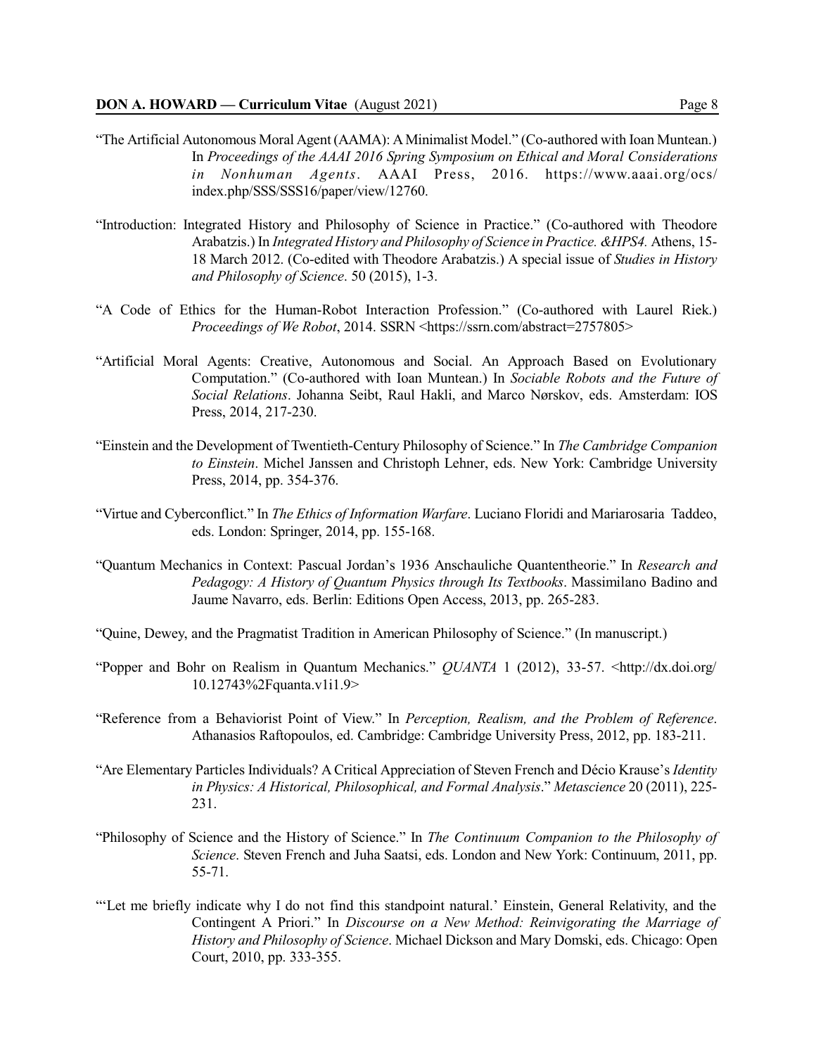"The Artificial Autonomous Moral Agent (AAMA): A Minimalist Model." (Co-authored with Ioan Muntean.) In *Proceedings of the AAAI 2016 Spring Symposium on Ethical and Moral Considerations in Nonhuman Agents*. AAAI Press, 2016. https://www.aaai.org/ocs/index.php/SSS/SSS16/paper/view/12760.

"Introduction: Integrated History and Philosophy of Science in Practice." (Co-authored with Theodore Arabatzis.) In *Integrated History and Philosophy of Science in Practice. &HPS4.* Athens, 15-18 March 2012. (Co-edited with Theodore Arabatzis.) A special issue of *Studies in History and Philosophy of Science*. 50 (2015), 1-3.

"A Code of Ethics for the Human-Robot Interaction Profession." (Co-authored with Laurel Riek.) *Proceedings of We Robot*, 2014. SSRN <https://ssrn.com/abstract=2757805>

"Artificial Moral Agents: Creative, Autonomous and Social. An Approach Based on Evolutionary Computation." (Co-authored with Ioan Muntean.) In *Sociable Robots and the Future of Social Relations*. Johanna Seibt, Raul Hakli, and Marco Nørskov, eds. Amsterdam: IOS Press, 2014, 217-230.

"Einstein and the Development of Twentieth-Century Philosophy of Science." In *The Cambridge Companion to Einstein*. Michel Janssen and Christoph Lehner, eds. New York: Cambridge University Press, 2014, pp. 354-376.

"Virtue and Cyberconflict." In *The Ethics of Information Warfare*. Luciano Floridi and Mariarosaria Taddeo, eds. London: Springer, 2014, pp. 155-168.

"Quantum Mechanics in Context: Pascual Jordan's 1936 Anschauliche Quantentheorie." In *Research and Pedagogy: A History of Quantum Physics through Its Textbooks*. Massimilano Badino and Jaume Navarro, eds. Berlin: Editions Open Access, 2013, pp. 265-283.

"Quine, Dewey, and the Pragmatist Tradition in American Philosophy of Science." (In manuscript.)

"Popper and Bohr on Realism in Quantum Mechanics." *QUANTA* 1 (2012), 33-57. <http://dx.doi.org/10.12743%2Fquanta.v1i1.9>

"Reference from a Behaviorist Point of View." In *Perception, Realism, and the Problem of Reference*. Athanasios Raftopoulos, ed. Cambridge: Cambridge University Press, 2012, pp. 183-211.

"Are Elementary Particles Individuals? A Critical Appreciation of Steven French and Décio Krause's *Identity in Physics: A Historical, Philosophical, and Formal Analysis*." *Metascience* 20 (2011), 225-231.

"Philosophy of Science and the History of Science." In *The Continuum Companion to the Philosophy of Science*. Steven French and Juha Saatsi, eds. London and New York: Continuum, 2011, pp. 55-71.

"'Let me briefly indicate why I do not find this standpoint natural.' Einstein, General Relativity, and the Contingent A Priori." In *Discourse on a New Method: Reinvigorating the Marriage of History and Philosophy of Science*. Michael Dickson and Mary Domski, eds. Chicago: Open Court, 2010, pp. 333-355.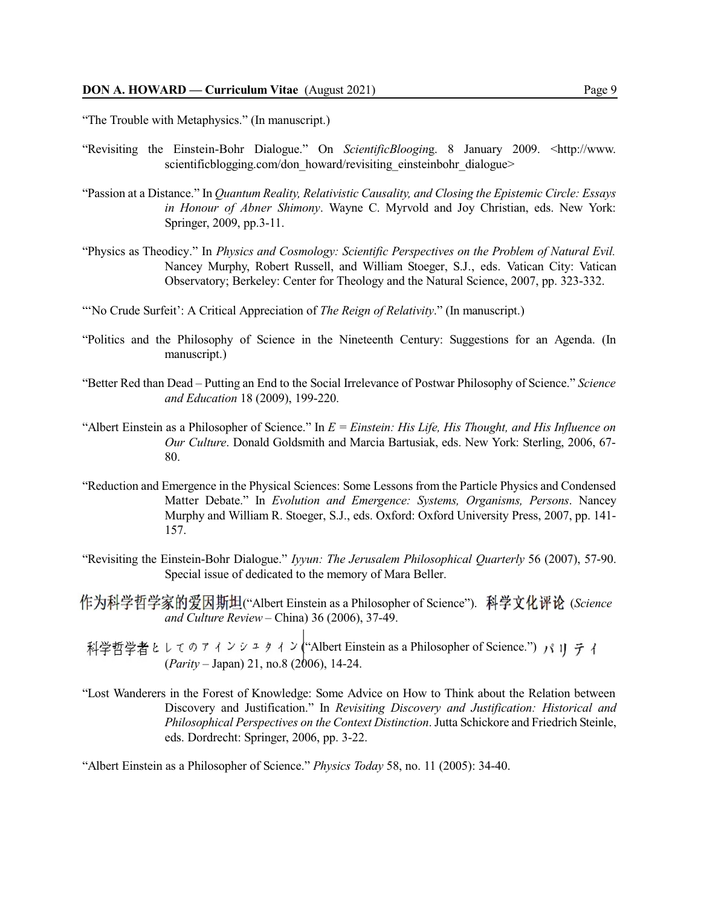"The Trouble with Metaphysics." (In manuscript.)

"Revisiting the Einstein-Bohr Dialogue." On *ScientificBlogging*. 8 January 2009. <http://www.scientificblogging.com/don_howard/revisiting_einsteinbohr_dialogue>

"Passion at a Distance." In *Quantum Reality, Relativistic Causality, and Closing the Epistemic Circle: Essays in Honour of Abner Shimony*. Wayne C. Myrvold and Joy Christian, eds. New York: Springer, 2009, pp.3-11.

"Physics as Theodicy." In *Physics and Cosmology: Scientific Perspectives on the Problem of Natural Evil.* Nancey Murphy, Robert Russell, and William Stoeger, S.J., eds. Vatican City: Vatican Observatory; Berkeley: Center for Theology and the Natural Science, 2007, pp. 323-332.

"'No Crude Surfeit': A Critical Appreciation of *The Reign of Relativity*." (In manuscript.)

"Politics and the Philosophy of Science in the Nineteenth Century: Suggestions for an Agenda. (In manuscript.)

"Better Red than Dead – Putting an End to the Social Irrelevance of Postwar Philosophy of Science." *Science and Education* 18 (2009), 199-220.

"Albert Einstein as a Philosopher of Science." In *E = Einstein: His Life, His Thought, and His Influence on Our Culture*. Donald Goldsmith and Marcia Bartusiak, eds. New York: Sterling, 2006, 67-80.

"Reduction and Emergence in the Physical Sciences: Some Lessons from the Particle Physics and Condensed Matter Debate." In *Evolution and Emergence: Systems, Organisms, Persons*. Nancey Murphy and William R. Stoeger, S.J., eds. Oxford: Oxford University Press, 2007, pp. 141-157.

"Revisiting the Einstein-Bohr Dialogue." *Iyyun: The Jerusalem Philosophical Quarterly* 56 (2007), 57-90. Special issue of dedicated to the memory of Mara Beller.

作为科学哲学家的爱因斯坦("Albert Einstein as a Philosopher of Science"). 科学文化评论 (*Science and Culture Review* – China) 36 (2006), 37-49.

科学哲学者としてのアインシュタイン("Albert Einstein as a Philosopher of Science.") パリティ (*Parity* – Japan) 21, no.8 (2006), 14-24.

"Lost Wanderers in the Forest of Knowledge: Some Advice on How to Think about the Relation between Discovery and Justification." In *Revisiting Discovery and Justification: Historical and Philosophical Perspectives on the Context Distinction*. Jutta Schickore and Friedrich Steinle, eds. Dordrecht: Springer, 2006, pp. 3-22.

"Albert Einstein as a Philosopher of Science." *Physics Today* 58, no. 11 (2005): 34-40.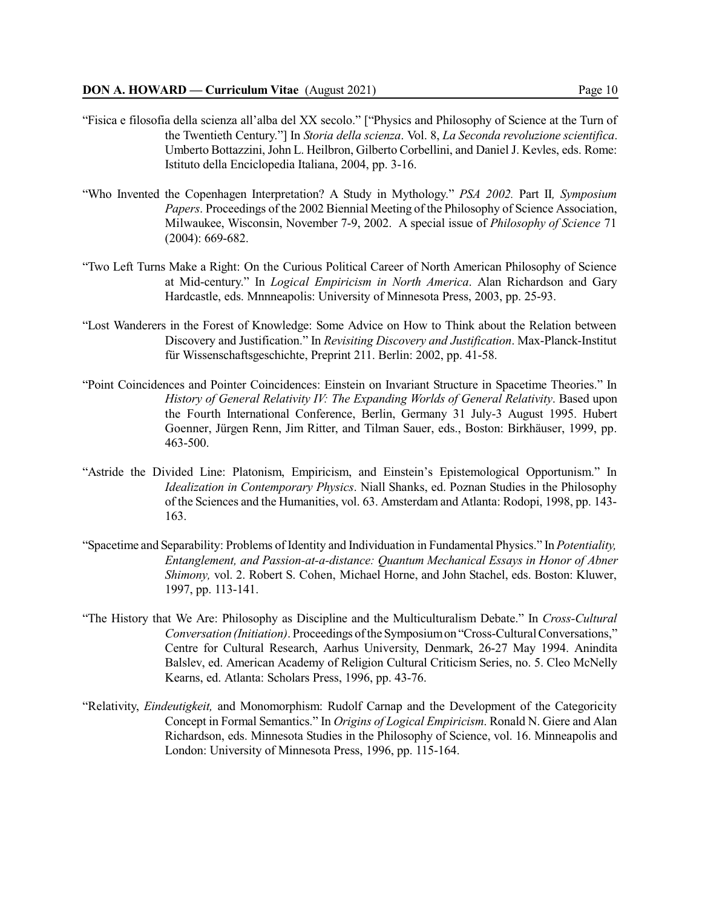"Fisica e filosofia della scienza all'alba del XX secolo." ["Physics and Philosophy of Science at the Turn of the Twentieth Century."] In *Storia della scienza*. Vol. 8, *La Seconda revoluzione scientifica*. Umberto Bottazzini, John L. Heilbron, Gilberto Corbellini, and Daniel J. Kevles, eds. Rome: Istituto della Enciclopedia Italiana, 2004, pp. 3-16.

"Who Invented the Copenhagen Interpretation? A Study in Mythology." *PSA 2002.* Part II, *Symposium Papers*. Proceedings of the 2002 Biennial Meeting of the Philosophy of Science Association, Milwaukee, Wisconsin, November 7-9, 2002. A special issue of *Philosophy of Science* 71 (2004): 669-682.

"Two Left Turns Make a Right: On the Curious Political Career of North American Philosophy of Science at Mid-century." In *Logical Empiricism in North America*. Alan Richardson and Gary Hardcastle, eds. Mnnneapolis: University of Minnesota Press, 2003, pp. 25-93.

"Lost Wanderers in the Forest of Knowledge: Some Advice on How to Think about the Relation between Discovery and Justification." In *Revisiting Discovery and Justification*. Max-Planck-Institut für Wissenschaftsgeschichte, Preprint 211. Berlin: 2002, pp. 41-58.

"Point Coincidences and Pointer Coincidences: Einstein on Invariant Structure in Spacetime Theories." In *History of General Relativity IV: The Expanding Worlds of General Relativity*. Based upon the Fourth International Conference, Berlin, Germany 31 July-3 August 1995. Hubert Goenner, Jürgen Renn, Jim Ritter, and Tilman Sauer, eds., Boston: Birkhäuser, 1999, pp. 463-500.

"Astride the Divided Line: Platonism, Empiricism, and Einstein's Epistemological Opportunism." In *Idealization in Contemporary Physics*. Niall Shanks, ed. Poznan Studies in the Philosophy of the Sciences and the Humanities, vol. 63. Amsterdam and Atlanta: Rodopi, 1998, pp. 143-163.

"Spacetime and Separability: Problems of Identity and Individuation in Fundamental Physics." In *Potentiality, Entanglement, and Passion-at-a-distance: Quantum Mechanical Essays in Honor of Abner Shimony,* vol. 2. Robert S. Cohen, Michael Horne, and John Stachel, eds. Boston: Kluwer, 1997, pp. 113-141.

"The History that We Are: Philosophy as Discipline and the Multiculturalism Debate." In *Cross-Cultural Conversation (Initiation)*. Proceedings of the Symposium on "Cross-Cultural Conversations," Centre for Cultural Research, Aarhus University, Denmark, 26-27 May 1994. Anindita Balslev, ed. American Academy of Religion Cultural Criticism Series, no. 5. Cleo McNelly Kearns, ed. Atlanta: Scholars Press, 1996, pp. 43-76.

"Relativity, *Eindeutigkeit,* and Monomorphism: Rudolf Carnap and the Development of the Categoricity Concept in Formal Semantics." In *Origins of Logical Empiricism*. Ronald N. Giere and Alan Richardson, eds. Minnesota Studies in the Philosophy of Science, vol. 16. Minneapolis and London: University of Minnesota Press, 1996, pp. 115-164.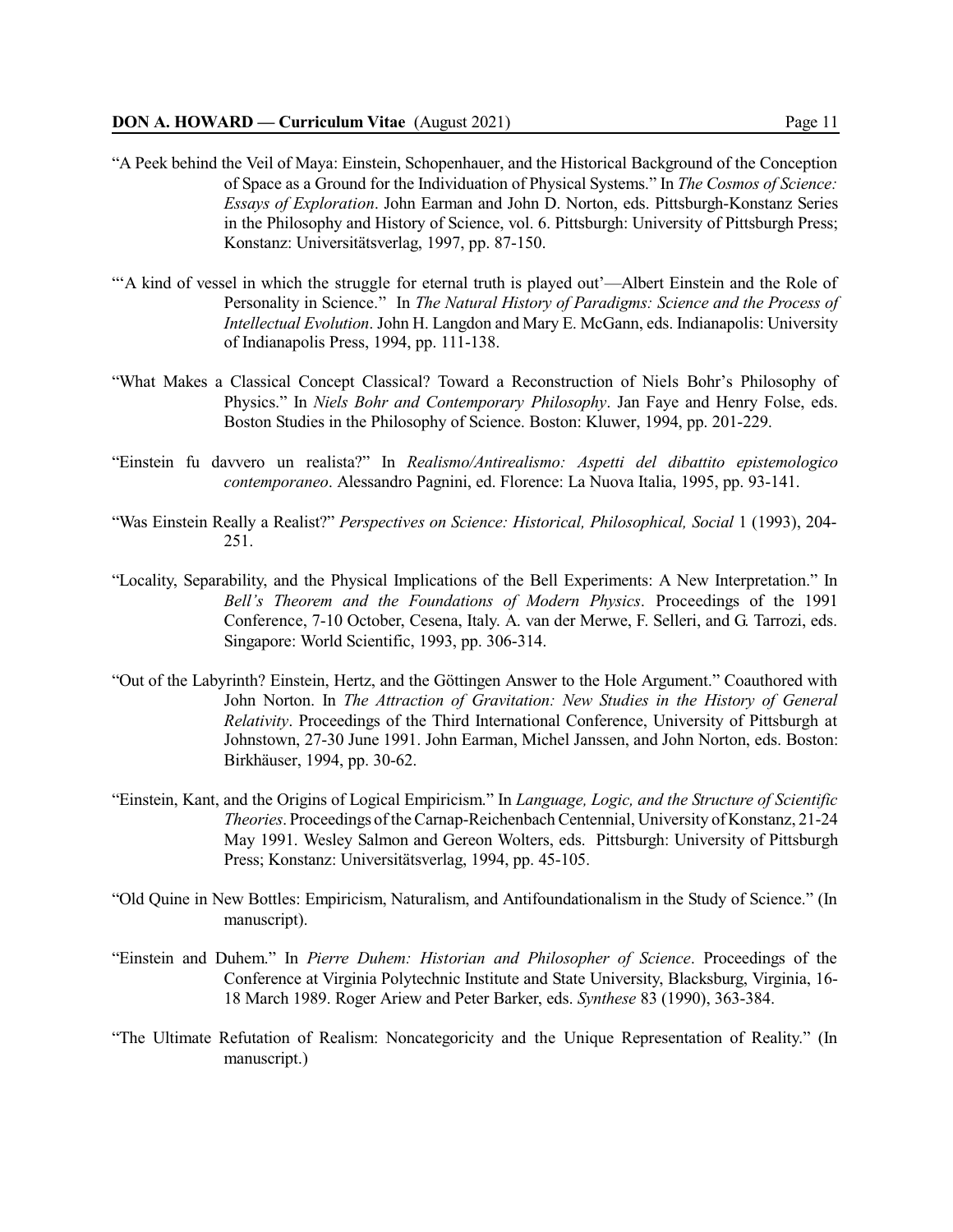"A Peek behind the Veil of Maya: Einstein, Schopenhauer, and the Historical Background of the Conception of Space as a Ground for the Individuation of Physical Systems." In *The Cosmos of Science: Essays of Exploration*. John Earman and John D. Norton, eds. Pittsburgh-Konstanz Series in the Philosophy and History of Science, vol. 6. Pittsburgh: University of Pittsburgh Press; Konstanz: Universitätsverlag, 1997, pp. 87-150.

"'A kind of vessel in which the struggle for eternal truth is played out'—Albert Einstein and the Role of Personality in Science." In *The Natural History of Paradigms: Science and the Process of Intellectual Evolution*. John H. Langdon and Mary E. McGann, eds. Indianapolis: University of Indianapolis Press, 1994, pp. 111-138.

"What Makes a Classical Concept Classical? Toward a Reconstruction of Niels Bohr's Philosophy of Physics." In *Niels Bohr and Contemporary Philosophy*. Jan Faye and Henry Folse, eds. Boston Studies in the Philosophy of Science. Boston: Kluwer, 1994, pp. 201-229.

"Einstein fu davvero un realista?" In *Realismo/Antirealismo: Aspetti del dibattito epistemologico contemporaneo*. Alessandro Pagnini, ed. Florence: La Nuova Italia, 1995, pp. 93-141.

"Was Einstein Really a Realist?" *Perspectives on Science: Historical, Philosophical, Social* 1 (1993), 204-251.

"Locality, Separability, and the Physical Implications of the Bell Experiments: A New Interpretation." In *Bell's Theorem and the Foundations of Modern Physics*. Proceedings of the 1991 Conference, 7-10 October, Cesena, Italy. A. van der Merwe, F. Selleri, and G. Tarrozi, eds. Singapore: World Scientific, 1993, pp. 306-314.

"Out of the Labyrinth? Einstein, Hertz, and the Göttingen Answer to the Hole Argument." Coauthored with John Norton. In *The Attraction of Gravitation: New Studies in the History of General Relativity*. Proceedings of the Third International Conference, University of Pittsburgh at Johnstown, 27-30 June 1991. John Earman, Michel Janssen, and John Norton, eds. Boston: Birkhäuser, 1994, pp. 30-62.

"Einstein, Kant, and the Origins of Logical Empiricism." In *Language, Logic, and the Structure of Scientific Theories*. Proceedings of the Carnap-Reichenbach Centennial, University of Konstanz, 21-24 May 1991. Wesley Salmon and Gereon Wolters, eds. Pittsburgh: University of Pittsburgh Press; Konstanz: Universitätsverlag, 1994, pp. 45-105.

"Old Quine in New Bottles: Empiricism, Naturalism, and Antifoundationalism in the Study of Science." (In manuscript).

"Einstein and Duhem." In *Pierre Duhem: Historian and Philosopher of Science*. Proceedings of the Conference at Virginia Polytechnic Institute and State University, Blacksburg, Virginia, 16-18 March 1989. Roger Ariew and Peter Barker, eds. *Synthese* 83 (1990), 363-384.

"The Ultimate Refutation of Realism: Noncategoricity and the Unique Representation of Reality." (In manuscript.)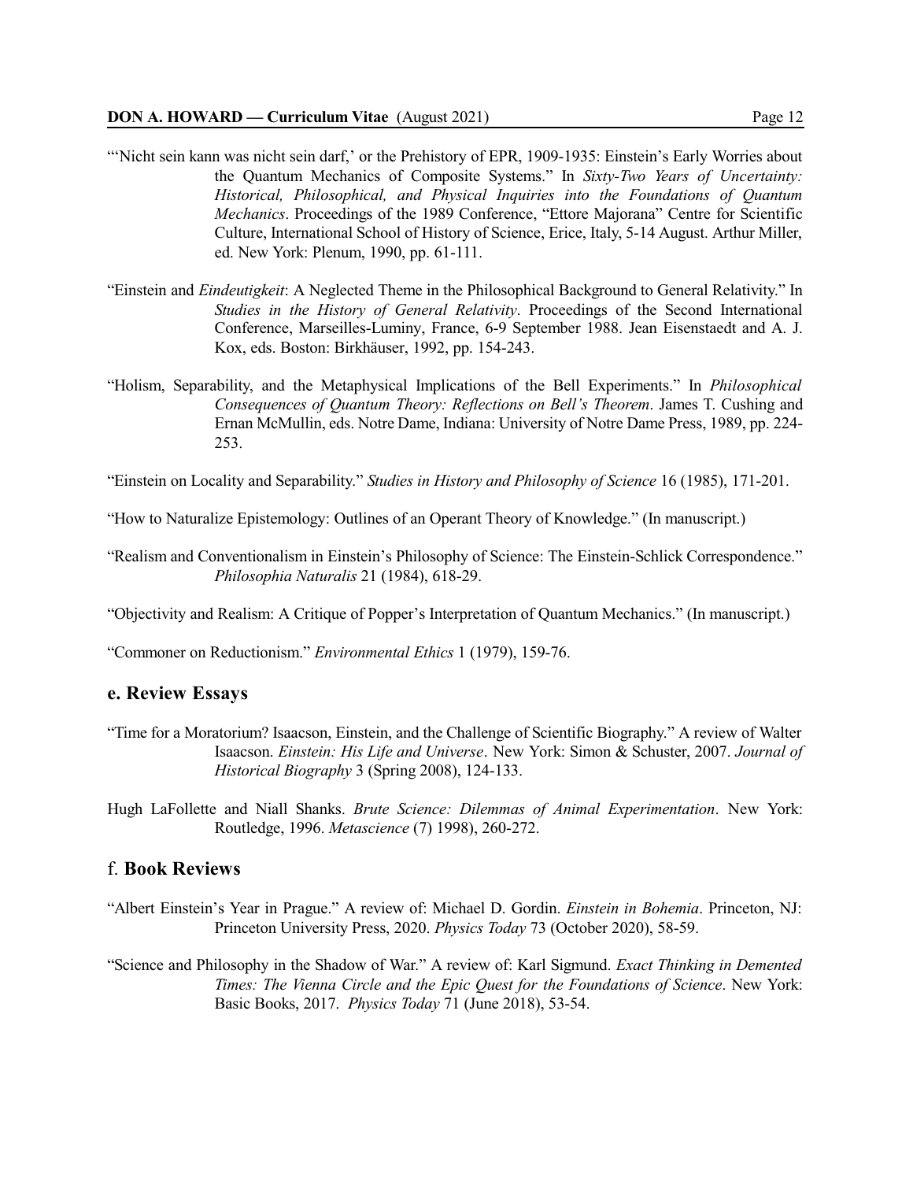"'Nicht sein kann was nicht sein darf,' or the Prehistory of EPR, 1909-1935: Einstein's Early Worries about the Quantum Mechanics of Composite Systems." In *Sixty-Two Years of Uncertainty: Historical, Philosophical, and Physical Inquiries into the Foundations of Quantum Mechanics*. Proceedings of the 1989 Conference, "Ettore Majorana" Centre for Scientific Culture, International School of History of Science, Erice, Italy, 5-14 August. Arthur Miller, ed. New York: Plenum, 1990, pp. 61-111.

"Einstein and *Eindeutigkeit*: A Neglected Theme in the Philosophical Background to General Relativity." In *Studies in the History of General Relativity*. Proceedings of the Second International Conference, Marseilles-Luminy, France, 6-9 September 1988. Jean Eisenstaedt and A. J. Kox, eds. Boston: Birkhäuser, 1992, pp. 154-243.

"Holism, Separability, and the Metaphysical Implications of the Bell Experiments." In *Philosophical Consequences of Quantum Theory: Reflections on Bell's Theorem*. James T. Cushing and Ernan McMullin, eds. Notre Dame, Indiana: University of Notre Dame Press, 1989, pp. 224-253.

"Einstein on Locality and Separability." *Studies in History and Philosophy of Science* 16 (1985), 171-201.

"How to Naturalize Epistemology: Outlines of an Operant Theory of Knowledge." (In manuscript.)

"Realism and Conventionalism in Einstein's Philosophy of Science: The Einstein-Schlick Correspondence." *Philosophia Naturalis* 21 (1984), 618-29.

"Objectivity and Realism: A Critique of Popper's Interpretation of Quantum Mechanics." (In manuscript.)

"Commoner on Reductionism." *Environmental Ethics* 1 (1979), 159-76.

## e. Review Essays

"Time for a Moratorium? Isaacson, Einstein, and the Challenge of Scientific Biography." A review of Walter Isaacson. *Einstein: His Life and Universe*. New York: Simon & Schuster, 2007. *Journal of Historical Biography* 3 (Spring 2008), 124-133.

Hugh LaFollette and Niall Shanks. *Brute Science: Dilemmas of Animal Experimentation*. New York: Routledge, 1996. *Metascience* (7) 1998), 260-272.

## f. **Book Reviews**

"Albert Einstein's Year in Prague." A review of: Michael D. Gordin. *Einstein in Bohemia*. Princeton, NJ: Princeton University Press, 2020. *Physics Today* 73 (October 2020), 58-59.

"Science and Philosophy in the Shadow of War." A review of: Karl Sigmund. *Exact Thinking in Demented Times: The Vienna Circle and the Epic Quest for the Foundations of Science*. New York: Basic Books, 2017. *Physics Today* 71 (June 2018), 53-54.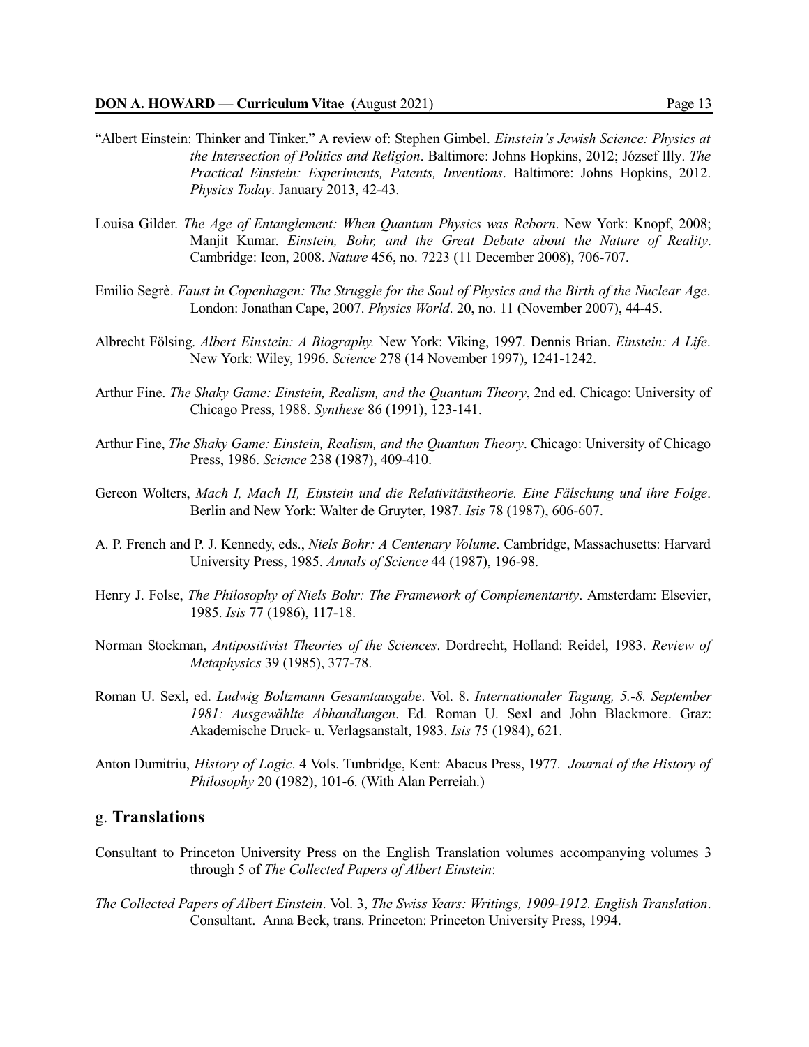"Albert Einstein: Thinker and Tinker." A review of: Stephen Gimbel. *Einstein's Jewish Science: Physics at the Intersection of Politics and Religion*. Baltimore: Johns Hopkins, 2012; József Illy. *The Practical Einstein: Experiments, Patents, Inventions*. Baltimore: Johns Hopkins, 2012. *Physics Today*. January 2013, 42-43.

Louisa Gilder. *The Age of Entanglement: When Quantum Physics was Reborn*. New York: Knopf, 2008; Manjit Kumar. *Einstein, Bohr, and the Great Debate about the Nature of Reality*. Cambridge: Icon, 2008. *Nature* 456, no. 7223 (11 December 2008), 706-707.

Emilio Segrè. *Faust in Copenhagen: The Struggle for the Soul of Physics and the Birth of the Nuclear Age*. London: Jonathan Cape, 2007. *Physics World*. 20, no. 11 (November 2007), 44-45.

Albrecht Fölsing. *Albert Einstein: A Biography.* New York: Viking, 1997. Dennis Brian. *Einstein: A Life*. New York: Wiley, 1996. *Science* 278 (14 November 1997), 1241-1242.

Arthur Fine. *The Shaky Game: Einstein, Realism, and the Quantum Theory*, 2nd ed. Chicago: University of Chicago Press, 1988. *Synthese* 86 (1991), 123-141.

Arthur Fine, *The Shaky Game: Einstein, Realism, and the Quantum Theory*. Chicago: University of Chicago Press, 1986. *Science* 238 (1987), 409-410.

Gereon Wolters, *Mach I, Mach II, Einstein und die Relativitätstheorie. Eine Fälschung und ihre Folge*. Berlin and New York: Walter de Gruyter, 1987. *Isis* 78 (1987), 606-607.

A. P. French and P. J. Kennedy, eds., *Niels Bohr: A Centenary Volume*. Cambridge, Massachusetts: Harvard University Press, 1985. *Annals of Science* 44 (1987), 196-98.

Henry J. Folse, *The Philosophy of Niels Bohr: The Framework of Complementarity*. Amsterdam: Elsevier, 1985. *Isis* 77 (1986), 117-18.

Norman Stockman, *Antipositivist Theories of the Sciences*. Dordrecht, Holland: Reidel, 1983. *Review of Metaphysics* 39 (1985), 377-78.

Roman U. Sexl, ed. *Ludwig Boltzmann Gesamtausgabe*. Vol. 8. *Internationaler Tagung, 5.-8. September 1981: Ausgewählte Abhandlungen*. Ed. Roman U. Sexl and John Blackmore. Graz: Akademische Druck- u. Verlagsanstalt, 1983. *Isis* 75 (1984), 621.

Anton Dumitriu, *History of Logic*. 4 Vols. Tunbridge, Kent: Abacus Press, 1977. *Journal of the History of Philosophy* 20 (1982), 101-6. (With Alan Perreiah.)

## g. **Translations**

Consultant to Princeton University Press on the English Translation volumes accompanying volumes 3 through 5 of *The Collected Papers of Albert Einstein*:

*The Collected Papers of Albert Einstein*. Vol. 3, *The Swiss Years: Writings, 1909-1912. English Translation*. Consultant. Anna Beck, trans. Princeton: Princeton University Press, 1994.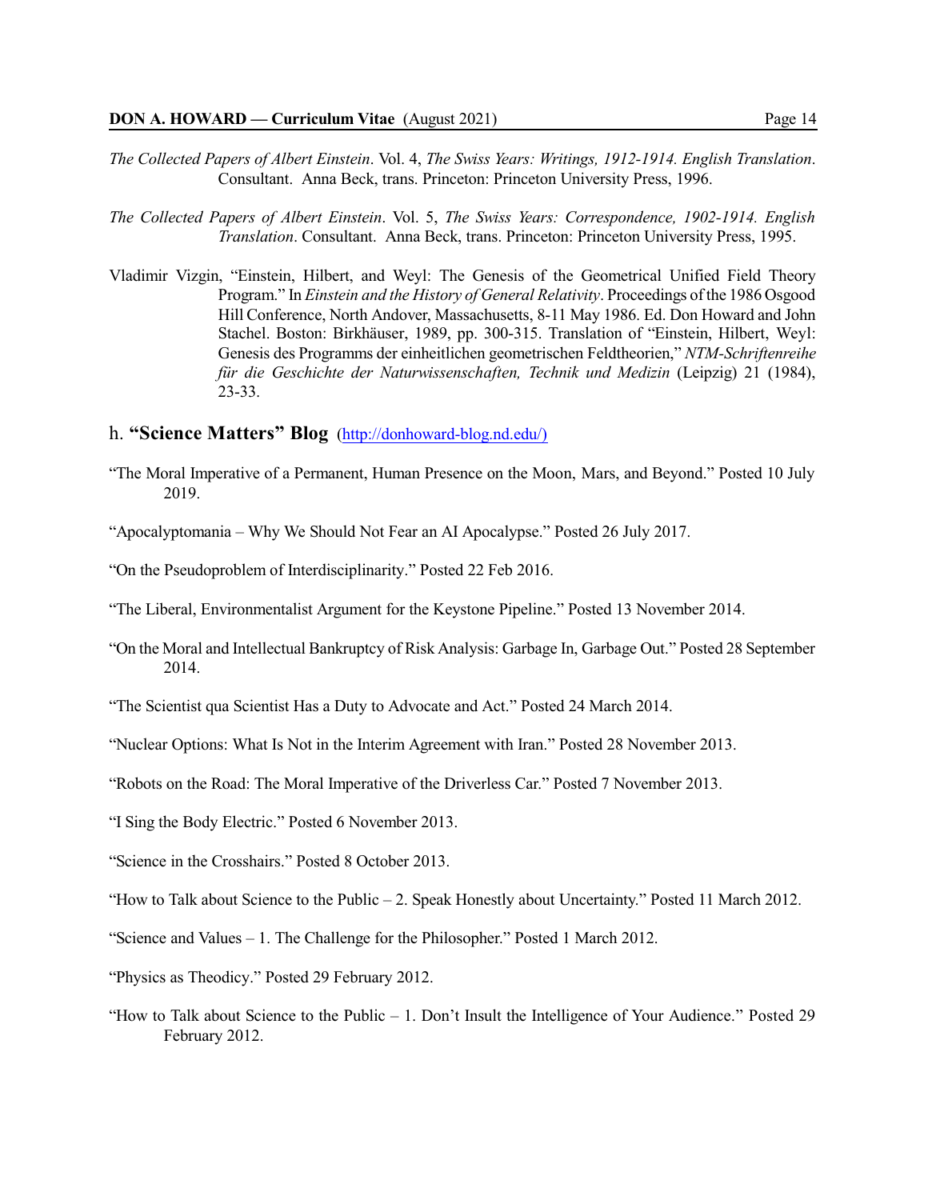*The Collected Papers of Albert Einstein*. Vol. 4, *The Swiss Years: Writings, 1912-1914. English Translation*. Consultant. Anna Beck, trans. Princeton: Princeton University Press, 1996.

*The Collected Papers of Albert Einstein*. Vol. 5, *The Swiss Years: Correspondence, 1902-1914. English Translation*. Consultant. Anna Beck, trans. Princeton: Princeton University Press, 1995.

Vladimir Vizgin, "Einstein, Hilbert, and Weyl: The Genesis of the Geometrical Unified Field Theory Program." In *Einstein and the History of General Relativity*. Proceedings of the 1986 Osgood Hill Conference, North Andover, Massachusetts, 8-11 May 1986. Ed. Don Howard and John Stachel. Boston: Birkhäuser, 1989, pp. 300-315. Translation of "Einstein, Hilbert, Weyl: Genesis des Programms der einheitlichen geometrischen Feldtheorien," *NTM-Schriftenreihe für die Geschichte der Naturwissenschaften, Technik und Medizin* (Leipzig) 21 (1984), 23-33.

## h. **"Science Matters" Blog** (http://donhoward-blog.nd.edu/)

"The Moral Imperative of a Permanent, Human Presence on the Moon, Mars, and Beyond." Posted 10 July 2019.

"Apocalyptomania – Why We Should Not Fear an AI Apocalypse." Posted 26 July 2017.

"On the Pseudoproblem of Interdisciplinarity." Posted 22 Feb 2016.

"The Liberal, Environmentalist Argument for the Keystone Pipeline." Posted 13 November 2014.

"On the Moral and Intellectual Bankruptcy of Risk Analysis: Garbage In, Garbage Out." Posted 28 September 2014.

"The Scientist qua Scientist Has a Duty to Advocate and Act." Posted 24 March 2014.

"Nuclear Options: What Is Not in the Interim Agreement with Iran." Posted 28 November 2013.

"Robots on the Road: The Moral Imperative of the Driverless Car." Posted 7 November 2013.

"I Sing the Body Electric." Posted 6 November 2013.

"Science in the Crosshairs." Posted 8 October 2013.

"How to Talk about Science to the Public – 2. Speak Honestly about Uncertainty." Posted 11 March 2012.

"Science and Values – 1. The Challenge for the Philosopher." Posted 1 March 2012.

"Physics as Theodicy." Posted 29 February 2012.

"How to Talk about Science to the Public – 1. Don't Insult the Intelligence of Your Audience." Posted 29 February 2012.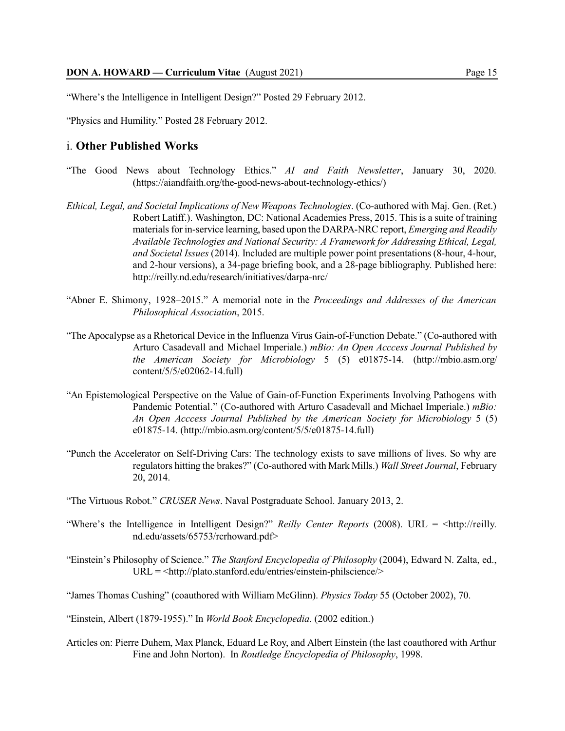"Where's the Intelligence in Intelligent Design?" Posted 29 February 2012.

"Physics and Humility." Posted 28 February 2012.

## i. **Other Published Works**

"The Good News about Technology Ethics." *AI and Faith Newsletter*, January 30, 2020. (https://aiandfaith.org/the-good-news-about-technology-ethics/)

*Ethical, Legal, and Societal Implications of New Weapons Technologies*. (Co-authored with Maj. Gen. (Ret.) Robert Latiff.). Washington, DC: National Academies Press, 2015. This is a suite of training materials for in-service learning, based upon the DARPA-NRC report, *Emerging and Readily Available Technologies and National Security: A Framework for Addressing Ethical, Legal, and Societal Issues* (2014). Included are multiple power point presentations (8-hour, 4-hour, and 2-hour versions), a 34-page briefing book, and a 28-page bibliography. Published here: http://reilly.nd.edu/research/initiatives/darpa-nrc/

"Abner E. Shimony, 1928–2015." A memorial note in the *Proceedings and Addresses of the American Philosophical Association*, 2015.

"The Apocalypse as a Rhetorical Device in the Influenza Virus Gain-of-Function Debate." (Co-authored with Arturo Casadevall and Michael Imperiale.) *mBio: An Open Acccess Journal Published by the American Society for Microbiology* 5 (5) e01875-14. (http://mbio.asm.org/content/5/5/e02062-14.full)

"An Epistemological Perspective on the Value of Gain-of-Function Experiments Involving Pathogens with Pandemic Potential." (Co-authored with Arturo Casadevall and Michael Imperiale.) *mBio: An Open Acccess Journal Published by the American Society for Microbiology* 5 (5) e01875-14. (http://mbio.asm.org/content/5/5/e01875-14.full)

"Punch the Accelerator on Self-Driving Cars: The technology exists to save millions of lives. So why are regulators hitting the brakes?" (Co-authored with Mark Mills.) *Wall Street Journal*, February 20, 2014.

"The Virtuous Robot." *CRUSER News*. Naval Postgraduate School. January 2013, 2.

"Where's the Intelligence in Intelligent Design?" *Reilly Center Reports* (2008). URL = <http://reilly.nd.edu/assets/65753/rcrhoward.pdf>

"Einstein's Philosophy of Science." *The Stanford Encyclopedia of Philosophy* (2004), Edward N. Zalta, ed., URL = <http://plato.stanford.edu/entries/einstein-philscience/>

"James Thomas Cushing" (coauthored with William McGlinn). *Physics Today* 55 (October 2002), 70.

"Einstein, Albert (1879-1955)." In *World Book Encyclopedia*. (2002 edition.)

Articles on: Pierre Duhem, Max Planck, Eduard Le Roy, and Albert Einstein (the last coauthored with Arthur Fine and John Norton). In *Routledge Encyclopedia of Philosophy*, 1998.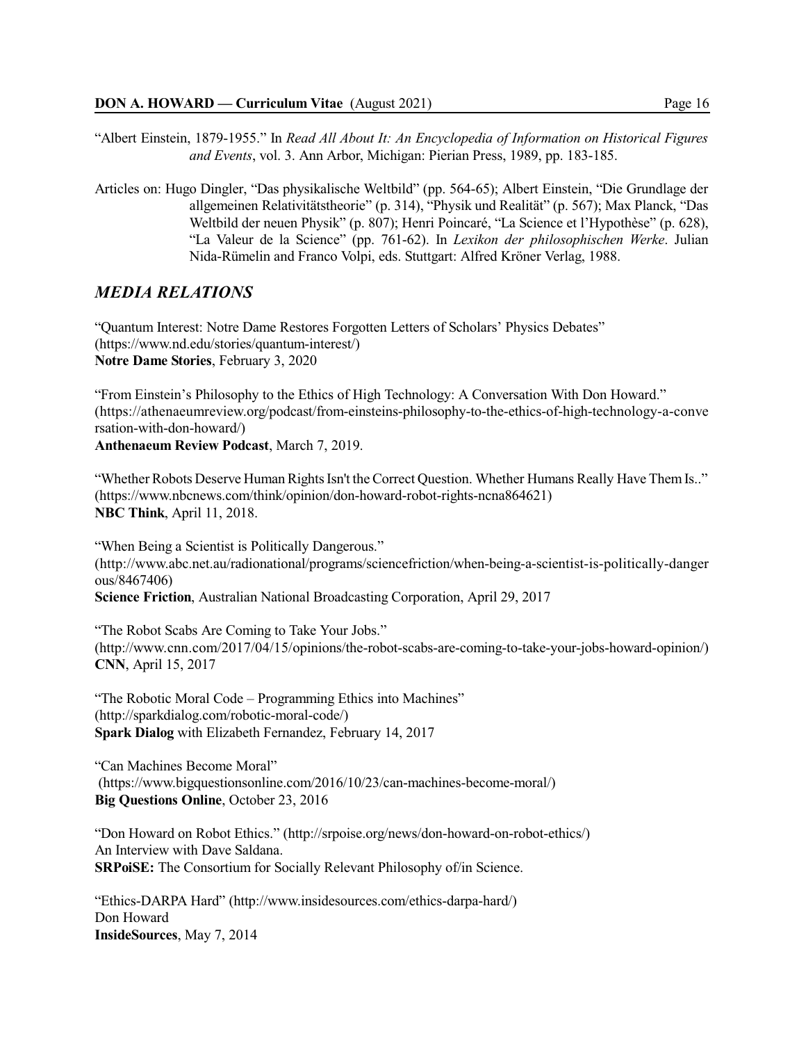"Albert Einstein, 1879-1955." In *Read All About It: An Encyclopedia of Information on Historical Figures and Events*, vol. 3. Ann Arbor, Michigan: Pierian Press, 1989, pp. 183-185.

Articles on: Hugo Dingler, "Das physikalische Weltbild" (pp. 564-65); Albert Einstein, "Die Grundlage der allgemeinen Relativitätstheorie" (p. 314), "Physik und Realität" (p. 567); Max Planck, "Das Weltbild der neuen Physik" (p. 807); Henri Poincaré, "La Science et l'Hypothèse" (p. 628), "La Valeur de la Science" (pp. 761-62). In *Lexikon der philosophischen Werke*. Julian Nida-Rümelin and Franco Volpi, eds. Stuttgart: Alfred Kröner Verlag, 1988.

## *MEDIA RELATIONS*

"Quantum Interest: Notre Dame Restores Forgotten Letters of Scholars' Physics Debates"
(https://www.nd.edu/stories/quantum-interest/)
**Notre Dame Stories**, February 3, 2020

"From Einstein's Philosophy to the Ethics of High Technology: A Conversation With Don Howard."
(https://athenaeumreview.org/podcast/from-einsteins-philosophy-to-the-ethics-of-high-technology-a-conversation-with-don-howard/)
**Anthenaeum Review Podcast**, March 7, 2019.

"Whether Robots Deserve Human Rights Isn't the Correct Question. Whether Humans Really Have Them Is.."
(https://www.nbcnews.com/think/opinion/don-howard-robot-rights-ncna864621)
**NBC Think**, April 11, 2018.

"When Being a Scientist is Politically Dangerous."
(http://www.abc.net.au/radionational/programs/sciencefriction/when-being-a-scientist-is-politically-dangerous/8467406)
**Science Friction**, Australian National Broadcasting Corporation, April 29, 2017

"The Robot Scabs Are Coming to Take Your Jobs."
(http://www.cnn.com/2017/04/15/opinions/the-robot-scabs-are-coming-to-take-your-jobs-howard-opinion/)
**CNN**, April 15, 2017

"The Robotic Moral Code – Programming Ethics into Machines"
(http://sparkdialog.com/robotic-moral-code/)
**Spark Dialog** with Elizabeth Fernandez, February 14, 2017

"Can Machines Become Moral"
(https://www.bigquestionsonline.com/2016/10/23/can-machines-become-moral/)
**Big Questions Online**, October 23, 2016

"Don Howard on Robot Ethics." (http://srpoise.org/news/don-howard-on-robot-ethics/)
An Interview with Dave Saldana.
**SRPoiSE:** The Consortium for Socially Relevant Philosophy of/in Science.

"Ethics-DARPA Hard" (http://www.insidesources.com/ethics-darpa-hard/)
Don Howard
**InsideSources**, May 7, 2014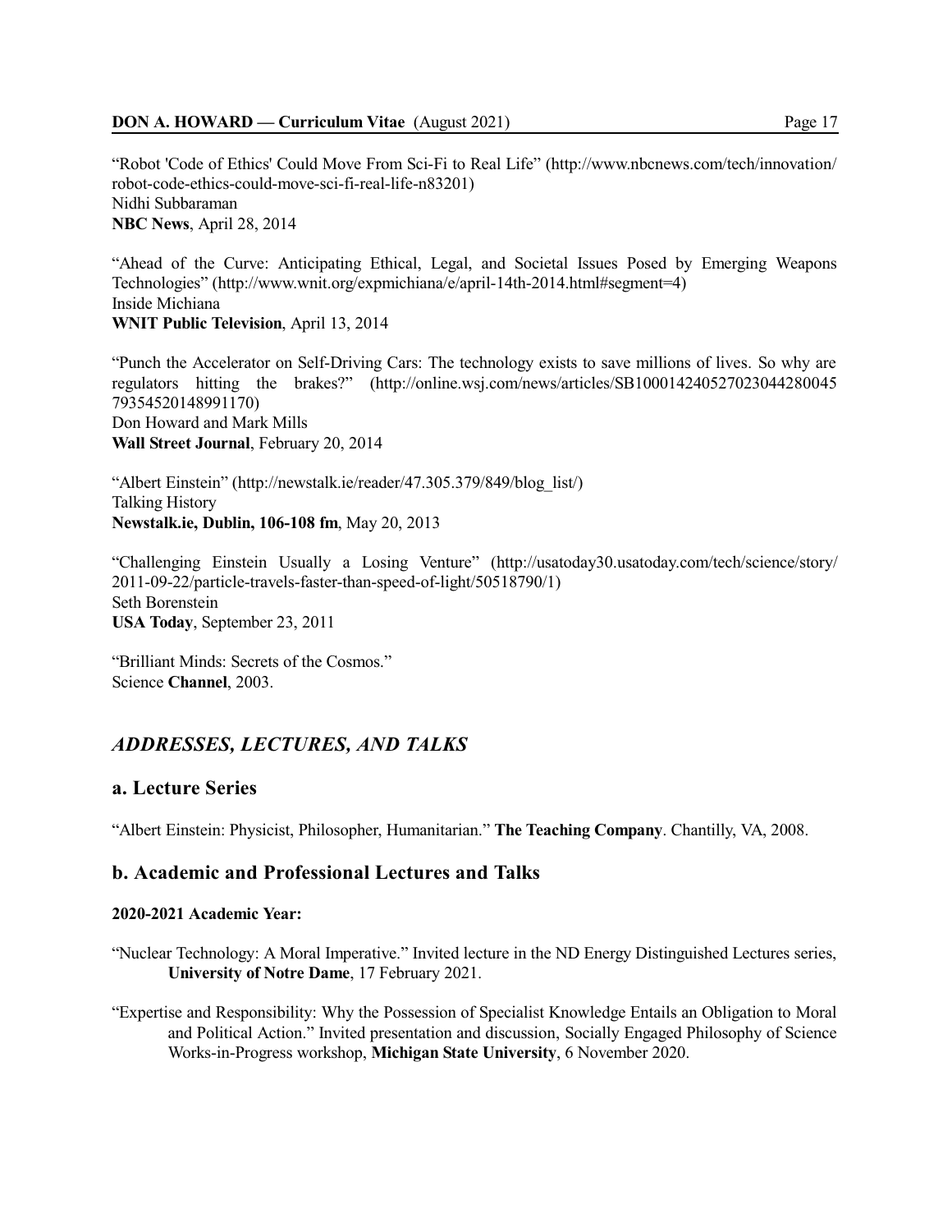"Robot 'Code of Ethics' Could Move From Sci-Fi to Real Life" (http://www.nbcnews.com/tech/innovation/robot-code-ethics-could-move-sci-fi-real-life-n83201)
Nidhi Subbaraman
**NBC News**, April 28, 2014

"Ahead of the Curve: Anticipating Ethical, Legal, and Societal Issues Posed by Emerging Weapons Technologies" (http://www.wnit.org/expmichiana/e/april-14th-2014.html#segment=4)
Inside Michiana
**WNIT Public Television**, April 13, 2014

"Punch the Accelerator on Self-Driving Cars: The technology exists to save millions of lives. So why are regulators hitting the brakes?" (http://online.wsj.com/news/articles/SB10001424052702304428004579354520148991170)
Don Howard and Mark Mills
**Wall Street Journal**, February 20, 2014

"Albert Einstein" (http://newstalk.ie/reader/47.305.379/849/blog_list/)
Talking History
**Newstalk.ie, Dublin, 106-108 fm**, May 20, 2013

"Challenging Einstein Usually a Losing Venture" (http://usatoday30.usatoday.com/tech/science/story/2011-09-22/particle-travels-faster-than-speed-of-light/50518790/1)
Seth Borenstein
**USA Today**, September 23, 2011

"Brilliant Minds: Secrets of the Cosmos."
Science **Channel**, 2003.

## *ADDRESSES, LECTURES, AND TALKS*

### a. Lecture Series

"Albert Einstein: Physicist, Philosopher, Humanitarian." **The Teaching Company**. Chantilly, VA, 2008.

### b. Academic and Professional Lectures and Talks

**2020-2021 Academic Year:**

"Nuclear Technology: A Moral Imperative." Invited lecture in the ND Energy Distinguished Lectures series, **University of Notre Dame**, 17 February 2021.

"Expertise and Responsibility: Why the Possession of Specialist Knowledge Entails an Obligation to Moral and Political Action." Invited presentation and discussion, Socially Engaged Philosophy of Science Works-in-Progress workshop, **Michigan State University**, 6 November 2020.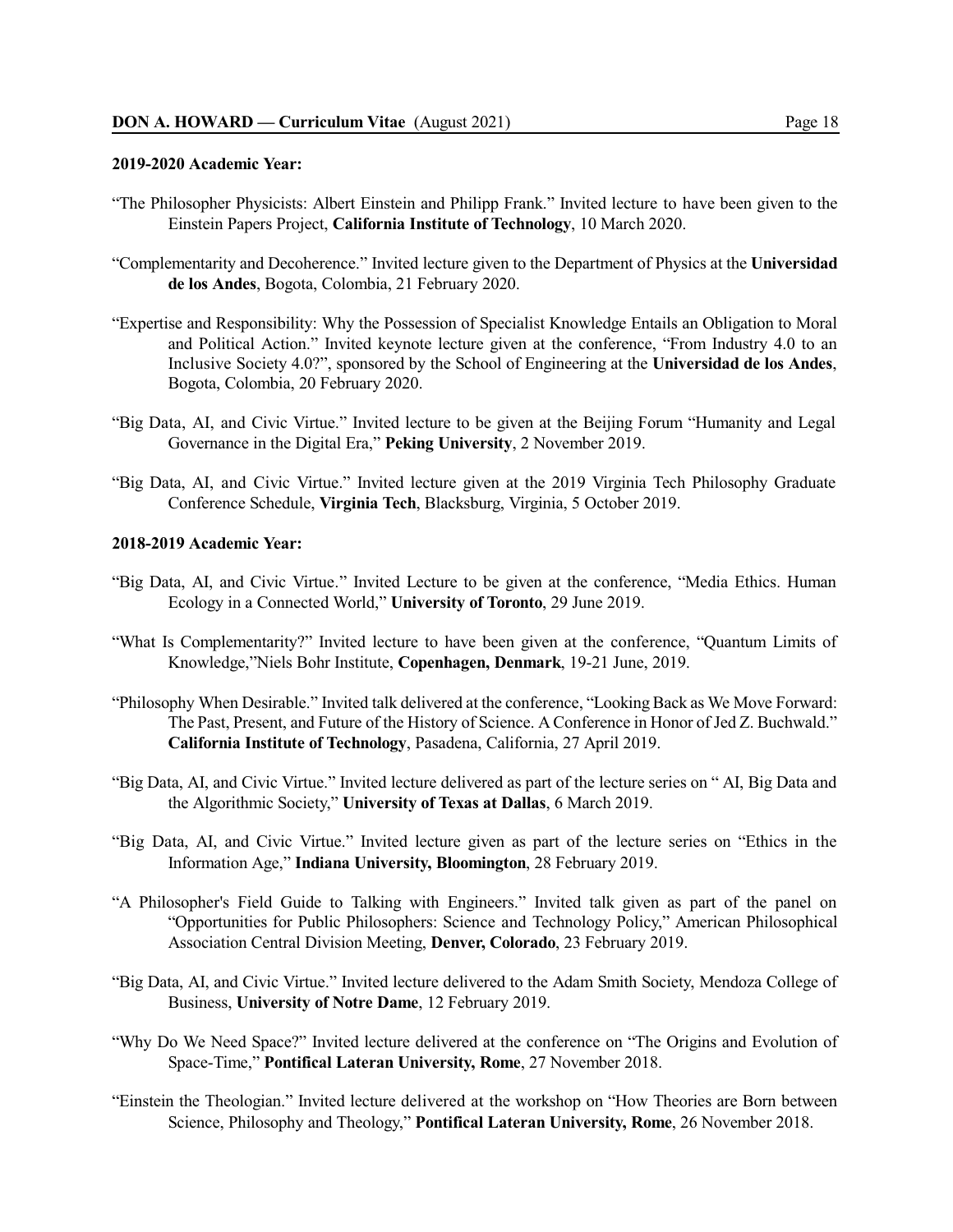**2019-2020 Academic Year:**

"The Philosopher Physicists: Albert Einstein and Philipp Frank." Invited lecture to have been given to the Einstein Papers Project, **California Institute of Technology**, 10 March 2020.

"Complementarity and Decoherence." Invited lecture given to the Department of Physics at the **Universidad de los Andes**, Bogota, Colombia, 21 February 2020.

"Expertise and Responsibility: Why the Possession of Specialist Knowledge Entails an Obligation to Moral and Political Action." Invited keynote lecture given at the conference, "From Industry 4.0 to an Inclusive Society 4.0?", sponsored by the School of Engineering at the **Universidad de los Andes**, Bogota, Colombia, 20 February 2020.

"Big Data, AI, and Civic Virtue." Invited lecture to be given at the Beijing Forum "Humanity and Legal Governance in the Digital Era," **Peking University**, 2 November 2019.

"Big Data, AI, and Civic Virtue." Invited lecture given at the 2019 Virginia Tech Philosophy Graduate Conference Schedule, **Virginia Tech**, Blacksburg, Virginia, 5 October 2019.

**2018-2019 Academic Year:**

"Big Data, AI, and Civic Virtue." Invited Lecture to be given at the conference, "Media Ethics. Human Ecology in a Connected World," **University of Toronto**, 29 June 2019.

"What Is Complementarity?" Invited lecture to have been given at the conference, "Quantum Limits of Knowledge,"Niels Bohr Institute, **Copenhagen, Denmark**, 19-21 June, 2019.

"Philosophy When Desirable." Invited talk delivered at the conference, "Looking Back as We Move Forward: The Past, Present, and Future of the History of Science. A Conference in Honor of Jed Z. Buchwald." **California Institute of Technology**, Pasadena, California, 27 April 2019.

"Big Data, AI, and Civic Virtue." Invited lecture delivered as part of the lecture series on " AI, Big Data and the Algorithmic Society," **University of Texas at Dallas**, 6 March 2019.

"Big Data, AI, and Civic Virtue." Invited lecture given as part of the lecture series on "Ethics in the Information Age," **Indiana University, Bloomington**, 28 February 2019.

"A Philosopher's Field Guide to Talking with Engineers." Invited talk given as part of the panel on "Opportunities for Public Philosophers: Science and Technology Policy," American Philosophical Association Central Division Meeting, **Denver, Colorado**, 23 February 2019.

"Big Data, AI, and Civic Virtue." Invited lecture delivered to the Adam Smith Society, Mendoza College of Business, **University of Notre Dame**, 12 February 2019.

"Why Do We Need Space?" Invited lecture delivered at the conference on "The Origins and Evolution of Space-Time," **Pontifical Lateran University, Rome**, 27 November 2018.

"Einstein the Theologian." Invited lecture delivered at the workshop on "How Theories are Born between Science, Philosophy and Theology," **Pontifical Lateran University, Rome**, 26 November 2018.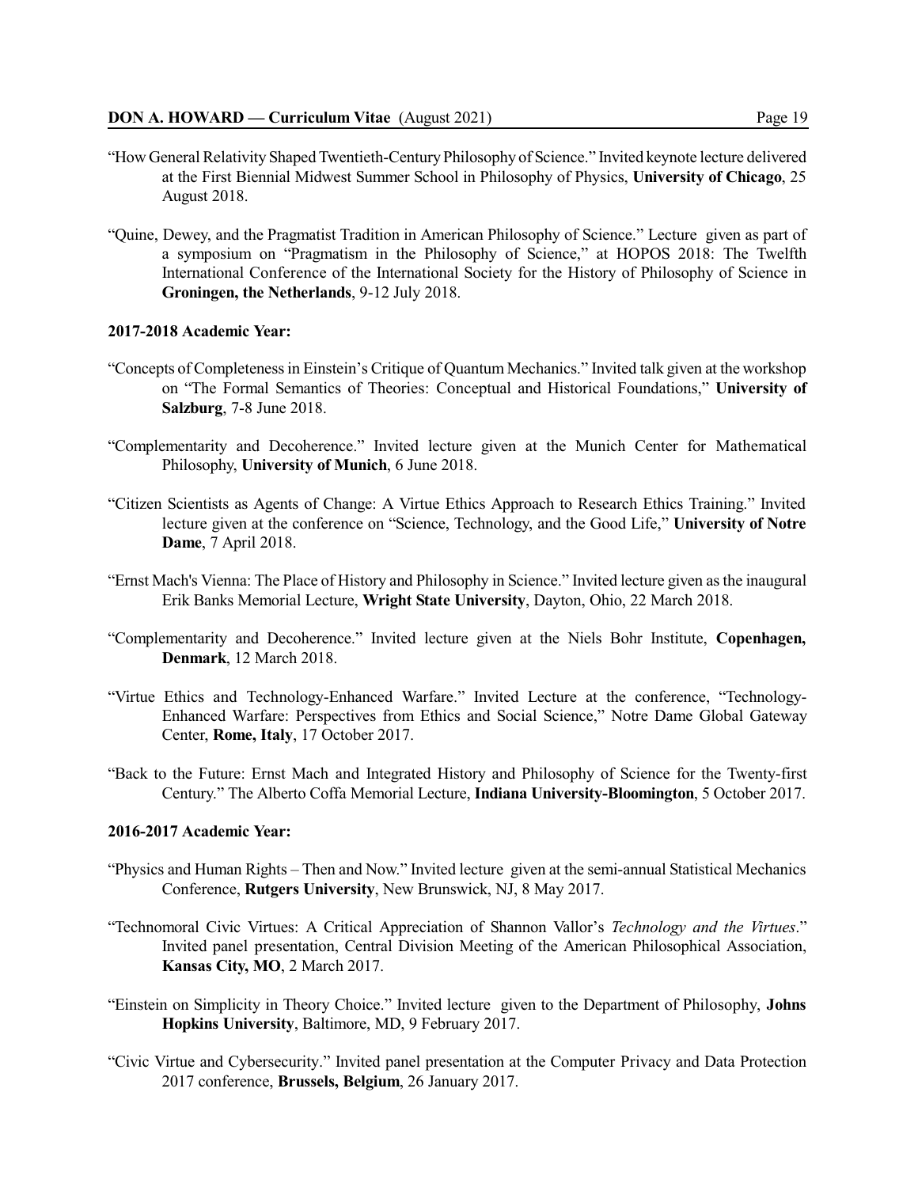"How General Relativity Shaped Twentieth-Century Philosophy of Science." Invited keynote lecture delivered at the First Biennial Midwest Summer School in Philosophy of Physics, **University of Chicago**, 25 August 2018.

"Quine, Dewey, and the Pragmatist Tradition in American Philosophy of Science." Lecture given as part of a symposium on "Pragmatism in the Philosophy of Science," at HOPOS 2018: The Twelfth International Conference of the International Society for the History of Philosophy of Science in **Groningen, the Netherlands**, 9-12 July 2018.

**2017-2018 Academic Year:**

"Concepts of Completeness in Einstein's Critique of Quantum Mechanics." Invited talk given at the workshop on "The Formal Semantics of Theories: Conceptual and Historical Foundations," **University of Salzburg**, 7-8 June 2018.

"Complementarity and Decoherence." Invited lecture given at the Munich Center for Mathematical Philosophy, **University of Munich**, 6 June 2018.

"Citizen Scientists as Agents of Change: A Virtue Ethics Approach to Research Ethics Training." Invited lecture given at the conference on "Science, Technology, and the Good Life," **University of Notre Dame**, 7 April 2018.

"Ernst Mach's Vienna: The Place of History and Philosophy in Science." Invited lecture given as the inaugural Erik Banks Memorial Lecture, **Wright State University**, Dayton, Ohio, 22 March 2018.

"Complementarity and Decoherence." Invited lecture given at the Niels Bohr Institute, **Copenhagen, Denmark**, 12 March 2018.

"Virtue Ethics and Technology-Enhanced Warfare." Invited Lecture at the conference, "Technology-Enhanced Warfare: Perspectives from Ethics and Social Science," Notre Dame Global Gateway Center, **Rome, Italy**, 17 October 2017.

"Back to the Future: Ernst Mach and Integrated History and Philosophy of Science for the Twenty-first Century." The Alberto Coffa Memorial Lecture, **Indiana University-Bloomington**, 5 October 2017.

**2016-2017 Academic Year:**

"Physics and Human Rights – Then and Now." Invited lecture given at the semi-annual Statistical Mechanics Conference, **Rutgers University**, New Brunswick, NJ, 8 May 2017.

"Technomoral Civic Virtues: A Critical Appreciation of Shannon Vallor's *Technology and the Virtues*." Invited panel presentation, Central Division Meeting of the American Philosophical Association, **Kansas City, MO**, 2 March 2017.

"Einstein on Simplicity in Theory Choice." Invited lecture given to the Department of Philosophy, **Johns Hopkins University**, Baltimore, MD, 9 February 2017.

"Civic Virtue and Cybersecurity." Invited panel presentation at the Computer Privacy and Data Protection 2017 conference, **Brussels, Belgium**, 26 January 2017.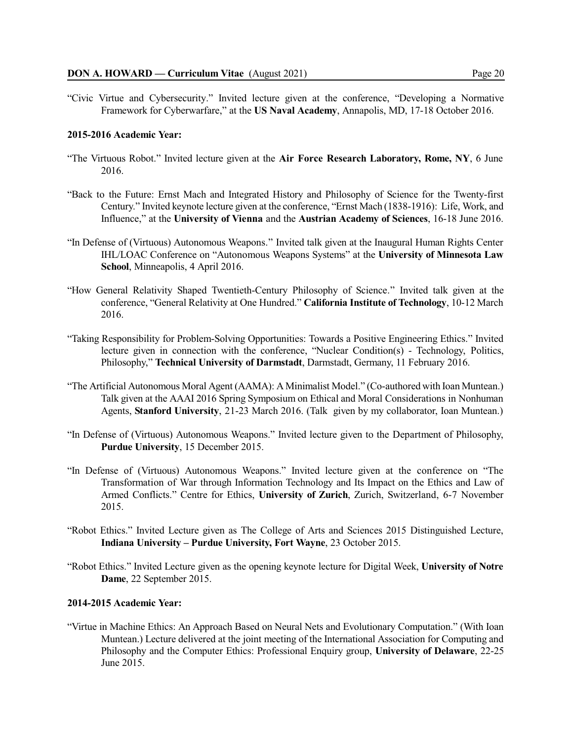"Civic Virtue and Cybersecurity." Invited lecture given at the conference, "Developing a Normative Framework for Cyberwarfare," at the **US Naval Academy**, Annapolis, MD, 17-18 October 2016.

**2015-2016 Academic Year:**

"The Virtuous Robot." Invited lecture given at the **Air Force Research Laboratory, Rome, NY**, 6 June 2016.

"Back to the Future: Ernst Mach and Integrated History and Philosophy of Science for the Twenty-first Century." Invited keynote lecture given at the conference, "Ernst Mach (1838-1916): Life, Work, and Influence," at the **University of Vienna** and the **Austrian Academy of Sciences**, 16-18 June 2016.

"In Defense of (Virtuous) Autonomous Weapons." Invited talk given at the Inaugural Human Rights Center IHL/LOAC Conference on "Autonomous Weapons Systems" at the **University of Minnesota Law School**, Minneapolis, 4 April 2016.

"How General Relativity Shaped Twentieth-Century Philosophy of Science." Invited talk given at the conference, "General Relativity at One Hundred." **California Institute of Technology**, 10-12 March 2016.

"Taking Responsibility for Problem-Solving Opportunities: Towards a Positive Engineering Ethics." Invited lecture given in connection with the conference, "Nuclear Condition(s) - Technology, Politics, Philosophy," **Technical University of Darmstadt**, Darmstadt, Germany, 11 February 2016.

"The Artificial Autonomous Moral Agent (AAMA): A Minimalist Model." (Co-authored with Ioan Muntean.) Talk given at the AAAI 2016 Spring Symposium on Ethical and Moral Considerations in Nonhuman Agents, **Stanford University**, 21-23 March 2016. (Talk given by my collaborator, Ioan Muntean.)

"In Defense of (Virtuous) Autonomous Weapons." Invited lecture given to the Department of Philosophy, **Purdue University**, 15 December 2015.

"In Defense of (Virtuous) Autonomous Weapons." Invited lecture given at the conference on "The Transformation of War through Information Technology and Its Impact on the Ethics and Law of Armed Conflicts." Centre for Ethics, **University of Zurich**, Zurich, Switzerland, 6-7 November 2015.

"Robot Ethics." Invited Lecture given as The College of Arts and Sciences 2015 Distinguished Lecture, **Indiana University – Purdue University, Fort Wayne**, 23 October 2015.

"Robot Ethics." Invited Lecture given as the opening keynote lecture for Digital Week, **University of Notre Dame**, 22 September 2015.

**2014-2015 Academic Year:**

"Virtue in Machine Ethics: An Approach Based on Neural Nets and Evolutionary Computation." (With Ioan Muntean.) Lecture delivered at the joint meeting of the International Association for Computing and Philosophy and the Computer Ethics: Professional Enquiry group, **University of Delaware**, 22-25 June 2015.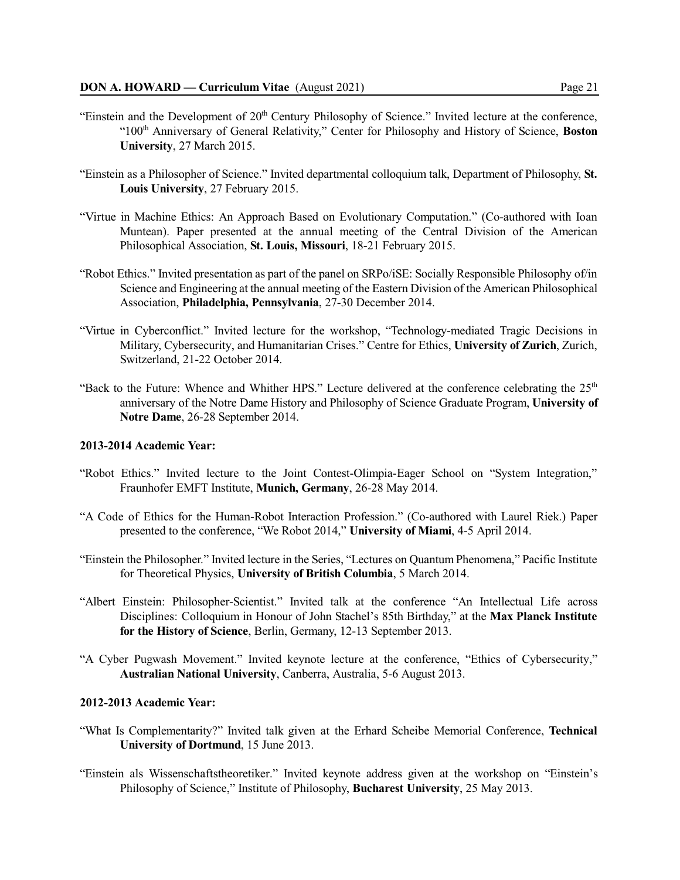"Einstein and the Development of 20th Century Philosophy of Science." Invited lecture at the conference, "100th Anniversary of General Relativity," Center for Philosophy and History of Science, **Boston University**, 27 March 2015.

"Einstein as a Philosopher of Science." Invited departmental colloquium talk, Department of Philosophy, **St. Louis University**, 27 February 2015.

"Virtue in Machine Ethics: An Approach Based on Evolutionary Computation." (Co-authored with Ioan Muntean). Paper presented at the annual meeting of the Central Division of the American Philosophical Association, **St. Louis, Missouri**, 18-21 February 2015.

"Robot Ethics." Invited presentation as part of the panel on SRPo/iSE: Socially Responsible Philosophy of/in Science and Engineering at the annual meeting of the Eastern Division of the American Philosophical Association, **Philadelphia, Pennsylvania**, 27-30 December 2014.

"Virtue in Cyberconflict." Invited lecture for the workshop, "Technology-mediated Tragic Decisions in Military, Cybersecurity, and Humanitarian Crises." Centre for Ethics, **University of Zurich**, Zurich, Switzerland, 21-22 October 2014.

"Back to the Future: Whence and Whither HPS." Lecture delivered at the conference celebrating the 25th anniversary of the Notre Dame History and Philosophy of Science Graduate Program, **University of Notre Dame**, 26-28 September 2014.

**2013-2014 Academic Year:**

"Robot Ethics." Invited lecture to the Joint Contest-Olimpia-Eager School on "System Integration," Fraunhofer EMFT Institute, **Munich, Germany**, 26-28 May 2014.

"A Code of Ethics for the Human-Robot Interaction Profession." (Co-authored with Laurel Riek.) Paper presented to the conference, "We Robot 2014," **University of Miami**, 4-5 April 2014.

"Einstein the Philosopher." Invited lecture in the Series, "Lectures on Quantum Phenomena," Pacific Institute for Theoretical Physics, **University of British Columbia**, 5 March 2014.

"Albert Einstein: Philosopher-Scientist." Invited talk at the conference "An Intellectual Life across Disciplines: Colloquium in Honour of John Stachel's 85th Birthday," at the **Max Planck Institute for the History of Science**, Berlin, Germany, 12-13 September 2013.

"A Cyber Pugwash Movement." Invited keynote lecture at the conference, "Ethics of Cybersecurity," **Australian National University**, Canberra, Australia, 5-6 August 2013.

**2012-2013 Academic Year:**

"What Is Complementarity?" Invited talk given at the Erhard Scheibe Memorial Conference, **Technical University of Dortmund**, 15 June 2013.

"Einstein als Wissenschaftstheoretiker." Invited keynote address given at the workshop on "Einstein's Philosophy of Science," Institute of Philosophy, **Bucharest University**, 25 May 2013.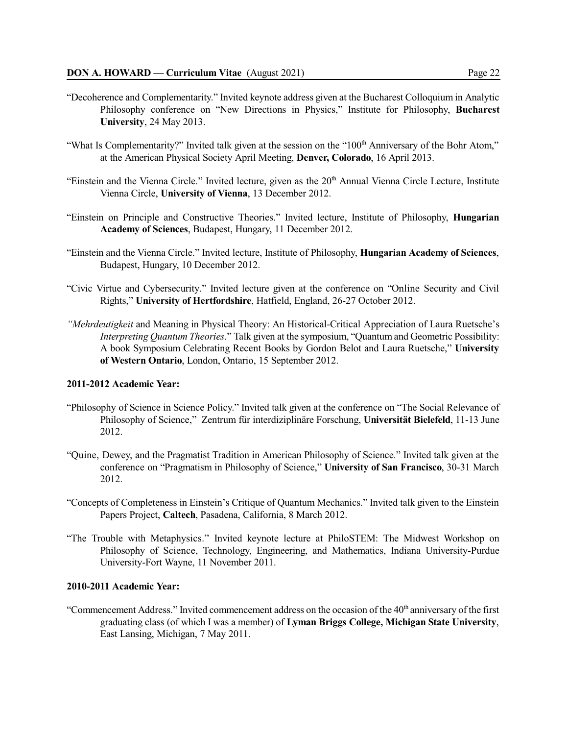"Decoherence and Complementarity." Invited keynote address given at the Bucharest Colloquium in Analytic Philosophy conference on "New Directions in Physics," Institute for Philosophy, **Bucharest University**, 24 May 2013.

"What Is Complementarity?" Invited talk given at the session on the "100th Anniversary of the Bohr Atom," at the American Physical Society April Meeting, **Denver, Colorado**, 16 April 2013.

"Einstein and the Vienna Circle." Invited lecture, given as the 20th Annual Vienna Circle Lecture, Institute Vienna Circle, **University of Vienna**, 13 December 2012.

"Einstein on Principle and Constructive Theories." Invited lecture, Institute of Philosophy, **Hungarian Academy of Sciences**, Budapest, Hungary, 11 December 2012.

"Einstein and the Vienna Circle." Invited lecture, Institute of Philosophy, **Hungarian Academy of Sciences**, Budapest, Hungary, 10 December 2012.

"Civic Virtue and Cybersecurity." Invited lecture given at the conference on "Online Security and Civil Rights," **University of Hertfordshire**, Hatfield, England, 26-27 October 2012.

*"Mehrdeutigkeit* and Meaning in Physical Theory: An Historical-Critical Appreciation of Laura Ruetsche's *Interpreting Quantum Theories*." Talk given at the symposium, "Quantum and Geometric Possibility: A book Symposium Celebrating Recent Books by Gordon Belot and Laura Ruetsche," **University of Western Ontario**, London, Ontario, 15 September 2012.

**2011-2012 Academic Year:**

"Philosophy of Science in Science Policy." Invited talk given at the conference on "The Social Relevance of Philosophy of Science," Zentrum für interdiziplinäre Forschung, **Universität Bielefeld**, 11-13 June 2012.

"Quine, Dewey, and the Pragmatist Tradition in American Philosophy of Science." Invited talk given at the conference on "Pragmatism in Philosophy of Science," **University of San Francisco**, 30-31 March 2012.

"Concepts of Completeness in Einstein's Critique of Quantum Mechanics." Invited talk given to the Einstein Papers Project, **Caltech**, Pasadena, California, 8 March 2012.

"The Trouble with Metaphysics." Invited keynote lecture at PhiloSTEM: The Midwest Workshop on Philosophy of Science, Technology, Engineering, and Mathematics, Indiana University-Purdue University-Fort Wayne, 11 November 2011.

**2010-2011 Academic Year:**

"Commencement Address." Invited commencement address on the occasion of the 40th anniversary of the first graduating class (of which I was a member) of **Lyman Briggs College, Michigan State University**, East Lansing, Michigan, 7 May 2011.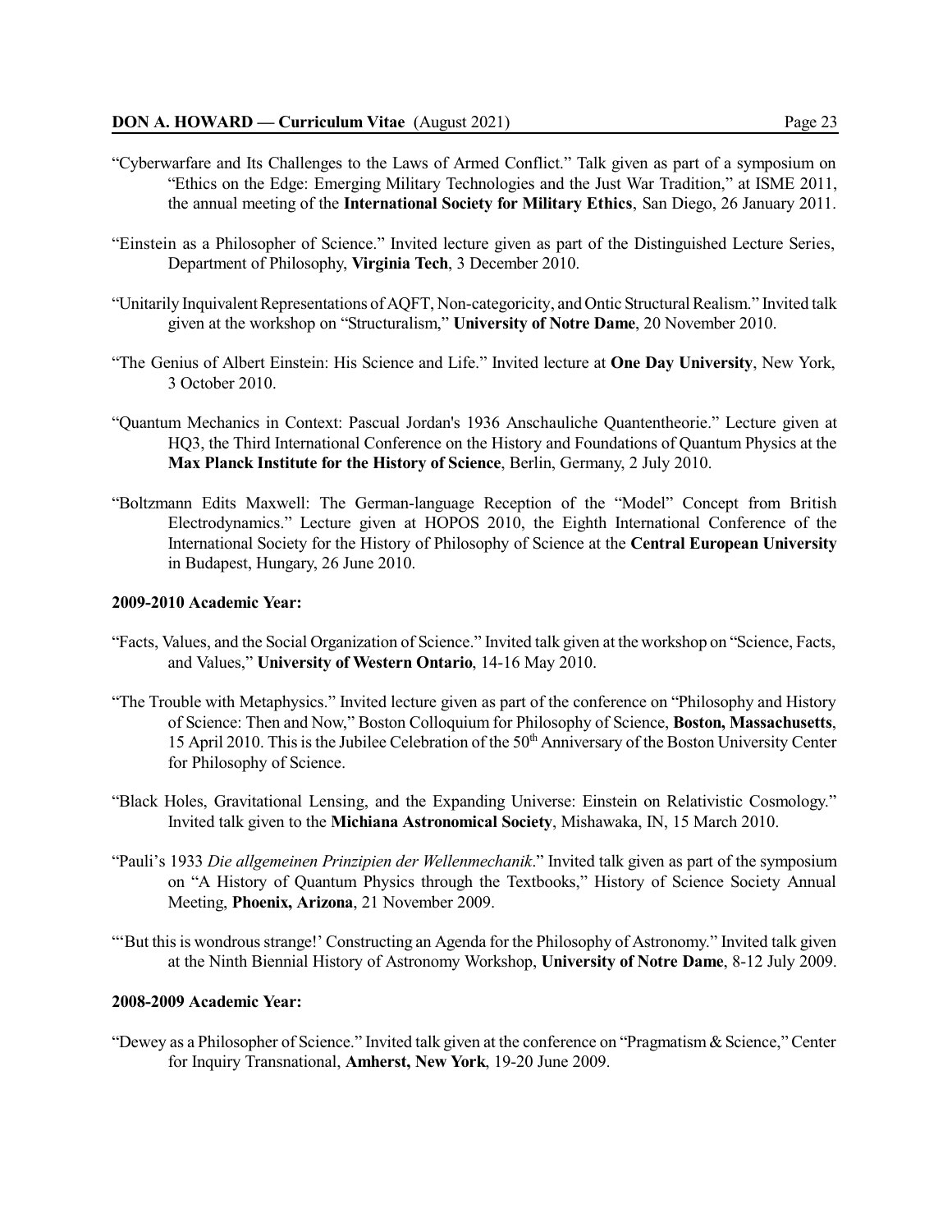"Cyberwarfare and Its Challenges to the Laws of Armed Conflict." Talk given as part of a symposium on "Ethics on the Edge: Emerging Military Technologies and the Just War Tradition," at ISME 2011, the annual meeting of the **International Society for Military Ethics**, San Diego, 26 January 2011.

"Einstein as a Philosopher of Science." Invited lecture given as part of the Distinguished Lecture Series, Department of Philosophy, **Virginia Tech**, 3 December 2010.

"Unitarily Inquivalent Representations of AQFT, Non-categoricity, and Ontic Structural Realism." Invited talk given at the workshop on "Structuralism," **University of Notre Dame**, 20 November 2010.

"The Genius of Albert Einstein: His Science and Life." Invited lecture at **One Day University**, New York, 3 October 2010.

"Quantum Mechanics in Context: Pascual Jordan's 1936 Anschauliche Quantentheorie." Lecture given at HQ3, the Third International Conference on the History and Foundations of Quantum Physics at the **Max Planck Institute for the History of Science**, Berlin, Germany, 2 July 2010.

"Boltzmann Edits Maxwell: The German-language Reception of the "Model" Concept from British Electrodynamics." Lecture given at HOPOS 2010, the Eighth International Conference of the International Society for the History of Philosophy of Science at the **Central European University** in Budapest, Hungary, 26 June 2010.

**2009-2010 Academic Year:**

"Facts, Values, and the Social Organization of Science." Invited talk given at the workshop on "Science, Facts, and Values," **University of Western Ontario**, 14-16 May 2010.

"The Trouble with Metaphysics." Invited lecture given as part of the conference on "Philosophy and History of Science: Then and Now," Boston Colloquium for Philosophy of Science, **Boston, Massachusetts**, 15 April 2010. This is the Jubilee Celebration of the 50th Anniversary of the Boston University Center for Philosophy of Science.

"Black Holes, Gravitational Lensing, and the Expanding Universe: Einstein on Relativistic Cosmology." Invited talk given to the **Michiana Astronomical Society**, Mishawaka, IN, 15 March 2010.

"Pauli's 1933 *Die allgemeinen Prinzipien der Wellenmechanik*." Invited talk given as part of the symposium on "A History of Quantum Physics through the Textbooks," History of Science Society Annual Meeting, **Phoenix, Arizona**, 21 November 2009.

"'But this is wondrous strange!' Constructing an Agenda for the Philosophy of Astronomy." Invited talk given at the Ninth Biennial History of Astronomy Workshop, **University of Notre Dame**, 8-12 July 2009.

**2008-2009 Academic Year:**

"Dewey as a Philosopher of Science." Invited talk given at the conference on "Pragmatism & Science," Center for Inquiry Transnational, **Amherst, New York**, 19-20 June 2009.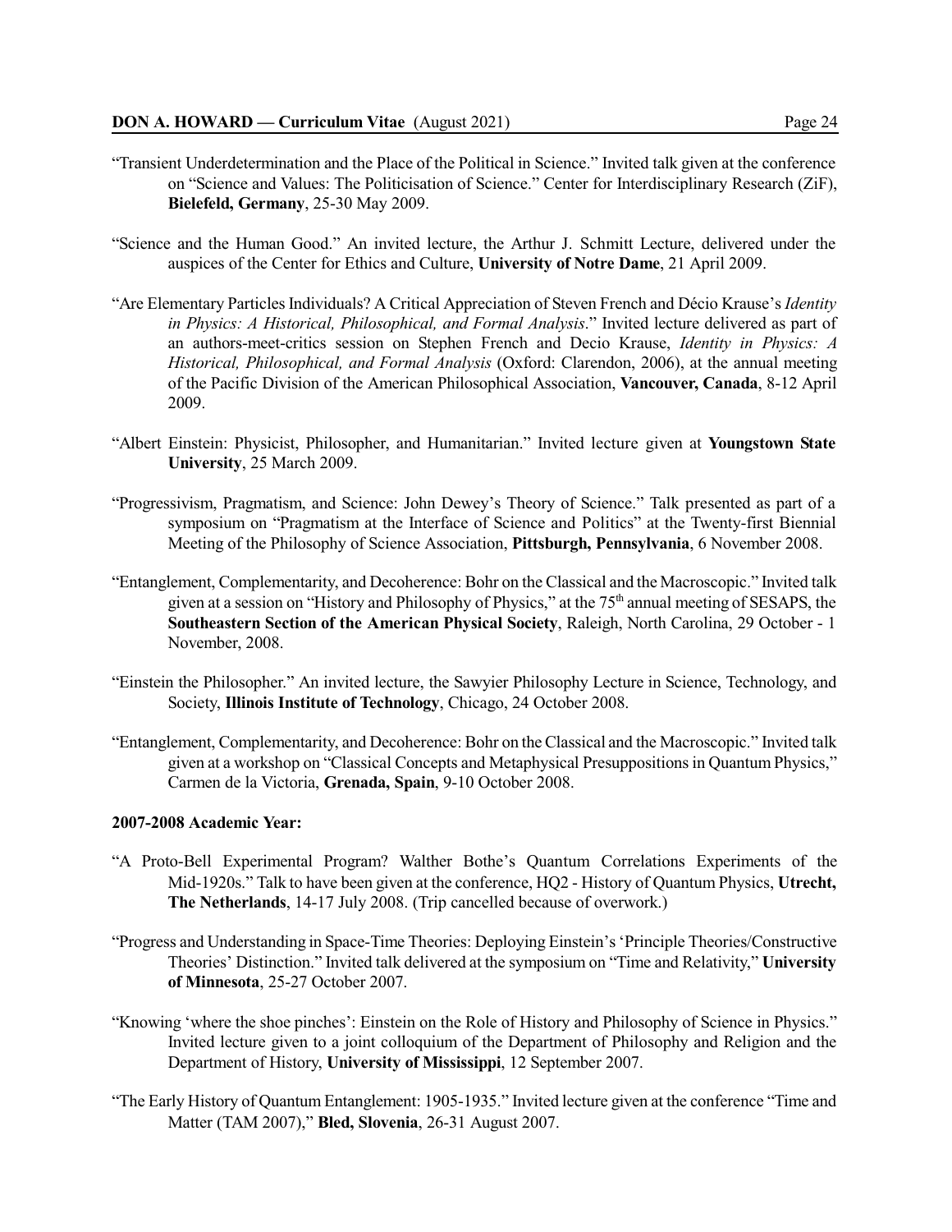"Transient Underdetermination and the Place of the Political in Science." Invited talk given at the conference on "Science and Values: The Politicisation of Science." Center for Interdisciplinary Research (ZiF), **Bielefeld, Germany**, 25-30 May 2009.

"Science and the Human Good." An invited lecture, the Arthur J. Schmitt Lecture, delivered under the auspices of the Center for Ethics and Culture, **University of Notre Dame**, 21 April 2009.

"Are Elementary Particles Individuals? A Critical Appreciation of Steven French and Décio Krause's *Identity in Physics: A Historical, Philosophical, and Formal Analysis*." Invited lecture delivered as part of an authors-meet-critics session on Stephen French and Decio Krause, *Identity in Physics: A Historical, Philosophical, and Formal Analysis* (Oxford: Clarendon, 2006), at the annual meeting of the Pacific Division of the American Philosophical Association, **Vancouver, Canada**, 8-12 April 2009.

"Albert Einstein: Physicist, Philosopher, and Humanitarian." Invited lecture given at **Youngstown State University**, 25 March 2009.

"Progressivism, Pragmatism, and Science: John Dewey's Theory of Science." Talk presented as part of a symposium on "Pragmatism at the Interface of Science and Politics" at the Twenty-first Biennial Meeting of the Philosophy of Science Association, **Pittsburgh, Pennsylvania**, 6 November 2008.

"Entanglement, Complementarity, and Decoherence: Bohr on the Classical and the Macroscopic." Invited talk given at a session on "History and Philosophy of Physics," at the 75th annual meeting of SESAPS, the **Southeastern Section of the American Physical Society**, Raleigh, North Carolina, 29 October - 1 November, 2008.

"Einstein the Philosopher." An invited lecture, the Sawyier Philosophy Lecture in Science, Technology, and Society, **Illinois Institute of Technology**, Chicago, 24 October 2008.

"Entanglement, Complementarity, and Decoherence: Bohr on the Classical and the Macroscopic." Invited talk given at a workshop on "Classical Concepts and Metaphysical Presuppositions in Quantum Physics," Carmen de la Victoria, **Grenada, Spain**, 9-10 October 2008.

**2007-2008 Academic Year:**

"A Proto-Bell Experimental Program? Walther Bothe's Quantum Correlations Experiments of the Mid-1920s." Talk to have been given at the conference, HQ2 - History of Quantum Physics, **Utrecht, The Netherlands**, 14-17 July 2008. (Trip cancelled because of overwork.)

"Progress and Understanding in Space-Time Theories: Deploying Einstein's 'Principle Theories/Constructive Theories' Distinction." Invited talk delivered at the symposium on "Time and Relativity," **University of Minnesota**, 25-27 October 2007.

"Knowing 'where the shoe pinches': Einstein on the Role of History and Philosophy of Science in Physics." Invited lecture given to a joint colloquium of the Department of Philosophy and Religion and the Department of History, **University of Mississippi**, 12 September 2007.

"The Early History of Quantum Entanglement: 1905-1935." Invited lecture given at the conference "Time and Matter (TAM 2007)," **Bled, Slovenia**, 26-31 August 2007.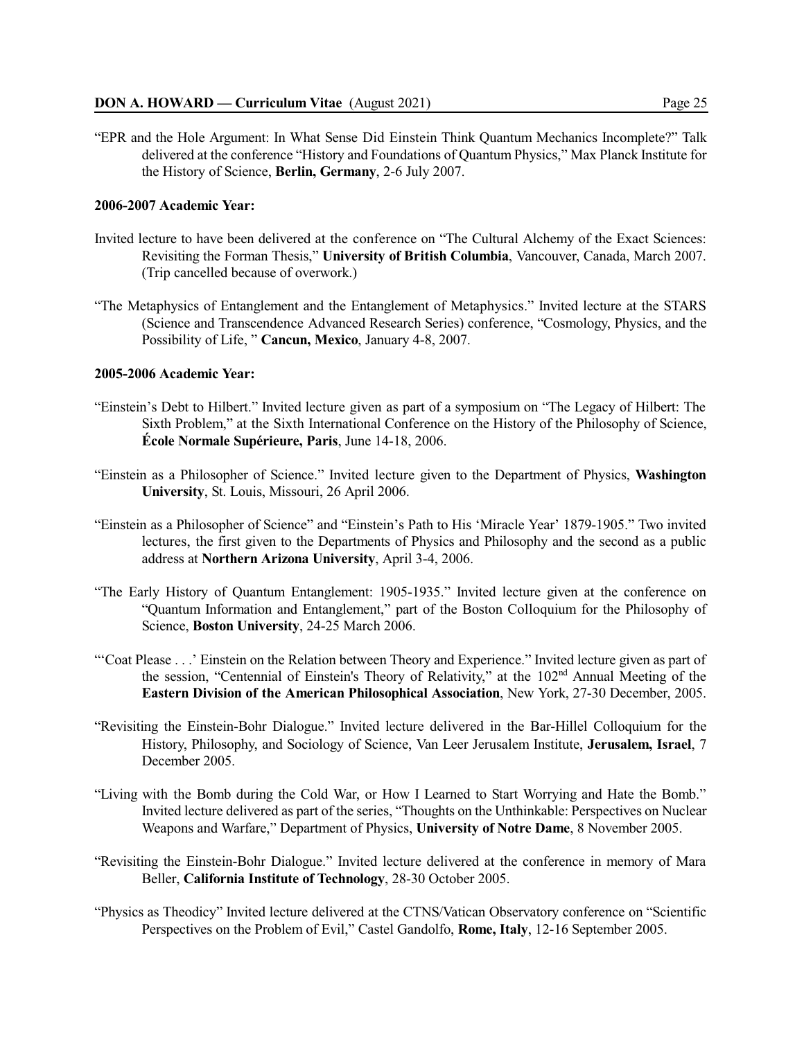"EPR and the Hole Argument: In What Sense Did Einstein Think Quantum Mechanics Incomplete?" Talk delivered at the conference "History and Foundations of Quantum Physics," Max Planck Institute for the History of Science, **Berlin, Germany**, 2-6 July 2007.

**2006-2007 Academic Year:**

Invited lecture to have been delivered at the conference on "The Cultural Alchemy of the Exact Sciences: Revisiting the Forman Thesis," **University of British Columbia**, Vancouver, Canada, March 2007. (Trip cancelled because of overwork.)

"The Metaphysics of Entanglement and the Entanglement of Metaphysics." Invited lecture at the STARS (Science and Transcendence Advanced Research Series) conference, "Cosmology, Physics, and the Possibility of Life, " **Cancun, Mexico**, January 4-8, 2007.

**2005-2006 Academic Year:**

"Einstein's Debt to Hilbert." Invited lecture given as part of a symposium on "The Legacy of Hilbert: The Sixth Problem," at the Sixth International Conference on the History of the Philosophy of Science, **École Normale Supérieure, Paris**, June 14-18, 2006.

"Einstein as a Philosopher of Science." Invited lecture given to the Department of Physics, **Washington University**, St. Louis, Missouri, 26 April 2006.

"Einstein as a Philosopher of Science" and "Einstein's Path to His 'Miracle Year' 1879-1905." Two invited lectures, the first given to the Departments of Physics and Philosophy and the second as a public address at **Northern Arizona University**, April 3-4, 2006.

"The Early History of Quantum Entanglement: 1905-1935." Invited lecture given at the conference on "Quantum Information and Entanglement," part of the Boston Colloquium for the Philosophy of Science, **Boston University**, 24-25 March 2006.

"'Coat Please . . .' Einstein on the Relation between Theory and Experience." Invited lecture given as part of the session, "Centennial of Einstein's Theory of Relativity," at the 102nd Annual Meeting of the **Eastern Division of the American Philosophical Association**, New York, 27-30 December, 2005.

"Revisiting the Einstein-Bohr Dialogue." Invited lecture delivered in the Bar-Hillel Colloquium for the History, Philosophy, and Sociology of Science, Van Leer Jerusalem Institute, **Jerusalem, Israel**, 7 December 2005.

"Living with the Bomb during the Cold War, or How I Learned to Start Worrying and Hate the Bomb." Invited lecture delivered as part of the series, "Thoughts on the Unthinkable: Perspectives on Nuclear Weapons and Warfare," Department of Physics, **University of Notre Dame**, 8 November 2005.

"Revisiting the Einstein-Bohr Dialogue." Invited lecture delivered at the conference in memory of Mara Beller, **California Institute of Technology**, 28-30 October 2005.

"Physics as Theodicy" Invited lecture delivered at the CTNS/Vatican Observatory conference on "Scientific Perspectives on the Problem of Evil," Castel Gandolfo, **Rome, Italy**, 12-16 September 2005.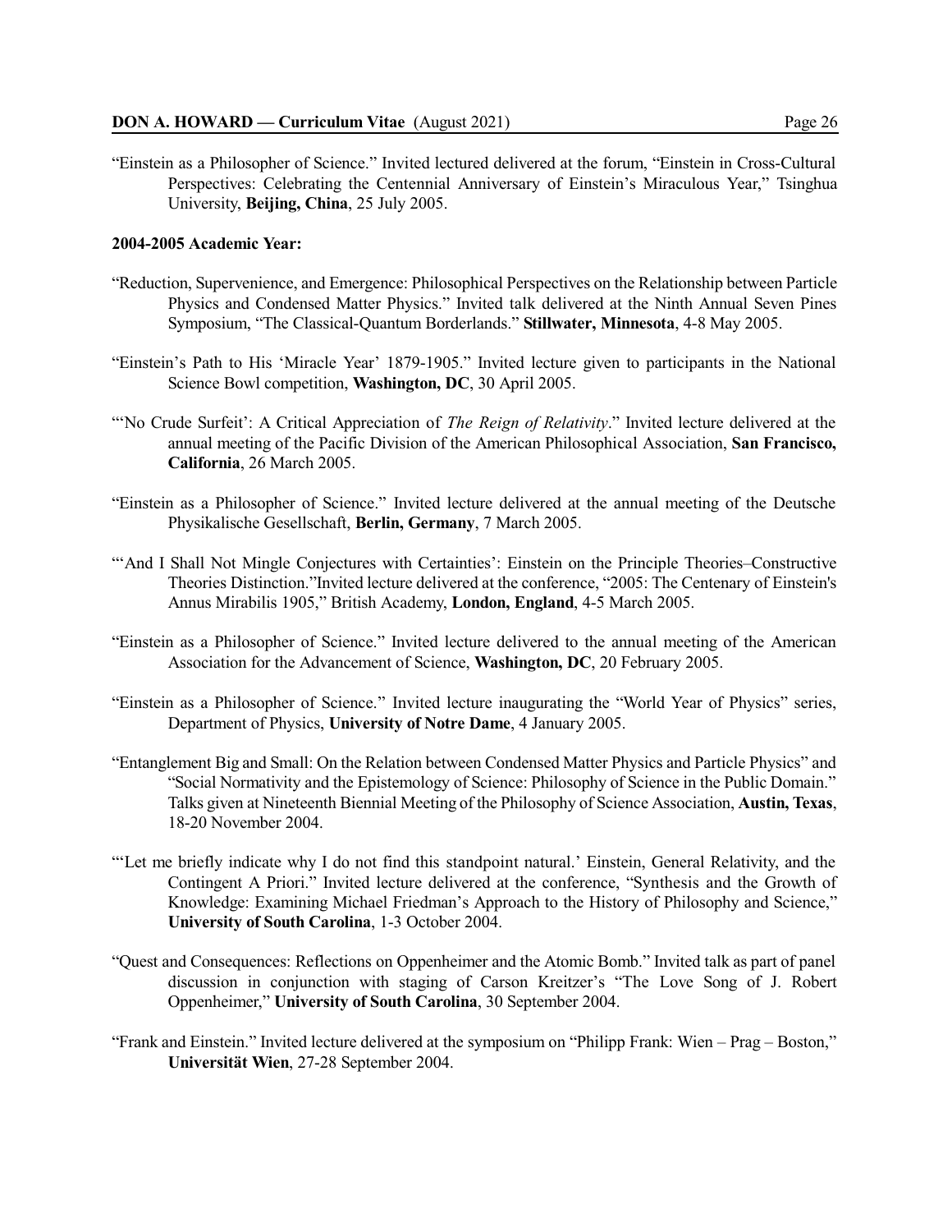"Einstein as a Philosopher of Science." Invited lectured delivered at the forum, "Einstein in Cross-Cultural Perspectives: Celebrating the Centennial Anniversary of Einstein's Miraculous Year," Tsinghua University, **Beijing, China**, 25 July 2005.

**2004-2005 Academic Year:**

"Reduction, Supervenience, and Emergence: Philosophical Perspectives on the Relationship between Particle Physics and Condensed Matter Physics." Invited talk delivered at the Ninth Annual Seven Pines Symposium, "The Classical-Quantum Borderlands." **Stillwater, Minnesota**, 4-8 May 2005.

"Einstein's Path to His 'Miracle Year' 1879-1905." Invited lecture given to participants in the National Science Bowl competition, **Washington, DC**, 30 April 2005.

"'No Crude Surfeit': A Critical Appreciation of *The Reign of Relativity*." Invited lecture delivered at the annual meeting of the Pacific Division of the American Philosophical Association, **San Francisco, California**, 26 March 2005.

"Einstein as a Philosopher of Science." Invited lecture delivered at the annual meeting of the Deutsche Physikalische Gesellschaft, **Berlin, Germany**, 7 March 2005.

"'And I Shall Not Mingle Conjectures with Certainties': Einstein on the Principle Theories–Constructive Theories Distinction."Invited lecture delivered at the conference, "2005: The Centenary of Einstein's Annus Mirabilis 1905," British Academy, **London, England**, 4-5 March 2005.

"Einstein as a Philosopher of Science." Invited lecture delivered to the annual meeting of the American Association for the Advancement of Science, **Washington, DC**, 20 February 2005.

"Einstein as a Philosopher of Science." Invited lecture inaugurating the "World Year of Physics" series, Department of Physics, **University of Notre Dame**, 4 January 2005.

"Entanglement Big and Small: On the Relation between Condensed Matter Physics and Particle Physics" and "Social Normativity and the Epistemology of Science: Philosophy of Science in the Public Domain." Talks given at Nineteenth Biennial Meeting of the Philosophy of Science Association, **Austin, Texas**, 18-20 November 2004.

"'Let me briefly indicate why I do not find this standpoint natural.' Einstein, General Relativity, and the Contingent A Priori." Invited lecture delivered at the conference, "Synthesis and the Growth of Knowledge: Examining Michael Friedman's Approach to the History of Philosophy and Science," **University of South Carolina**, 1-3 October 2004.

"Quest and Consequences: Reflections on Oppenheimer and the Atomic Bomb." Invited talk as part of panel discussion in conjunction with staging of Carson Kreitzer's "The Love Song of J. Robert Oppenheimer," **University of South Carolina**, 30 September 2004.

"Frank and Einstein." Invited lecture delivered at the symposium on "Philipp Frank: Wien – Prag – Boston," **Universität Wien**, 27-28 September 2004.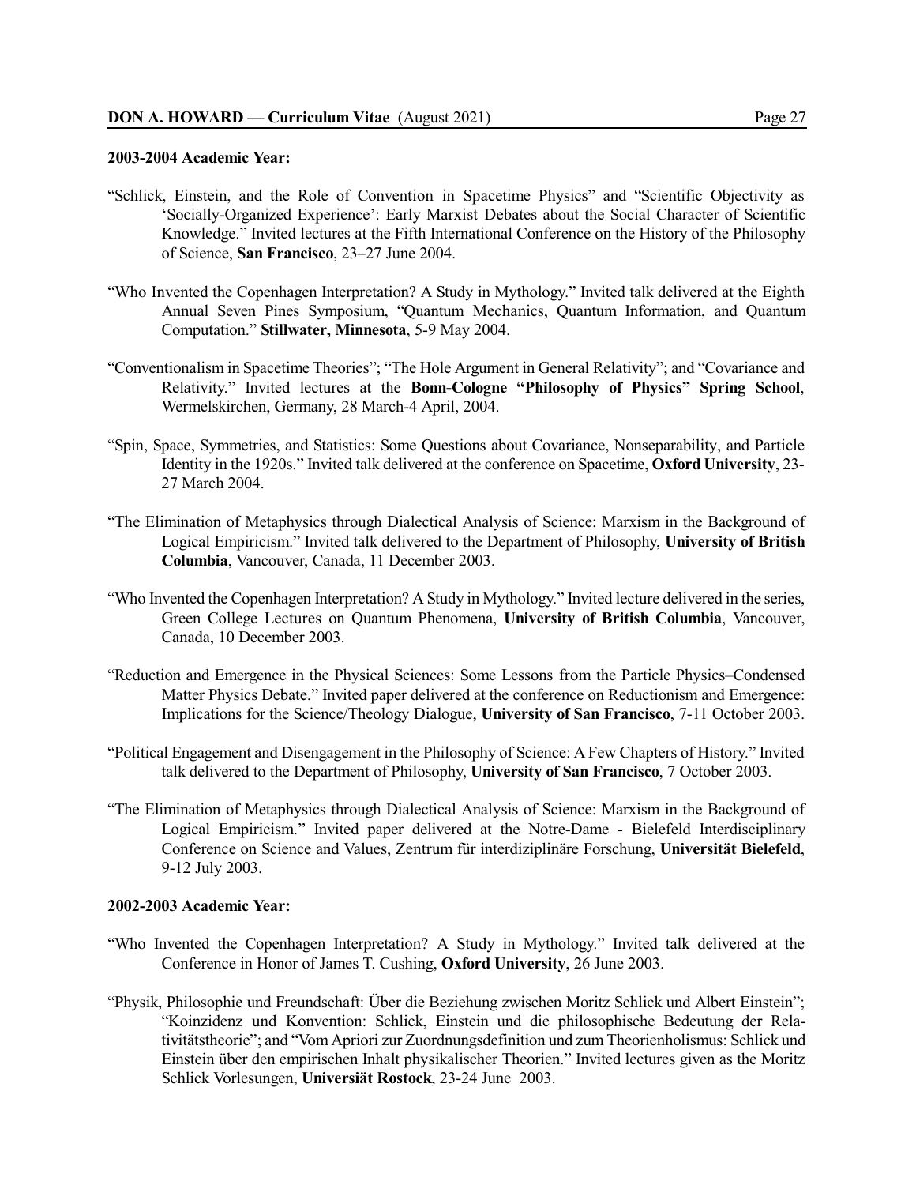**2003-2004 Academic Year:**

"Schlick, Einstein, and the Role of Convention in Spacetime Physics" and "Scientific Objectivity as 'Socially-Organized Experience': Early Marxist Debates about the Social Character of Scientific Knowledge." Invited lectures at the Fifth International Conference on the History of the Philosophy of Science, **San Francisco**, 23–27 June 2004.

"Who Invented the Copenhagen Interpretation? A Study in Mythology." Invited talk delivered at the Eighth Annual Seven Pines Symposium, "Quantum Mechanics, Quantum Information, and Quantum Computation." **Stillwater, Minnesota**, 5-9 May 2004.

"Conventionalism in Spacetime Theories"; "The Hole Argument in General Relativity"; and "Covariance and Relativity." Invited lectures at the **Bonn-Cologne "Philosophy of Physics" Spring School**, Wermelskirchen, Germany, 28 March-4 April, 2004.

"Spin, Space, Symmetries, and Statistics: Some Questions about Covariance, Nonseparability, and Particle Identity in the 1920s." Invited talk delivered at the conference on Spacetime, **Oxford University**, 23-27 March 2004.

"The Elimination of Metaphysics through Dialectical Analysis of Science: Marxism in the Background of Logical Empiricism." Invited talk delivered to the Department of Philosophy, **University of British Columbia**, Vancouver, Canada, 11 December 2003.

"Who Invented the Copenhagen Interpretation? A Study in Mythology." Invited lecture delivered in the series, Green College Lectures on Quantum Phenomena, **University of British Columbia**, Vancouver, Canada, 10 December 2003.

"Reduction and Emergence in the Physical Sciences: Some Lessons from the Particle Physics–Condensed Matter Physics Debate." Invited paper delivered at the conference on Reductionism and Emergence: Implications for the Science/Theology Dialogue, **University of San Francisco**, 7-11 October 2003.

"Political Engagement and Disengagement in the Philosophy of Science: A Few Chapters of History." Invited talk delivered to the Department of Philosophy, **University of San Francisco**, 7 October 2003.

"The Elimination of Metaphysics through Dialectical Analysis of Science: Marxism in the Background of Logical Empiricism." Invited paper delivered at the Notre-Dame - Bielefeld Interdisciplinary Conference on Science and Values, Zentrum für interdiziplinäre Forschung, **Universität Bielefeld**, 9-12 July 2003.

**2002-2003 Academic Year:**

"Who Invented the Copenhagen Interpretation? A Study in Mythology." Invited talk delivered at the Conference in Honor of James T. Cushing, **Oxford University**, 26 June 2003.

"Physik, Philosophie und Freundschaft: Über die Beziehung zwischen Moritz Schlick und Albert Einstein"; "Koinzidenz und Konvention: Schlick, Einstein und die philosophische Bedeutung der Relativitätstheorie"; and "Vom Apriori zur Zuordnungsdefinition und zum Theorienholismus: Schlick und Einstein über den empirischen Inhalt physikalischer Theorien." Invited lectures given as the Moritz Schlick Vorlesungen, **Universiät Rostock**, 23-24 June 2003.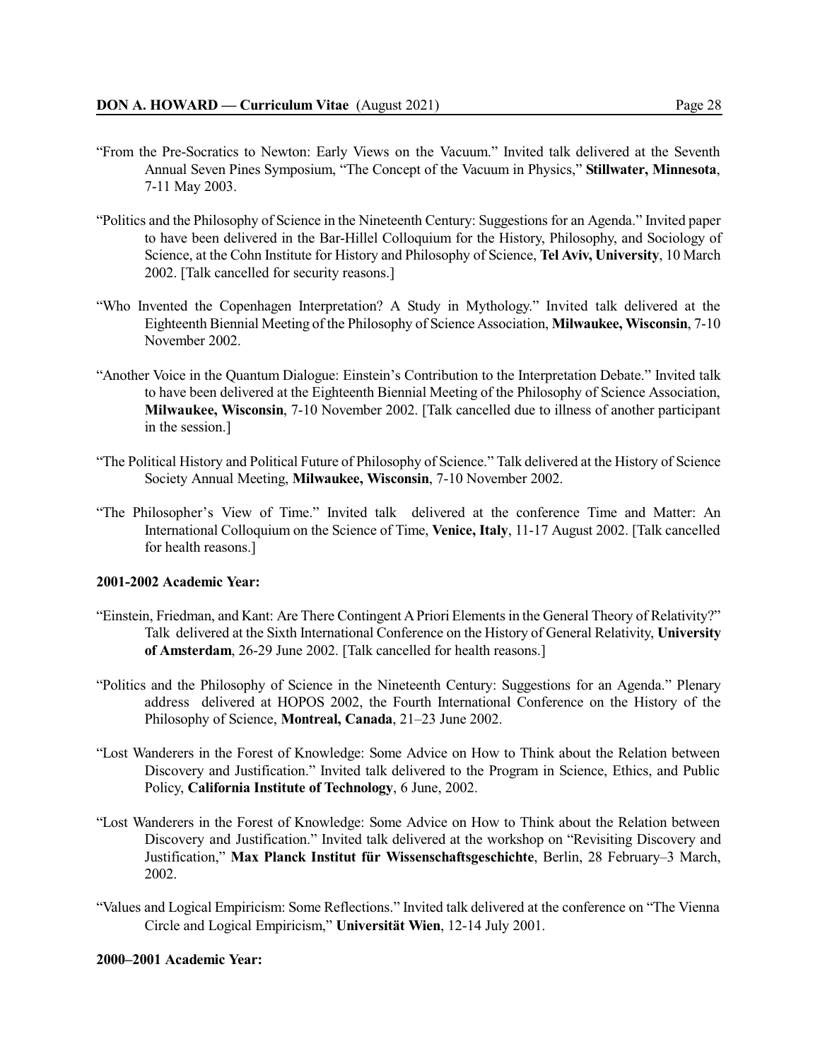"From the Pre-Socratics to Newton: Early Views on the Vacuum." Invited talk delivered at the Seventh Annual Seven Pines Symposium, "The Concept of the Vacuum in Physics," **Stillwater, Minnesota**, 7-11 May 2003.

"Politics and the Philosophy of Science in the Nineteenth Century: Suggestions for an Agenda." Invited paper to have been delivered in the Bar-Hillel Colloquium for the History, Philosophy, and Sociology of Science, at the Cohn Institute for History and Philosophy of Science, **Tel Aviv, University**, 10 March 2002. [Talk cancelled for security reasons.]

"Who Invented the Copenhagen Interpretation? A Study in Mythology." Invited talk delivered at the Eighteenth Biennial Meeting of the Philosophy of Science Association, **Milwaukee, Wisconsin**, 7-10 November 2002.

"Another Voice in the Quantum Dialogue: Einstein's Contribution to the Interpretation Debate." Invited talk to have been delivered at the Eighteenth Biennial Meeting of the Philosophy of Science Association, **Milwaukee, Wisconsin**, 7-10 November 2002. [Talk cancelled due to illness of another participant in the session.]

"The Political History and Political Future of Philosophy of Science." Talk delivered at the History of Science Society Annual Meeting, **Milwaukee, Wisconsin**, 7-10 November 2002.

"The Philosopher's View of Time." Invited talk delivered at the conference Time and Matter: An International Colloquium on the Science of Time, **Venice, Italy**, 11-17 August 2002. [Talk cancelled for health reasons.]

**2001-2002 Academic Year:**

"Einstein, Friedman, and Kant: Are There Contingent A Priori Elements in the General Theory of Relativity?" Talk delivered at the Sixth International Conference on the History of General Relativity, **University of Amsterdam**, 26-29 June 2002. [Talk cancelled for health reasons.]

"Politics and the Philosophy of Science in the Nineteenth Century: Suggestions for an Agenda." Plenary address delivered at HOPOS 2002, the Fourth International Conference on the History of the Philosophy of Science, **Montreal, Canada**, 21–23 June 2002.

"Lost Wanderers in the Forest of Knowledge: Some Advice on How to Think about the Relation between Discovery and Justification." Invited talk delivered to the Program in Science, Ethics, and Public Policy, **California Institute of Technology**, 6 June, 2002.

"Lost Wanderers in the Forest of Knowledge: Some Advice on How to Think about the Relation between Discovery and Justification." Invited talk delivered at the workshop on "Revisiting Discovery and Justification," **Max Planck Institut für Wissenschaftsgeschichte**, Berlin, 28 February–3 March, 2002.

"Values and Logical Empiricism: Some Reflections." Invited talk delivered at the conference on "The Vienna Circle and Logical Empiricism," **Universität Wien**, 12-14 July 2001.

**2000–2001 Academic Year:**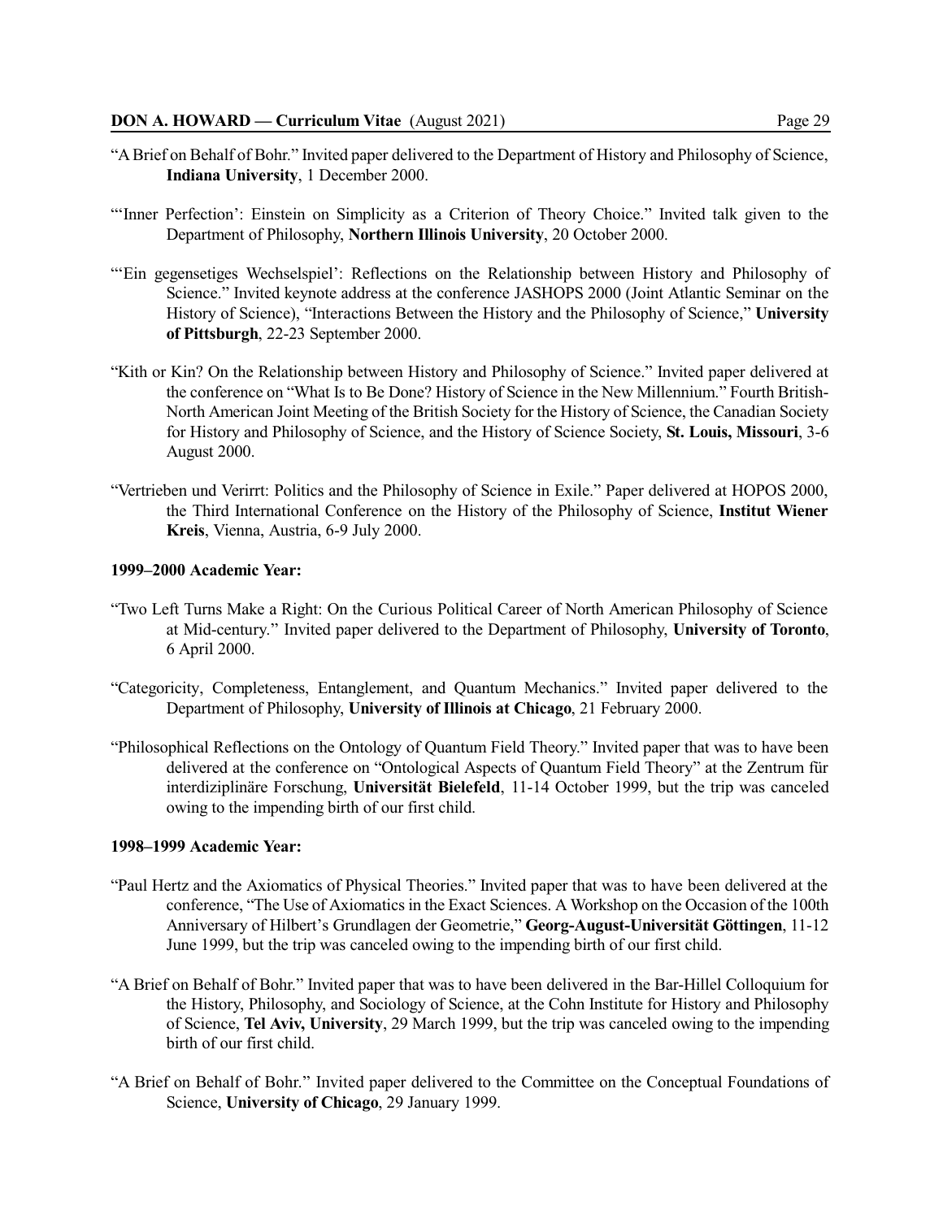"A Brief on Behalf of Bohr." Invited paper delivered to the Department of History and Philosophy of Science, **Indiana University**, 1 December 2000.

"'Inner Perfection': Einstein on Simplicity as a Criterion of Theory Choice." Invited talk given to the Department of Philosophy, **Northern Illinois University**, 20 October 2000.

"'Ein gegensetiges Wechselspiel': Reflections on the Relationship between History and Philosophy of Science." Invited keynote address at the conference JASHOPS 2000 (Joint Atlantic Seminar on the History of Science), "Interactions Between the History and the Philosophy of Science," **University of Pittsburgh**, 22-23 September 2000.

"Kith or Kin? On the Relationship between History and Philosophy of Science." Invited paper delivered at the conference on "What Is to Be Done? History of Science in the New Millennium." Fourth British-North American Joint Meeting of the British Society for the History of Science, the Canadian Society for History and Philosophy of Science, and the History of Science Society, **St. Louis, Missouri**, 3-6 August 2000.

"Vertrieben und Verirrt: Politics and the Philosophy of Science in Exile." Paper delivered at HOPOS 2000, the Third International Conference on the History of the Philosophy of Science, **Institut Wiener Kreis**, Vienna, Austria, 6-9 July 2000.

**1999–2000 Academic Year:**

"Two Left Turns Make a Right: On the Curious Political Career of North American Philosophy of Science at Mid-century." Invited paper delivered to the Department of Philosophy, **University of Toronto**, 6 April 2000.

"Categoricity, Completeness, Entanglement, and Quantum Mechanics." Invited paper delivered to the Department of Philosophy, **University of Illinois at Chicago**, 21 February 2000.

"Philosophical Reflections on the Ontology of Quantum Field Theory." Invited paper that was to have been delivered at the conference on "Ontological Aspects of Quantum Field Theory" at the Zentrum für interdiziplinäre Forschung, **Universität Bielefeld**, 11-14 October 1999, but the trip was canceled owing to the impending birth of our first child.

**1998–1999 Academic Year:**

"Paul Hertz and the Axiomatics of Physical Theories." Invited paper that was to have been delivered at the conference, "The Use of Axiomatics in the Exact Sciences. A Workshop on the Occasion of the 100th Anniversary of Hilbert's Grundlagen der Geometrie," **Georg-August-Universität Göttingen**, 11-12 June 1999, but the trip was canceled owing to the impending birth of our first child.

"A Brief on Behalf of Bohr." Invited paper that was to have been delivered in the Bar-Hillel Colloquium for the History, Philosophy, and Sociology of Science, at the Cohn Institute for History and Philosophy of Science, **Tel Aviv, University**, 29 March 1999, but the trip was canceled owing to the impending birth of our first child.

"A Brief on Behalf of Bohr." Invited paper delivered to the Committee on the Conceptual Foundations of Science, **University of Chicago**, 29 January 1999.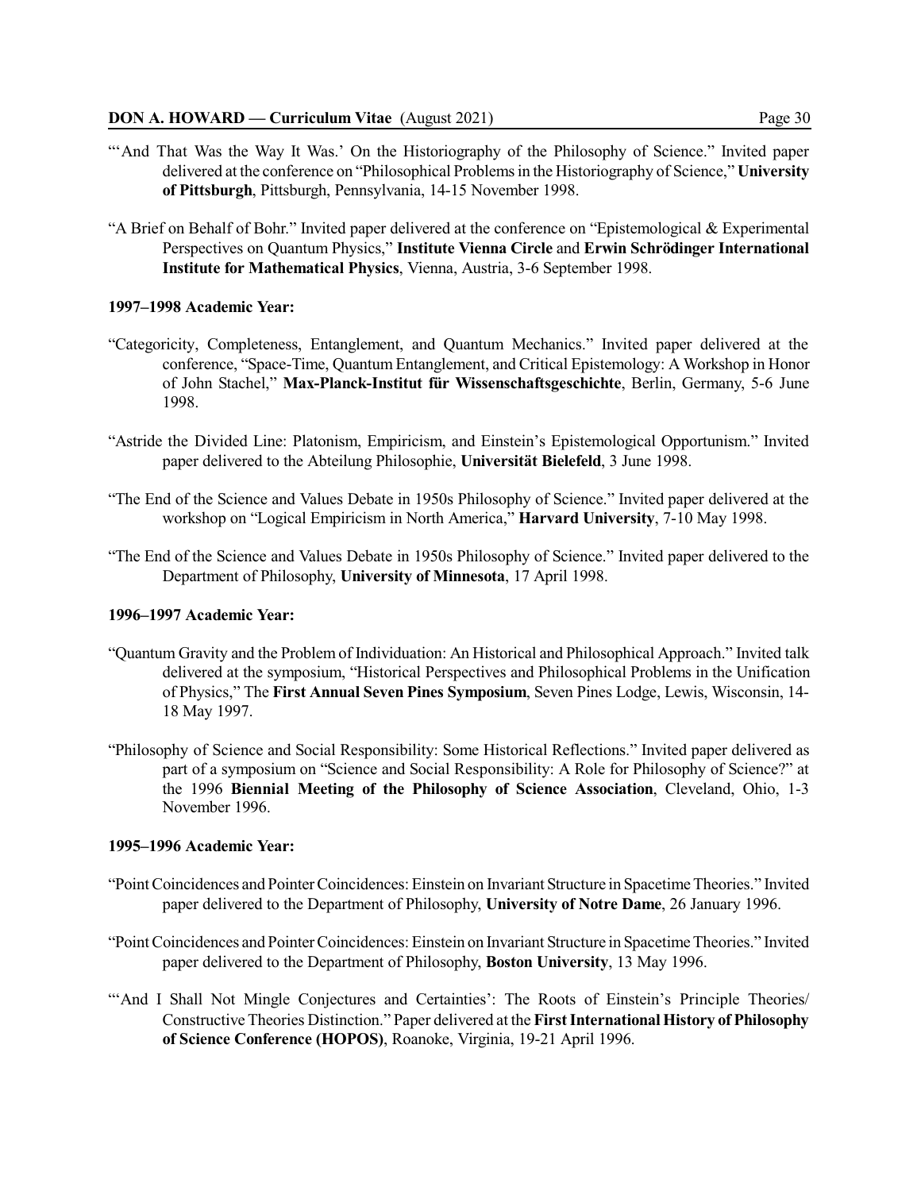"'And That Was the Way It Was.' On the Historiography of the Philosophy of Science." Invited paper delivered at the conference on "Philosophical Problems in the Historiography of Science," **University of Pittsburgh**, Pittsburgh, Pennsylvania, 14-15 November 1998.

"A Brief on Behalf of Bohr." Invited paper delivered at the conference on "Epistemological & Experimental Perspectives on Quantum Physics," **Institute Vienna Circle** and **Erwin Schrödinger International Institute for Mathematical Physics**, Vienna, Austria, 3-6 September 1998.

**1997–1998 Academic Year:**

"Categoricity, Completeness, Entanglement, and Quantum Mechanics." Invited paper delivered at the conference, "Space-Time, Quantum Entanglement, and Critical Epistemology: A Workshop in Honor of John Stachel," **Max-Planck-Institut für Wissenschaftsgeschichte**, Berlin, Germany, 5-6 June 1998.

"Astride the Divided Line: Platonism, Empiricism, and Einstein's Epistemological Opportunism." Invited paper delivered to the Abteilung Philosophie, **Universität Bielefeld**, 3 June 1998.

"The End of the Science and Values Debate in 1950s Philosophy of Science." Invited paper delivered at the workshop on "Logical Empiricism in North America," **Harvard University**, 7-10 May 1998.

"The End of the Science and Values Debate in 1950s Philosophy of Science." Invited paper delivered to the Department of Philosophy, **University of Minnesota**, 17 April 1998.

**1996–1997 Academic Year:**

"Quantum Gravity and the Problem of Individuation: An Historical and Philosophical Approach." Invited talk delivered at the symposium, "Historical Perspectives and Philosophical Problems in the Unification of Physics," The **First Annual Seven Pines Symposium**, Seven Pines Lodge, Lewis, Wisconsin, 14-18 May 1997.

"Philosophy of Science and Social Responsibility: Some Historical Reflections." Invited paper delivered as part of a symposium on "Science and Social Responsibility: A Role for Philosophy of Science?" at the 1996 **Biennial Meeting of the Philosophy of Science Association**, Cleveland, Ohio, 1-3 November 1996.

**1995–1996 Academic Year:**

"Point Coincidences and Pointer Coincidences: Einstein on Invariant Structure in Spacetime Theories." Invited paper delivered to the Department of Philosophy, **University of Notre Dame**, 26 January 1996.

"Point Coincidences and Pointer Coincidences: Einstein on Invariant Structure in Spacetime Theories." Invited paper delivered to the Department of Philosophy, **Boston University**, 13 May 1996.

"'And I Shall Not Mingle Conjectures and Certainties': The Roots of Einstein's Principle Theories/ Constructive Theories Distinction." Paper delivered at the **First International History of Philosophy of Science Conference (HOPOS)**, Roanoke, Virginia, 19-21 April 1996.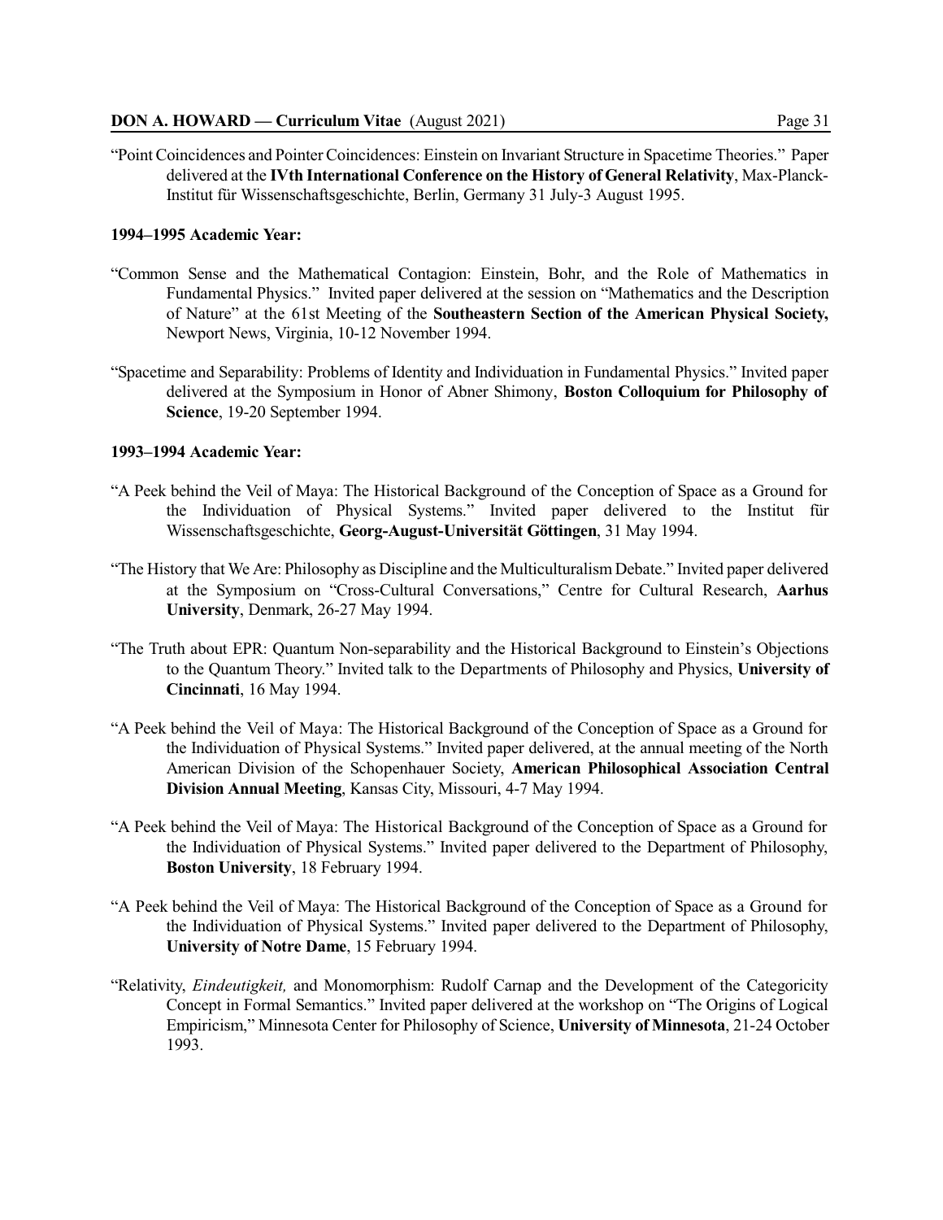“Point Coincidences and Pointer Coincidences: Einstein on Invariant Structure in Spacetime Theories.” Paper delivered at the **IVth International Conference on the History of General Relativity**, Max-Planck-Institut für Wissenschaftsgeschichte, Berlin, Germany 31 July-3 August 1995.

**1994–1995 Academic Year:**

“Common Sense and the Mathematical Contagion: Einstein, Bohr, and the Role of Mathematics in Fundamental Physics.” Invited paper delivered at the session on “Mathematics and the Description of Nature” at the 61st Meeting of the **Southeastern Section of the American Physical Society,** Newport News, Virginia, 10-12 November 1994.

“Spacetime and Separability: Problems of Identity and Individuation in Fundamental Physics.” Invited paper delivered at the Symposium in Honor of Abner Shimony, **Boston Colloquium for Philosophy of Science**, 19-20 September 1994.

**1993–1994 Academic Year:**

“A Peek behind the Veil of Maya: The Historical Background of the Conception of Space as a Ground for the Individuation of Physical Systems.” Invited paper delivered to the Institut für Wissenschaftsgeschichte, **Georg-August-Universität Göttingen**, 31 May 1994.

“The History that We Are: Philosophy as Discipline and the Multiculturalism Debate.” Invited paper delivered at the Symposium on “Cross-Cultural Conversations,” Centre for Cultural Research, **Aarhus University**, Denmark, 26-27 May 1994.

“The Truth about EPR: Quantum Non-separability and the Historical Background to Einstein’s Objections to the Quantum Theory.” Invited talk to the Departments of Philosophy and Physics, **University of Cincinnati**, 16 May 1994.

“A Peek behind the Veil of Maya: The Historical Background of the Conception of Space as a Ground for the Individuation of Physical Systems.” Invited paper delivered, at the annual meeting of the North American Division of the Schopenhauer Society, **American Philosophical Association Central Division Annual Meeting**, Kansas City, Missouri, 4-7 May 1994.

“A Peek behind the Veil of Maya: The Historical Background of the Conception of Space as a Ground for the Individuation of Physical Systems.” Invited paper delivered to the Department of Philosophy, **Boston University**, 18 February 1994.

“A Peek behind the Veil of Maya: The Historical Background of the Conception of Space as a Ground for the Individuation of Physical Systems.” Invited paper delivered to the Department of Philosophy, **University of Notre Dame**, 15 February 1994.

“Relativity, *Eindeutigkeit,* and Monomorphism: Rudolf Carnap and the Development of the Categoricity Concept in Formal Semantics.” Invited paper delivered at the workshop on “The Origins of Logical Empiricism,” Minnesota Center for Philosophy of Science, **University of Minnesota**, 21-24 October 1993.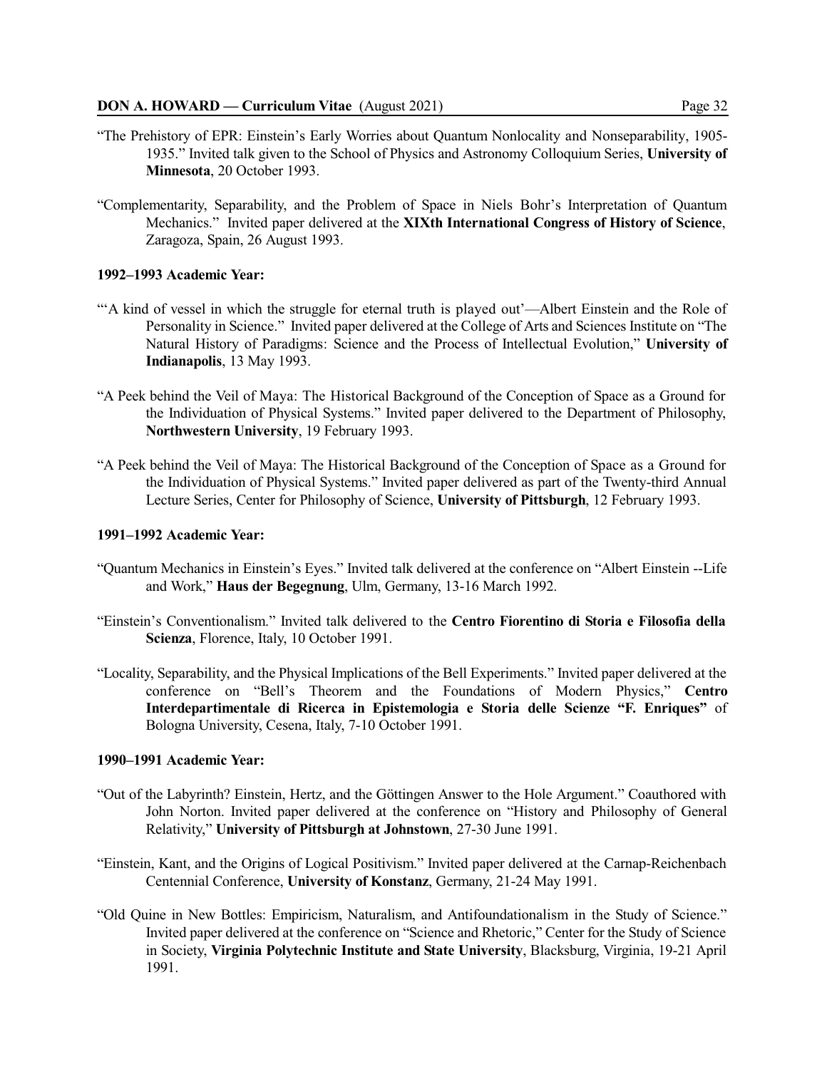"The Prehistory of EPR: Einstein's Early Worries about Quantum Nonlocality and Nonseparability, 1905-1935." Invited talk given to the School of Physics and Astronomy Colloquium Series, **University of Minnesota**, 20 October 1993.

"Complementarity, Separability, and the Problem of Space in Niels Bohr's Interpretation of Quantum Mechanics." Invited paper delivered at the **XIXth International Congress of History of Science**, Zaragoza, Spain, 26 August 1993.

**1992–1993 Academic Year:**

"'A kind of vessel in which the struggle for eternal truth is played out'—Albert Einstein and the Role of Personality in Science." Invited paper delivered at the College of Arts and Sciences Institute on "The Natural History of Paradigms: Science and the Process of Intellectual Evolution," **University of Indianapolis**, 13 May 1993.

"A Peek behind the Veil of Maya: The Historical Background of the Conception of Space as a Ground for the Individuation of Physical Systems." Invited paper delivered to the Department of Philosophy, **Northwestern University**, 19 February 1993.

"A Peek behind the Veil of Maya: The Historical Background of the Conception of Space as a Ground for the Individuation of Physical Systems." Invited paper delivered as part of the Twenty-third Annual Lecture Series, Center for Philosophy of Science, **University of Pittsburgh**, 12 February 1993.

**1991–1992 Academic Year:**

"Quantum Mechanics in Einstein's Eyes." Invited talk delivered at the conference on "Albert Einstein --Life and Work," **Haus der Begegnung**, Ulm, Germany, 13-16 March 1992.

"Einstein's Conventionalism." Invited talk delivered to the **Centro Fiorentino di Storia e Filosofia della Scienza**, Florence, Italy, 10 October 1991.

"Locality, Separability, and the Physical Implications of the Bell Experiments." Invited paper delivered at the conference on "Bell's Theorem and the Foundations of Modern Physics," **Centro Interdepartimentale di Ricerca in Epistemologia e Storia delle Scienze "F. Enriques"** of Bologna University, Cesena, Italy, 7-10 October 1991.

**1990–1991 Academic Year:**

"Out of the Labyrinth? Einstein, Hertz, and the Göttingen Answer to the Hole Argument." Coauthored with John Norton. Invited paper delivered at the conference on "History and Philosophy of General Relativity," **University of Pittsburgh at Johnstown**, 27-30 June 1991.

"Einstein, Kant, and the Origins of Logical Positivism." Invited paper delivered at the Carnap-Reichenbach Centennial Conference, **University of Konstanz**, Germany, 21-24 May 1991.

"Old Quine in New Bottles: Empiricism, Naturalism, and Antifoundationalism in the Study of Science." Invited paper delivered at the conference on "Science and Rhetoric," Center for the Study of Science in Society, **Virginia Polytechnic Institute and State University**, Blacksburg, Virginia, 19-21 April 1991.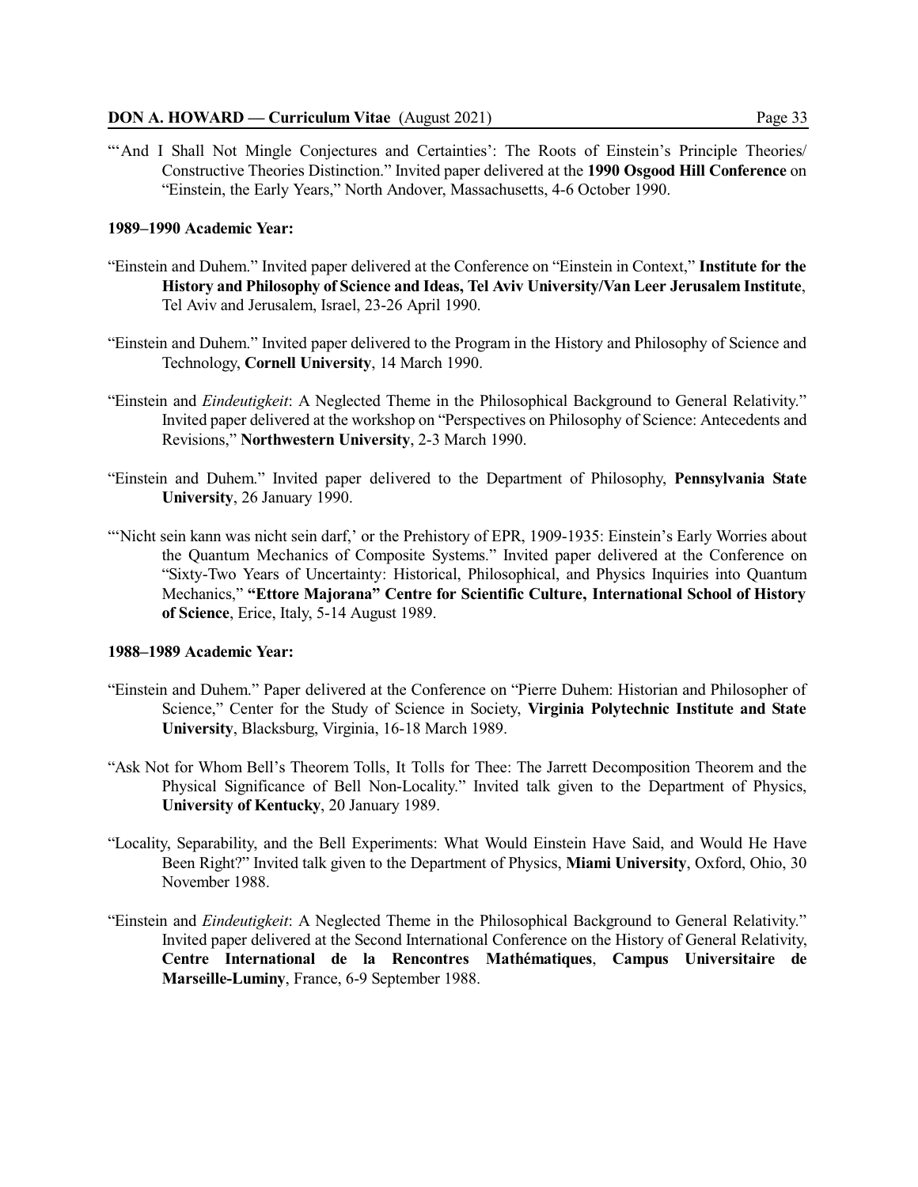"'And I Shall Not Mingle Conjectures and Certainties': The Roots of Einstein's Principle Theories/ Constructive Theories Distinction." Invited paper delivered at the **1990 Osgood Hill Conference** on "Einstein, the Early Years," North Andover, Massachusetts, 4-6 October 1990.

**1989–1990 Academic Year:**

"Einstein and Duhem." Invited paper delivered at the Conference on "Einstein in Context," **Institute for the History and Philosophy of Science and Ideas, Tel Aviv University/Van Leer Jerusalem Institute**, Tel Aviv and Jerusalem, Israel, 23-26 April 1990.

"Einstein and Duhem." Invited paper delivered to the Program in the History and Philosophy of Science and Technology, **Cornell University**, 14 March 1990.

"Einstein and *Eindeutigkeit*: A Neglected Theme in the Philosophical Background to General Relativity." Invited paper delivered at the workshop on "Perspectives on Philosophy of Science: Antecedents and Revisions," **Northwestern University**, 2-3 March 1990.

"Einstein and Duhem." Invited paper delivered to the Department of Philosophy, **Pennsylvania State University**, 26 January 1990.

"'Nicht sein kann was nicht sein darf,' or the Prehistory of EPR, 1909-1935: Einstein's Early Worries about the Quantum Mechanics of Composite Systems." Invited paper delivered at the Conference on "Sixty-Two Years of Uncertainty: Historical, Philosophical, and Physics Inquiries into Quantum Mechanics," **"Ettore Majorana" Centre for Scientific Culture, International School of History of Science**, Erice, Italy, 5-14 August 1989.

**1988–1989 Academic Year:**

"Einstein and Duhem." Paper delivered at the Conference on "Pierre Duhem: Historian and Philosopher of Science," Center for the Study of Science in Society, **Virginia Polytechnic Institute and State University**, Blacksburg, Virginia, 16-18 March 1989.

"Ask Not for Whom Bell's Theorem Tolls, It Tolls for Thee: The Jarrett Decomposition Theorem and the Physical Significance of Bell Non-Locality." Invited talk given to the Department of Physics, **University of Kentucky**, 20 January 1989.

"Locality, Separability, and the Bell Experiments: What Would Einstein Have Said, and Would He Have Been Right?" Invited talk given to the Department of Physics, **Miami University**, Oxford, Ohio, 30 November 1988.

"Einstein and *Eindeutigkeit*: A Neglected Theme in the Philosophical Background to General Relativity." Invited paper delivered at the Second International Conference on the History of General Relativity, **Centre International de la Rencontres Mathématiques**, **Campus Universitaire de Marseille-Luminy**, France, 6-9 September 1988.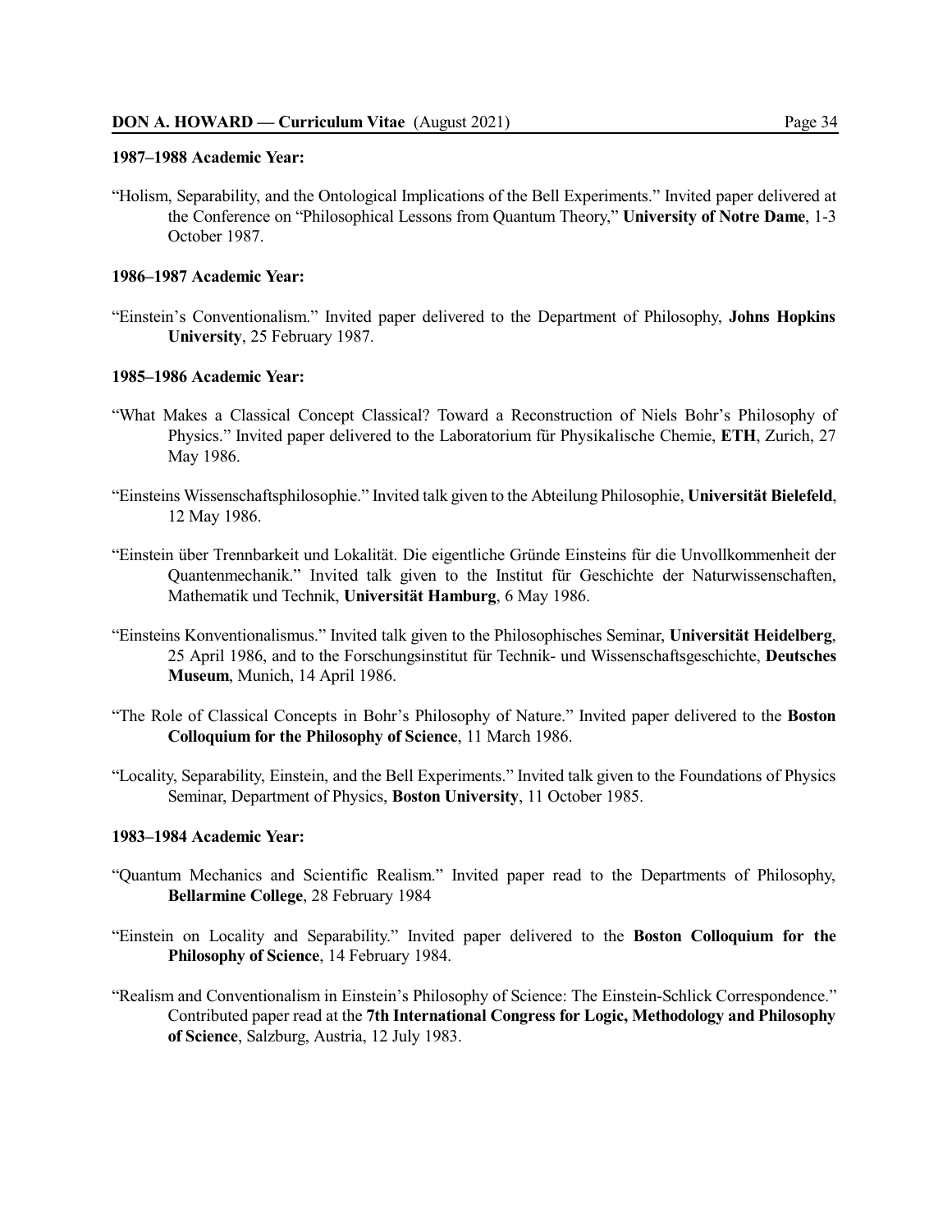**1987–1988 Academic Year:**

"Holism, Separability, and the Ontological Implications of the Bell Experiments." Invited paper delivered at the Conference on "Philosophical Lessons from Quantum Theory," **University of Notre Dame**, 1-3 October 1987.

**1986–1987 Academic Year:**

"Einstein's Conventionalism." Invited paper delivered to the Department of Philosophy, **Johns Hopkins University**, 25 February 1987.

**1985–1986 Academic Year:**

"What Makes a Classical Concept Classical? Toward a Reconstruction of Niels Bohr's Philosophy of Physics." Invited paper delivered to the Laboratorium für Physikalische Chemie, **ETH**, Zurich, 27 May 1986.

"Einsteins Wissenschaftsphilosophie." Invited talk given to the Abteilung Philosophie, **Universität Bielefeld**, 12 May 1986.

"Einstein über Trennbarkeit und Lokalität. Die eigentliche Gründe Einsteins für die Unvollkommenheit der Quantenmechanik." Invited talk given to the Institut für Geschichte der Naturwissenschaften, Mathematik und Technik, **Universität Hamburg**, 6 May 1986.

"Einsteins Konventionalismus." Invited talk given to the Philosophisches Seminar, **Universität Heidelberg**, 25 April 1986, and to the Forschungsinstitut für Technik- und Wissenschaftsgeschichte, **Deutsches Museum**, Munich, 14 April 1986.

"The Role of Classical Concepts in Bohr's Philosophy of Nature." Invited paper delivered to the **Boston Colloquium for the Philosophy of Science**, 11 March 1986.

"Locality, Separability, Einstein, and the Bell Experiments." Invited talk given to the Foundations of Physics Seminar, Department of Physics, **Boston University**, 11 October 1985.

**1983–1984 Academic Year:**

"Quantum Mechanics and Scientific Realism." Invited paper read to the Departments of Philosophy, **Bellarmine College**, 28 February 1984

"Einstein on Locality and Separability." Invited paper delivered to the **Boston Colloquium for the Philosophy of Science**, 14 February 1984.

"Realism and Conventionalism in Einstein's Philosophy of Science: The Einstein-Schlick Correspondence." Contributed paper read at the **7th International Congress for Logic, Methodology and Philosophy of Science**, Salzburg, Austria, 12 July 1983.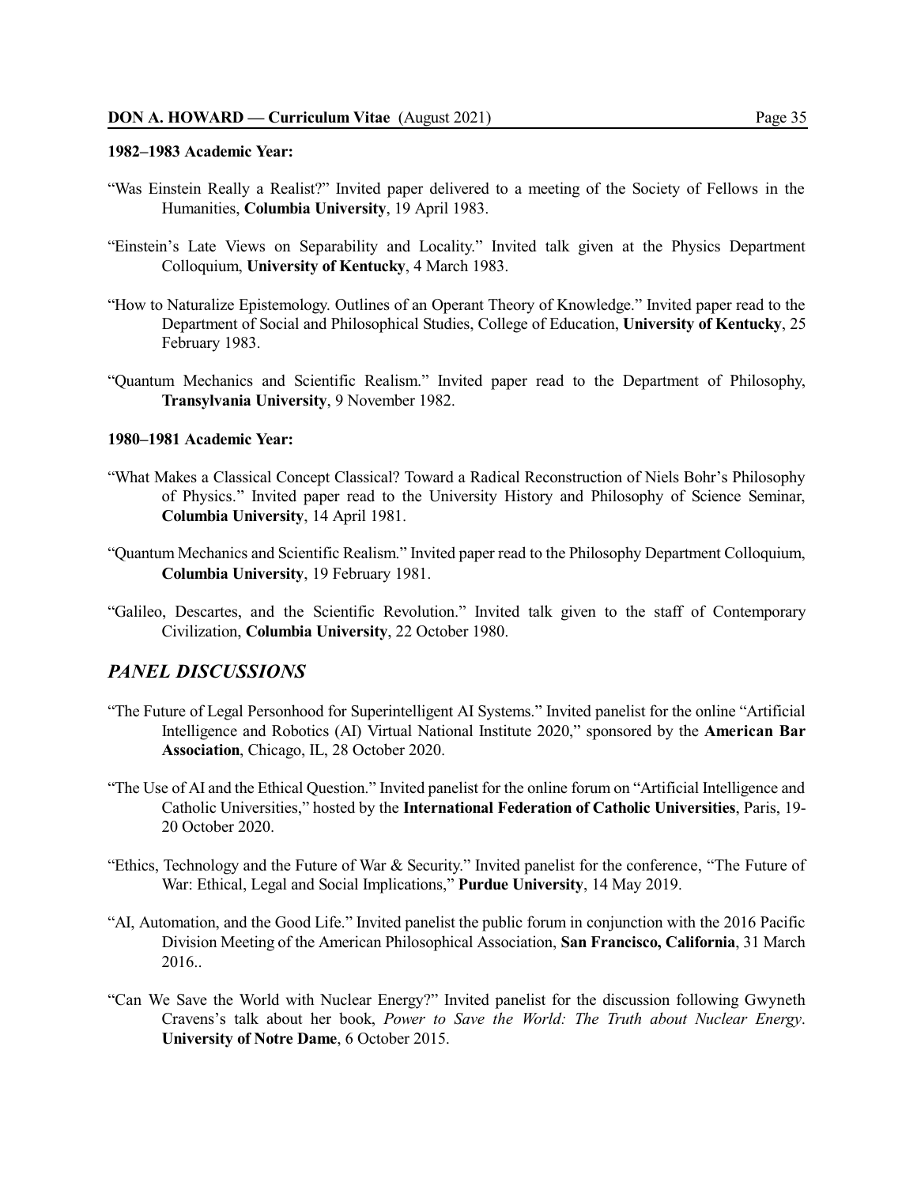**1982–1983 Academic Year:**

"Was Einstein Really a Realist?" Invited paper delivered to a meeting of the Society of Fellows in the Humanities, **Columbia University**, 19 April 1983.

"Einstein's Late Views on Separability and Locality." Invited talk given at the Physics Department Colloquium, **University of Kentucky**, 4 March 1983.

"How to Naturalize Epistemology. Outlines of an Operant Theory of Knowledge." Invited paper read to the Department of Social and Philosophical Studies, College of Education, **University of Kentucky**, 25 February 1983.

"Quantum Mechanics and Scientific Realism." Invited paper read to the Department of Philosophy, **Transylvania University**, 9 November 1982.

**1980–1981 Academic Year:**

"What Makes a Classical Concept Classical? Toward a Radical Reconstruction of Niels Bohr's Philosophy of Physics." Invited paper read to the University History and Philosophy of Science Seminar, **Columbia University**, 14 April 1981.

"Quantum Mechanics and Scientific Realism." Invited paper read to the Philosophy Department Colloquium, **Columbia University**, 19 February 1981.

"Galileo, Descartes, and the Scientific Revolution." Invited talk given to the staff of Contemporary Civilization, **Columbia University**, 22 October 1980.

## *PANEL DISCUSSIONS*

"The Future of Legal Personhood for Superintelligent AI Systems." Invited panelist for the online "Artificial Intelligence and Robotics (AI) Virtual National Institute 2020," sponsored by the **American Bar Association**, Chicago, IL, 28 October 2020.

"The Use of AI and the Ethical Question." Invited panelist for the online forum on "Artificial Intelligence and Catholic Universities," hosted by the **International Federation of Catholic Universities**, Paris, 19-20 October 2020.

"Ethics, Technology and the Future of War & Security." Invited panelist for the conference, "The Future of War: Ethical, Legal and Social Implications," **Purdue University**, 14 May 2019.

"AI, Automation, and the Good Life." Invited panelist the public forum in conjunction with the 2016 Pacific Division Meeting of the American Philosophical Association, **San Francisco, California**, 31 March 2016..

"Can We Save the World with Nuclear Energy?" Invited panelist for the discussion following Gwyneth Cravens's talk about her book, *Power to Save the World: The Truth about Nuclear Energy*. **University of Notre Dame**, 6 October 2015.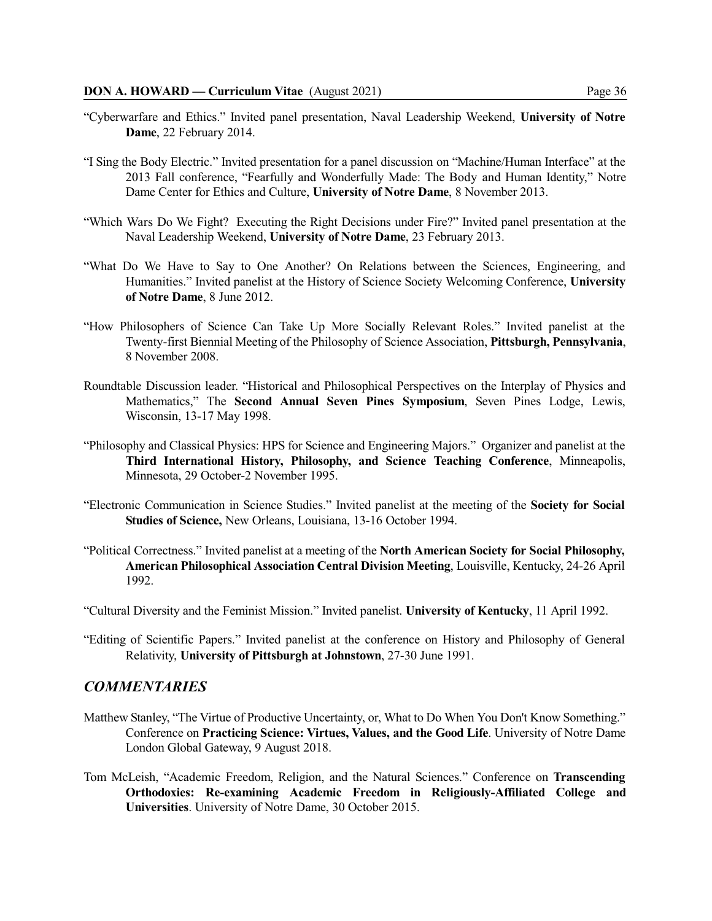"Cyberwarfare and Ethics." Invited panel presentation, Naval Leadership Weekend, **University of Notre Dame**, 22 February 2014.

"I Sing the Body Electric." Invited presentation for a panel discussion on "Machine/Human Interface" at the 2013 Fall conference, "Fearfully and Wonderfully Made: The Body and Human Identity," Notre Dame Center for Ethics and Culture, **University of Notre Dame**, 8 November 2013.

"Which Wars Do We Fight? Executing the Right Decisions under Fire?" Invited panel presentation at the Naval Leadership Weekend, **University of Notre Dame**, 23 February 2013.

"What Do We Have to Say to One Another? On Relations between the Sciences, Engineering, and Humanities." Invited panelist at the History of Science Society Welcoming Conference, **University of Notre Dame**, 8 June 2012.

"How Philosophers of Science Can Take Up More Socially Relevant Roles." Invited panelist at the Twenty-first Biennial Meeting of the Philosophy of Science Association, **Pittsburgh, Pennsylvania**, 8 November 2008.

Roundtable Discussion leader. "Historical and Philosophical Perspectives on the Interplay of Physics and Mathematics," The **Second Annual Seven Pines Symposium**, Seven Pines Lodge, Lewis, Wisconsin, 13-17 May 1998.

"Philosophy and Classical Physics: HPS for Science and Engineering Majors." Organizer and panelist at the **Third International History, Philosophy, and Science Teaching Conference**, Minneapolis, Minnesota, 29 October-2 November 1995.

"Electronic Communication in Science Studies." Invited panelist at the meeting of the **Society for Social Studies of Science,** New Orleans, Louisiana, 13-16 October 1994.

"Political Correctness." Invited panelist at a meeting of the **North American Society for Social Philosophy, American Philosophical Association Central Division Meeting**, Louisville, Kentucky, 24-26 April 1992.

"Cultural Diversity and the Feminist Mission." Invited panelist. **University of Kentucky**, 11 April 1992.

"Editing of Scientific Papers." Invited panelist at the conference on History and Philosophy of General Relativity, **University of Pittsburgh at Johnstown**, 27-30 June 1991.

## *COMMENTARIES*

Matthew Stanley, "The Virtue of Productive Uncertainty, or, What to Do When You Don't Know Something." Conference on **Practicing Science: Virtues, Values, and the Good Life**. University of Notre Dame London Global Gateway, 9 August 2018.

Tom McLeish, "Academic Freedom, Religion, and the Natural Sciences." Conference on **Transcending Orthodoxies: Re-examining Academic Freedom in Religiously-Affiliated College and Universities**. University of Notre Dame, 30 October 2015.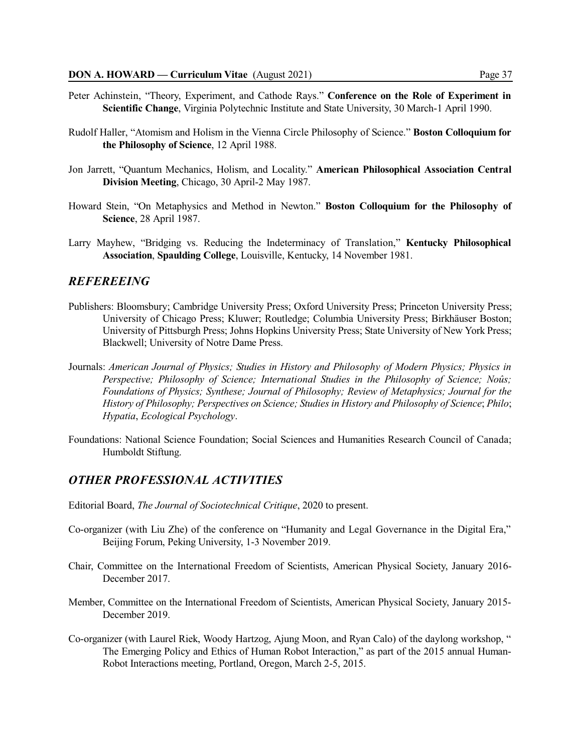Peter Achinstein, "Theory, Experiment, and Cathode Rays." **Conference on the Role of Experiment in Scientific Change**, Virginia Polytechnic Institute and State University, 30 March-1 April 1990.

Rudolf Haller, "Atomism and Holism in the Vienna Circle Philosophy of Science." **Boston Colloquium for the Philosophy of Science**, 12 April 1988.

Jon Jarrett, "Quantum Mechanics, Holism, and Locality." **American Philosophical Association Central Division Meeting**, Chicago, 30 April-2 May 1987.

Howard Stein, "On Metaphysics and Method in Newton." **Boston Colloquium for the Philosophy of Science**, 28 April 1987.

Larry Mayhew, "Bridging vs. Reducing the Indeterminacy of Translation," **Kentucky Philosophical Association**, **Spaulding College**, Louisville, Kentucky, 14 November 1981.

## *REFEREEING*

Publishers: Bloomsbury; Cambridge University Press; Oxford University Press; Princeton University Press; University of Chicago Press; Kluwer; Routledge; Columbia University Press; Birkhäuser Boston; University of Pittsburgh Press; Johns Hopkins University Press; State University of New York Press; Blackwell; University of Notre Dame Press.

Journals: *American Journal of Physics; Studies in History and Philosophy of Modern Physics; Physics in Perspective; Philosophy of Science; International Studies in the Philosophy of Science; Noûs; Foundations of Physics; Synthese; Journal of Philosophy; Review of Metaphysics; Journal for the History of Philosophy; Perspectives on Science; Studies in History and Philosophy of Science*; *Philo*; *Hypatia*, *Ecological Psychology*.

Foundations: National Science Foundation; Social Sciences and Humanities Research Council of Canada; Humboldt Stiftung.

## *OTHER PROFESSIONAL ACTIVITIES*

Editorial Board, *The Journal of Sociotechnical Critique*, 2020 to present.

Co-organizer (with Liu Zhe) of the conference on "Humanity and Legal Governance in the Digital Era," Beijing Forum, Peking University, 1-3 November 2019.

Chair, Committee on the International Freedom of Scientists, American Physical Society, January 2016-December 2017.

Member, Committee on the International Freedom of Scientists, American Physical Society, January 2015-December 2019.

Co-organizer (with Laurel Riek, Woody Hartzog, Ajung Moon, and Ryan Calo) of the daylong workshop, " The Emerging Policy and Ethics of Human Robot Interaction," as part of the 2015 annual Human-Robot Interactions meeting, Portland, Oregon, March 2-5, 2015.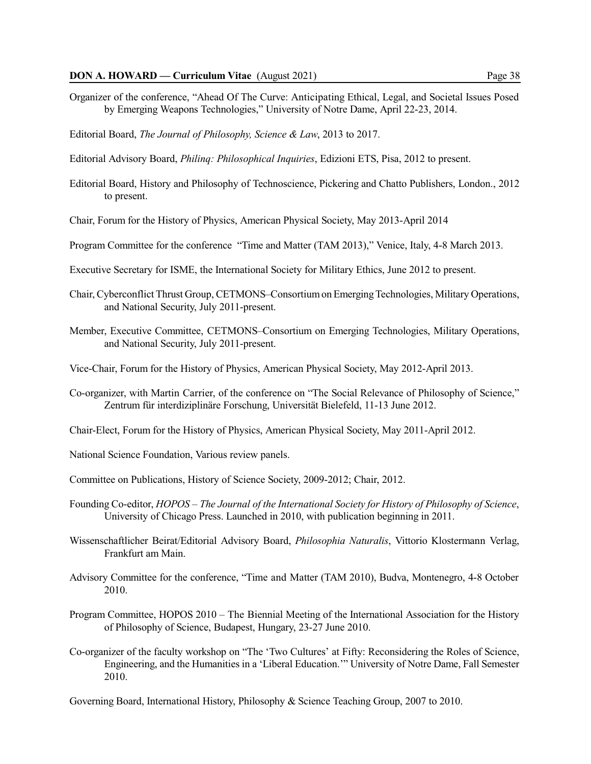Organizer of the conference, “Ahead Of The Curve: Anticipating Ethical, Legal, and Societal Issues Posed by Emerging Weapons Technologies,” University of Notre Dame, April 22-23, 2014.

Editorial Board, *The Journal of Philosophy, Science & Law*, 2013 to 2017.

Editorial Advisory Board, *Philinq: Philosophical Inquiries*, Edizioni ETS, Pisa, 2012 to present.

Editorial Board, History and Philosophy of Technoscience, Pickering and Chatto Publishers, London., 2012 to present.

Chair, Forum for the History of Physics, American Physical Society, May 2013-April 2014

Program Committee for the conference “Time and Matter (TAM 2013),” Venice, Italy, 4-8 March 2013.

Executive Secretary for ISME, the International Society for Military Ethics, June 2012 to present.

Chair, Cyberconflict Thrust Group, CETMONS–Consortium on Emerging Technologies, Military Operations, and National Security, July 2011-present.

Member, Executive Committee, CETMONS–Consortium on Emerging Technologies, Military Operations, and National Security, July 2011-present.

Vice-Chair, Forum for the History of Physics, American Physical Society, May 2012-April 2013.

Co-organizer, with Martin Carrier, of the conference on “The Social Relevance of Philosophy of Science,” Zentrum für interdiziplinäre Forschung, Universität Bielefeld, 11-13 June 2012.

Chair-Elect, Forum for the History of Physics, American Physical Society, May 2011-April 2012.

National Science Foundation, Various review panels.

Committee on Publications, History of Science Society, 2009-2012; Chair, 2012.

Founding Co-editor, *HOPOS – The Journal of the International Society for History of Philosophy of Science*, University of Chicago Press. Launched in 2010, with publication beginning in 2011.

Wissenschaftlicher Beirat/Editorial Advisory Board, *Philosophia Naturalis*, Vittorio Klostermann Verlag, Frankfurt am Main.

Advisory Committee for the conference, “Time and Matter (TAM 2010), Budva, Montenegro, 4-8 October 2010.

Program Committee, HOPOS 2010 – The Biennial Meeting of the International Association for the History of Philosophy of Science, Budapest, Hungary, 23-27 June 2010.

Co-organizer of the faculty workshop on “The ‘Two Cultures’ at Fifty: Reconsidering the Roles of Science, Engineering, and the Humanities in a ‘Liberal Education.’” University of Notre Dame, Fall Semester 2010.

Governing Board, International History, Philosophy & Science Teaching Group, 2007 to 2010.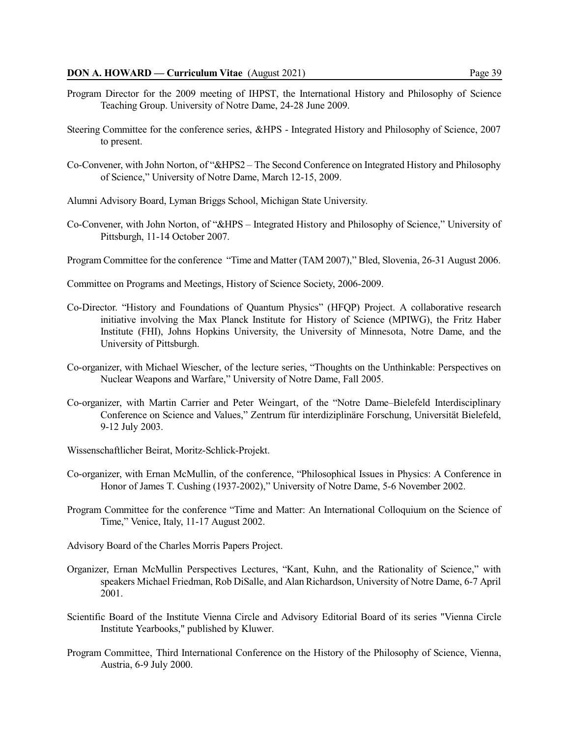Program Director for the 2009 meeting of IHPST, the International History and Philosophy of Science Teaching Group. University of Notre Dame, 24-28 June 2009.

Steering Committee for the conference series, &HPS - Integrated History and Philosophy of Science, 2007 to present.

Co-Convener, with John Norton, of "&HPS2 – The Second Conference on Integrated History and Philosophy of Science," University of Notre Dame, March 12-15, 2009.

Alumni Advisory Board, Lyman Briggs School, Michigan State University.

Co-Convener, with John Norton, of "&HPS – Integrated History and Philosophy of Science," University of Pittsburgh, 11-14 October 2007.

Program Committee for the conference "Time and Matter (TAM 2007)," Bled, Slovenia, 26-31 August 2006.

Committee on Programs and Meetings, History of Science Society, 2006-2009.

Co-Director. "History and Foundations of Quantum Physics" (HFQP) Project. A collaborative research initiative involving the Max Planck Institute for History of Science (MPIWG), the Fritz Haber Institute (FHI), Johns Hopkins University, the University of Minnesota, Notre Dame, and the University of Pittsburgh.

Co-organizer, with Michael Wiescher, of the lecture series, "Thoughts on the Unthinkable: Perspectives on Nuclear Weapons and Warfare," University of Notre Dame, Fall 2005.

Co-organizer, with Martin Carrier and Peter Weingart, of the "Notre Dame–Bielefeld Interdisciplinary Conference on Science and Values," Zentrum für interdiziplinäre Forschung, Universität Bielefeld, 9-12 July 2003.

Wissenschaftlicher Beirat, Moritz-Schlick-Projekt.

Co-organizer, with Ernan McMullin, of the conference, "Philosophical Issues in Physics: A Conference in Honor of James T. Cushing (1937-2002)," University of Notre Dame, 5-6 November 2002.

Program Committee for the conference "Time and Matter: An International Colloquium on the Science of Time," Venice, Italy, 11-17 August 2002.

Advisory Board of the Charles Morris Papers Project.

Organizer, Ernan McMullin Perspectives Lectures, "Kant, Kuhn, and the Rationality of Science," with speakers Michael Friedman, Rob DiSalle, and Alan Richardson, University of Notre Dame, 6-7 April 2001.

Scientific Board of the Institute Vienna Circle and Advisory Editorial Board of its series "Vienna Circle Institute Yearbooks," published by Kluwer.

Program Committee, Third International Conference on the History of the Philosophy of Science, Vienna, Austria, 6-9 July 2000.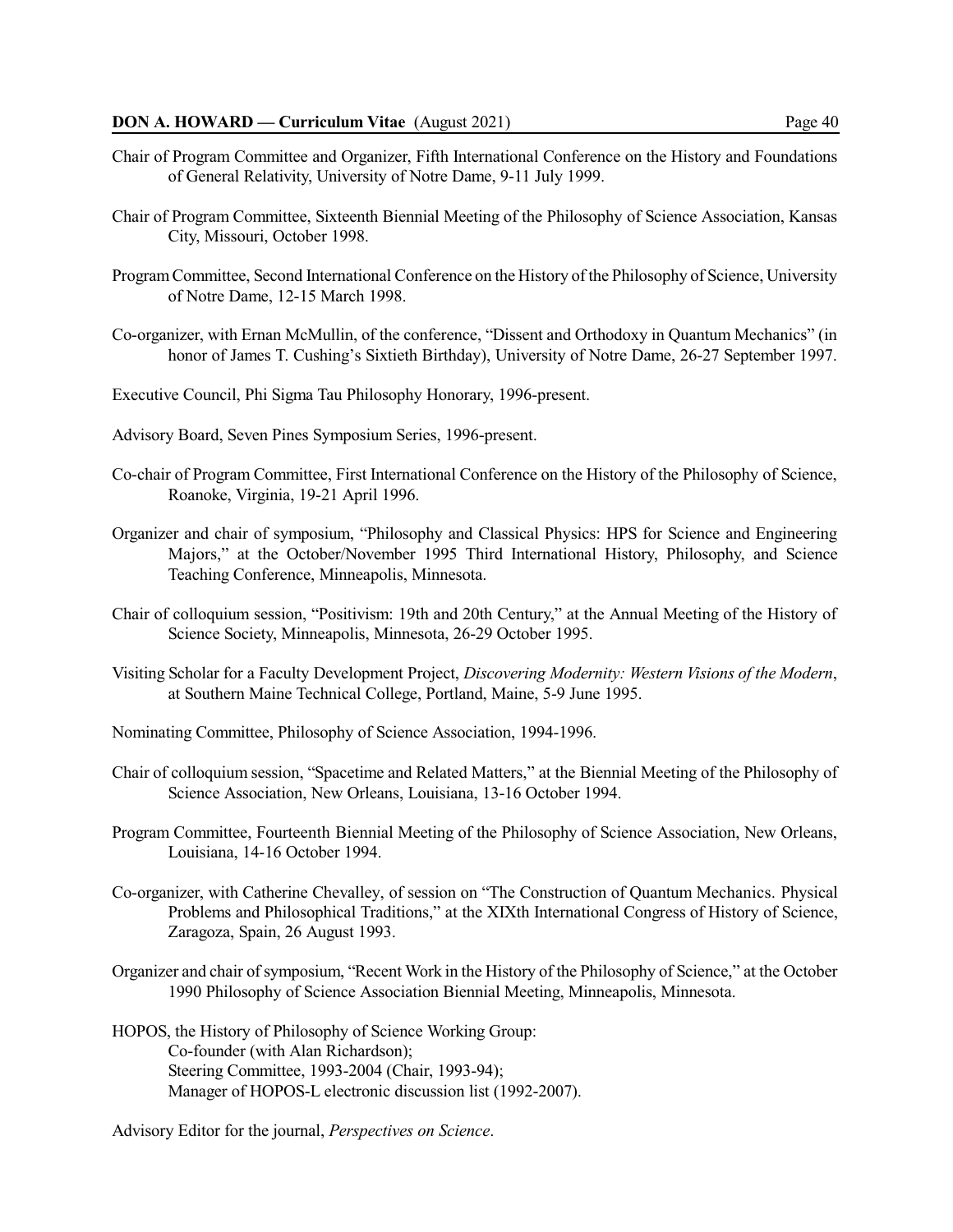Chair of Program Committee and Organizer, Fifth International Conference on the History and Foundations of General Relativity, University of Notre Dame, 9-11 July 1999.

Chair of Program Committee, Sixteenth Biennial Meeting of the Philosophy of Science Association, Kansas City, Missouri, October 1998.

Program Committee, Second International Conference on the History of the Philosophy of Science, University of Notre Dame, 12-15 March 1998.

Co-organizer, with Ernan McMullin, of the conference, "Dissent and Orthodoxy in Quantum Mechanics" (in honor of James T. Cushing's Sixtieth Birthday), University of Notre Dame, 26-27 September 1997.

Executive Council, Phi Sigma Tau Philosophy Honorary, 1996-present.

Advisory Board, Seven Pines Symposium Series, 1996-present.

Co-chair of Program Committee, First International Conference on the History of the Philosophy of Science, Roanoke, Virginia, 19-21 April 1996.

Organizer and chair of symposium, "Philosophy and Classical Physics: HPS for Science and Engineering Majors," at the October/November 1995 Third International History, Philosophy, and Science Teaching Conference, Minneapolis, Minnesota.

Chair of colloquium session, "Positivism: 19th and 20th Century," at the Annual Meeting of the History of Science Society, Minneapolis, Minnesota, 26-29 October 1995.

Visiting Scholar for a Faculty Development Project, *Discovering Modernity: Western Visions of the Modern*, at Southern Maine Technical College, Portland, Maine, 5-9 June 1995.

Nominating Committee, Philosophy of Science Association, 1994-1996.

Chair of colloquium session, "Spacetime and Related Matters," at the Biennial Meeting of the Philosophy of Science Association, New Orleans, Louisiana, 13-16 October 1994.

Program Committee, Fourteenth Biennial Meeting of the Philosophy of Science Association, New Orleans, Louisiana, 14-16 October 1994.

Co-organizer, with Catherine Chevalley, of session on "The Construction of Quantum Mechanics. Physical Problems and Philosophical Traditions," at the XIXth International Congress of History of Science, Zaragoza, Spain, 26 August 1993.

Organizer and chair of symposium, "Recent Work in the History of the Philosophy of Science," at the October 1990 Philosophy of Science Association Biennial Meeting, Minneapolis, Minnesota.

HOPOS, the History of Philosophy of Science Working Group:
- Co-founder (with Alan Richardson);
- Steering Committee, 1993-2004 (Chair, 1993-94);
- Manager of HOPOS-L electronic discussion list (1992-2007).

Advisory Editor for the journal, *Perspectives on Science*.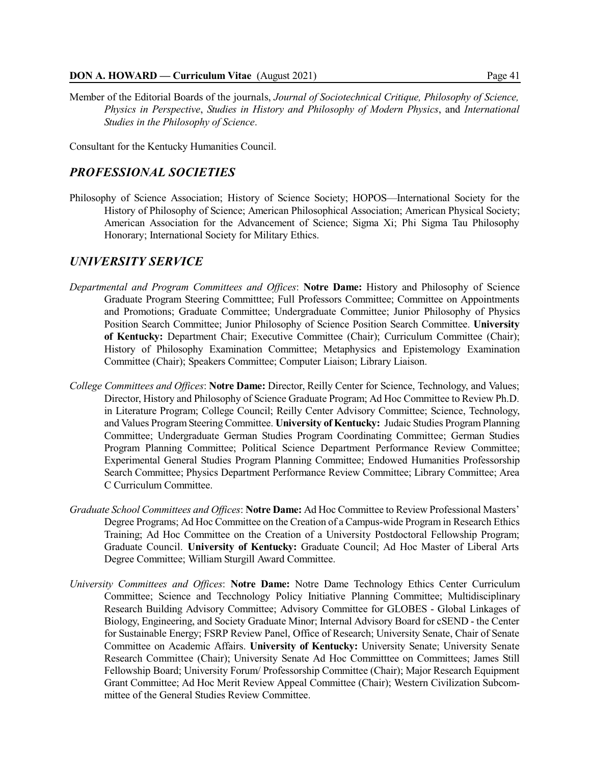Member of the Editorial Boards of the journals, *Journal of Sociotechnical Critique, Philosophy of Science, Physics in Perspective*, *Studies in History and Philosophy of Modern Physics*, and *International Studies in the Philosophy of Science*.

Consultant for the Kentucky Humanities Council.

## *PROFESSIONAL SOCIETIES*

Philosophy of Science Association; History of Science Society; HOPOS—International Society for the History of Philosophy of Science; American Philosophical Association; American Physical Society; American Association for the Advancement of Science; Sigma Xi; Phi Sigma Tau Philosophy Honorary; International Society for Military Ethics.

## *UNIVERSITY SERVICE*

*Departmental and Program Committees and Offices*: **Notre Dame:** History and Philosophy of Science Graduate Program Steering Committtee; Full Professors Committee; Committee on Appointments and Promotions; Graduate Committee; Undergraduate Committee; Junior Philosophy of Physics Position Search Committee; Junior Philosophy of Science Position Search Committee. **University of Kentucky:** Department Chair; Executive Committee (Chair); Curriculum Committee (Chair); History of Philosophy Examination Committee; Metaphysics and Epistemology Examination Committee (Chair); Speakers Committee; Computer Liaison; Library Liaison.

*College Committees and Offices*: **Notre Dame:** Director, Reilly Center for Science, Technology, and Values; Director, History and Philosophy of Science Graduate Program; Ad Hoc Committee to Review Ph.D. in Literature Program; College Council; Reilly Center Advisory Committee; Science, Technology, and Values Program Steering Committee. **University of Kentucky:** Judaic Studies Program Planning Committee; Undergraduate German Studies Program Coordinating Committee; German Studies Program Planning Committee; Political Science Department Performance Review Committee; Experimental General Studies Program Planning Committee; Endowed Humanities Professorship Search Committee; Physics Department Performance Review Committee; Library Committee; Area C Curriculum Committee.

*Graduate School Committees and Offices*: **Notre Dame:** Ad Hoc Committee to Review Professional Masters' Degree Programs; Ad Hoc Committee on the Creation of a Campus-wide Program in Research Ethics Training; Ad Hoc Committee on the Creation of a University Postdoctoral Fellowship Program; Graduate Council. **University of Kentucky:** Graduate Council; Ad Hoc Master of Liberal Arts Degree Committee; William Sturgill Award Committee.

*University Committees and Offices*: **Notre Dame:** Notre Dame Technology Ethics Center Curriculum Committee; Science and Tecchnology Policy Initiative Planning Committee; Multidisciplinary Research Building Advisory Committee; Advisory Committee for GLOBES - Global Linkages of Biology, Engineering, and Society Graduate Minor; Internal Advisory Board for cSEND - the Center for Sustainable Energy; FSRP Review Panel, Office of Research; University Senate, Chair of Senate Committee on Academic Affairs. **University of Kentucky:** University Senate; University Senate Research Committee (Chair); University Senate Ad Hoc Committtee on Committees; James Still Fellowship Board; University Forum/ Professorship Committee (Chair); Major Research Equipment Grant Committee; Ad Hoc Merit Review Appeal Committee (Chair); Western Civilization Subcommittee of the General Studies Review Committee.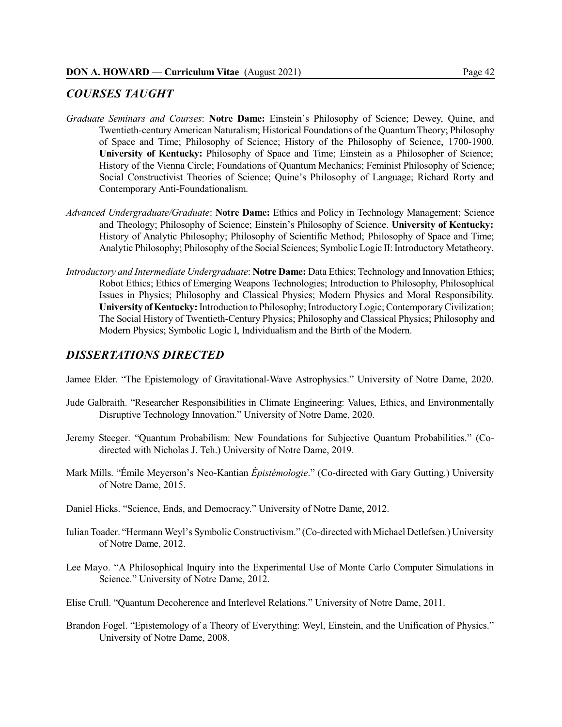## *COURSES TAUGHT*

*Graduate Seminars and Courses*: **Notre Dame:** Einstein's Philosophy of Science; Dewey, Quine, and Twentieth-century American Naturalism; Historical Foundations of the Quantum Theory; Philosophy of Space and Time; Philosophy of Science; History of the Philosophy of Science, 1700-1900. **University of Kentucky:** Philosophy of Space and Time; Einstein as a Philosopher of Science; History of the Vienna Circle; Foundations of Quantum Mechanics; Feminist Philosophy of Science; Social Constructivist Theories of Science; Quine's Philosophy of Language; Richard Rorty and Contemporary Anti-Foundationalism.

*Advanced Undergraduate/Graduate*: **Notre Dame:** Ethics and Policy in Technology Management; Science and Theology; Philosophy of Science; Einstein's Philosophy of Science. **University of Kentucky:** History of Analytic Philosophy; Philosophy of Scientific Method; Philosophy of Space and Time; Analytic Philosophy; Philosophy of the Social Sciences; Symbolic Logic II: Introductory Metatheory.

*Introductory and Intermediate Undergraduate*: **Notre Dame:** Data Ethics; Technology and Innovation Ethics; Robot Ethics; Ethics of Emerging Weapons Technologies; Introduction to Philosophy, Philosophical Issues in Physics; Philosophy and Classical Physics; Modern Physics and Moral Responsibility. **University of Kentucky:** Introduction to Philosophy; Introductory Logic; Contemporary Civilization; The Social History of Twentieth-Century Physics; Philosophy and Classical Physics; Philosophy and Modern Physics; Symbolic Logic I, Individualism and the Birth of the Modern.

## *DISSERTATIONS DIRECTED*

Jamee Elder. "The Epistemology of Gravitational-Wave Astrophysics." University of Notre Dame, 2020.

Jude Galbraith. "Researcher Responsibilities in Climate Engineering: Values, Ethics, and Environmentally Disruptive Technology Innovation." University of Notre Dame, 2020.

Jeremy Steeger. "Quantum Probabilism: New Foundations for Subjective Quantum Probabilities." (Co-directed with Nicholas J. Teh.) University of Notre Dame, 2019.

Mark Mills. "Émile Meyerson's Neo-Kantian *Épistémologie*." (Co-directed with Gary Gutting.) University of Notre Dame, 2015.

Daniel Hicks. "Science, Ends, and Democracy." University of Notre Dame, 2012.

Iulian Toader. "Hermann Weyl's Symbolic Constructivism." (Co-directed with Michael Detlefsen.) University of Notre Dame, 2012.

Lee Mayo. "A Philosophical Inquiry into the Experimental Use of Monte Carlo Computer Simulations in Science." University of Notre Dame, 2012.

Elise Crull. "Quantum Decoherence and Interlevel Relations." University of Notre Dame, 2011.

Brandon Fogel. "Epistemology of a Theory of Everything: Weyl, Einstein, and the Unification of Physics." University of Notre Dame, 2008.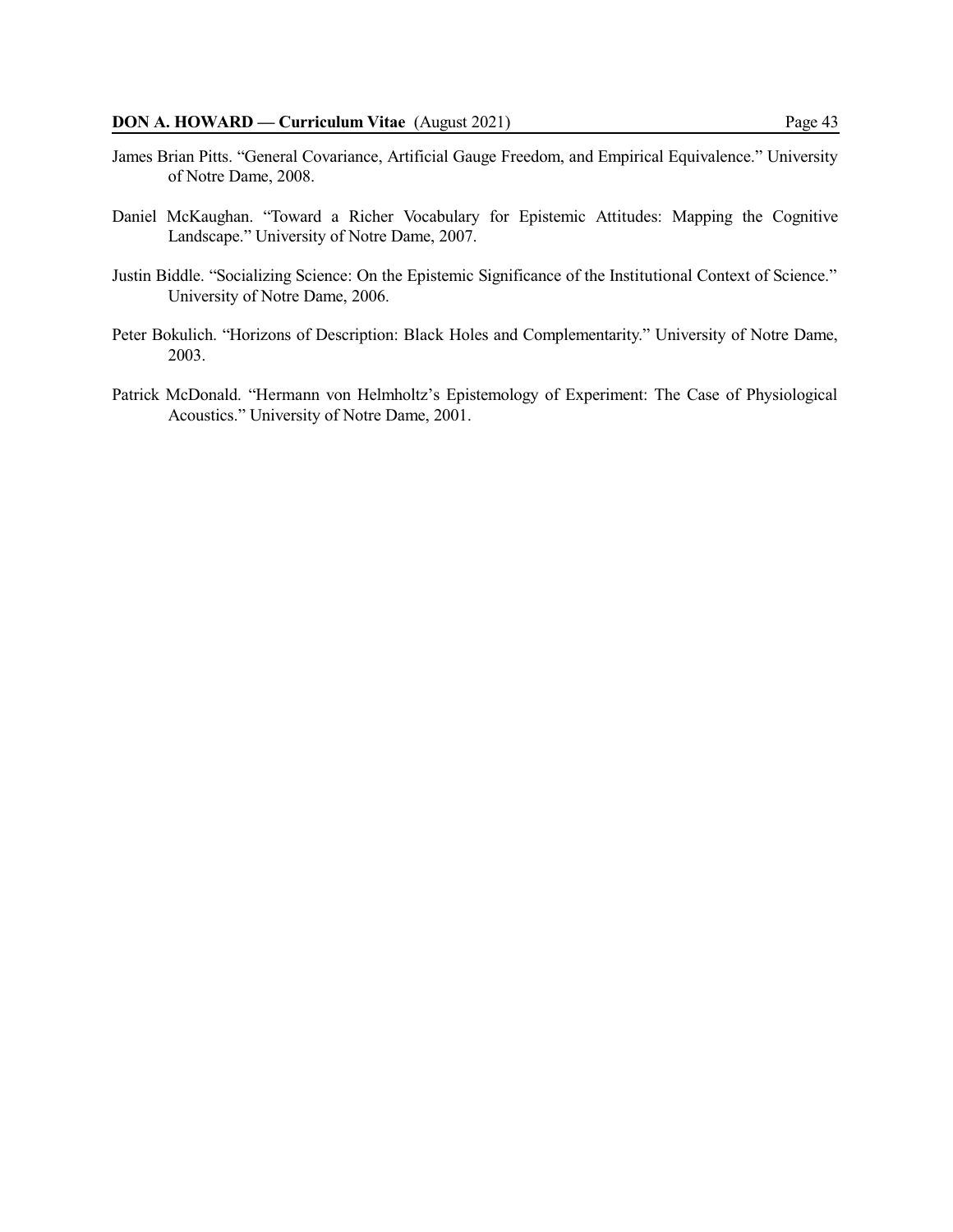James Brian Pitts. "General Covariance, Artificial Gauge Freedom, and Empirical Equivalence." University of Notre Dame, 2008.

Daniel McKaughan. "Toward a Richer Vocabulary for Epistemic Attitudes: Mapping the Cognitive Landscape." University of Notre Dame, 2007.

Justin Biddle. "Socializing Science: On the Epistemic Significance of the Institutional Context of Science." University of Notre Dame, 2006.

Peter Bokulich. "Horizons of Description: Black Holes and Complementarity." University of Notre Dame, 2003.

Patrick McDonald. "Hermann von Helmholtz's Epistemology of Experiment: The Case of Physiological Acoustics." University of Notre Dame, 2001.